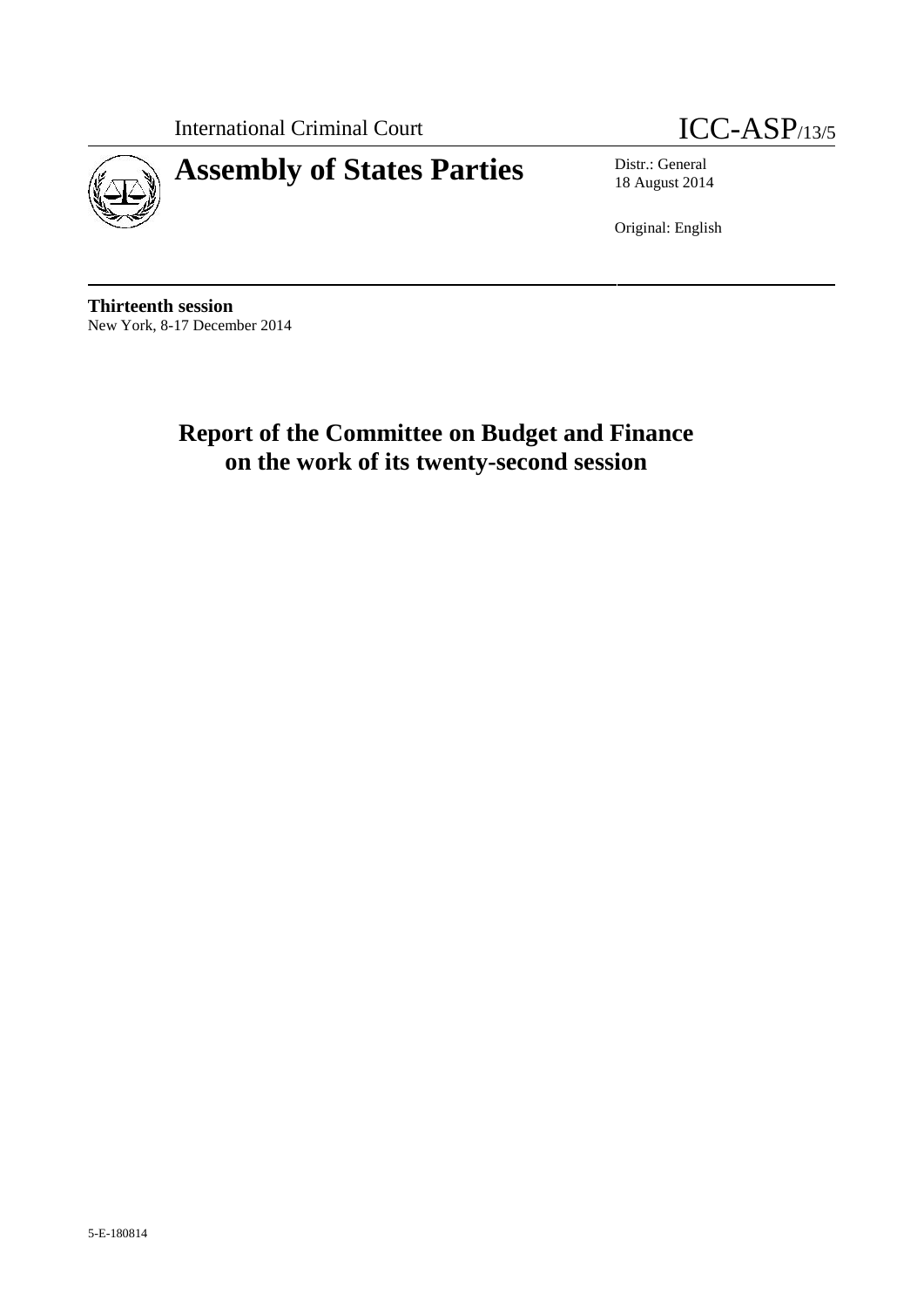International Criminal Court

# ICC-ASP/13/5

# Assembly of States Parties

Distr.: General
18 August 2014

Original: English

**Thirteenth session**
New York, 8-17 December 2014

# Report of the Committee on Budget and Finance on the work of its twenty-second session

5-E-180814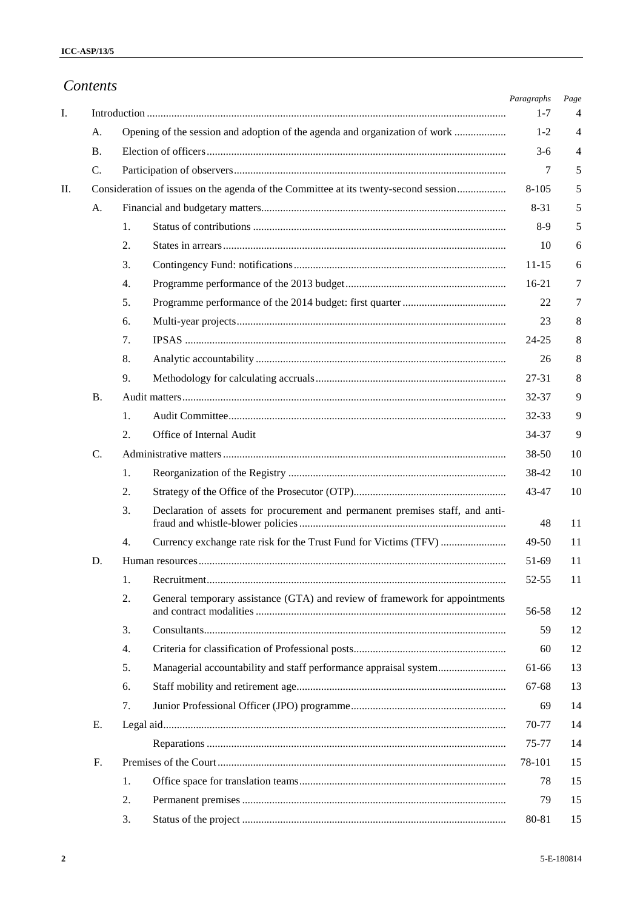## *Contents*

| | | | | *Paragraphs* | *Page* |
|---|---|---|---|---|---|
| I. | Introduction | | | 1-7 | 4 |
| | A. | Opening of the session and adoption of the agenda and organization of work | | 1-2 | 4 |
| | B. | Election of officers | | 3-6 | 4 |
| | C. | Participation of observers | | 7 | 5 |
| II. | Consideration of issues on the agenda of the Committee at its twenty-second session | | | 8-105 | 5 |
| | A. | Financial and budgetary matters | | 8-31 | 5 |
| | | 1. | Status of contributions | 8-9 | 5 |
| | | 2. | States in arrears | 10 | 6 |
| | | 3. | Contingency Fund: notifications | 11-15 | 6 |
| | | 4. | Programme performance of the 2013 budget | 16-21 | 7 |
| | | 5. | Programme performance of the 2014 budget: first quarter | 22 | 7 |
| | | 6. | Multi-year projects | 23 | 8 |
| | | 7. | IPSAS | 24-25 | 8 |
| | | 8. | Analytic accountability | 26 | 8 |
| | | 9. | Methodology for calculating accruals | 27-31 | 8 |
| | B. | Audit matters | | 32-37 | 9 |
| | | 1. | Audit Committee | 32-33 | 9 |
| | | 2. | Office of Internal Audit | 34-37 | 9 |
| | C. | Administrative matters | | 38-50 | 10 |
| | | 1. | Reorganization of the Registry | 38-42 | 10 |
| | | 2. | Strategy of the Office of the Prosecutor (OTP) | 43-47 | 10 |
| | | 3. | Declaration of assets for procurement and permanent premises staff, and anti-fraud and whistle-blower policies | 48 | 11 |
| | | 4. | Currency exchange rate risk for the Trust Fund for Victims (TFV) | 49-50 | 11 |
| | D. | Human resources | | 51-69 | 11 |
| | | 1. | Recruitment | 52-55 | 11 |
| | | 2. | General temporary assistance (GTA) and review of framework for appointments and contract modalities | 56-58 | 12 |
| | | 3. | Consultants | 59 | 12 |
| | | 4. | Criteria for classification of Professional posts | 60 | 12 |
| | | 5. | Managerial accountability and staff performance appraisal system | 61-66 | 13 |
| | | 6. | Staff mobility and retirement age | 67-68 | 13 |
| | | 7. | Junior Professional Officer (JPO) programme | 69 | 14 |
| | E. | Legal aid | | 70-77 | 14 |
| | | | Reparations | 75-77 | 14 |
| | F. | Premises of the Court | | 78-101 | 15 |
| | | 1. | Office space for translation teams | 78 | 15 |
| | | 2. | Permanent premises | 79 | 15 |
| | | 3. | Status of the project | 80-81 | 15 |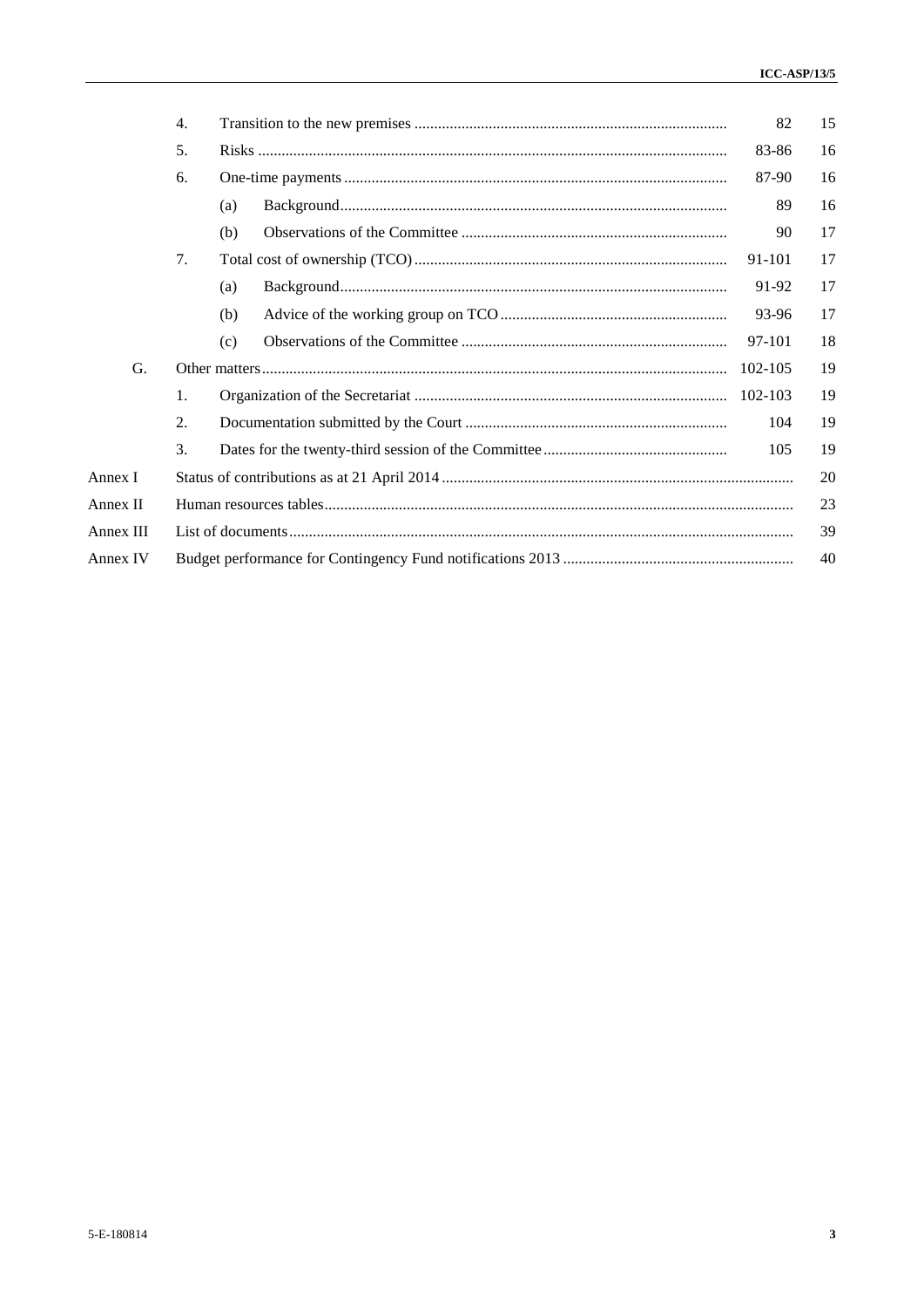| | | | | |
|---|---|---|---|---|
| | 4. | Transition to the new premises | 82 | 15 |
| | 5. | Risks | 83-86 | 16 |
| | 6. | One-time payments | 87-90 | 16 |
| | | (a) Background | 89 | 16 |
| | | (b) Observations of the Committee | 90 | 17 |
| | 7. | Total cost of ownership (TCO) | 91-101 | 17 |
| | | (a) Background | 91-92 | 17 |
| | | (b) Advice of the working group on TCO | 93-96 | 17 |
| | | (c) Observations of the Committee | 97-101 | 18 |
| G. | | Other matters | 102-105 | 19 |
| | 1. | Organization of the Secretariat | 102-103 | 19 |
| | 2. | Documentation submitted by the Court | 104 | 19 |
| | 3. | Dates for the twenty-third session of the Committee | 105 | 19 |
| Annex I | | Status of contributions as at 21 April 2014 | | 20 |
| Annex II | | Human resources tables | | 23 |
| Annex III | | List of documents | | 39 |
| Annex IV | | Budget performance for Contingency Fund notifications 2013 | | 40 |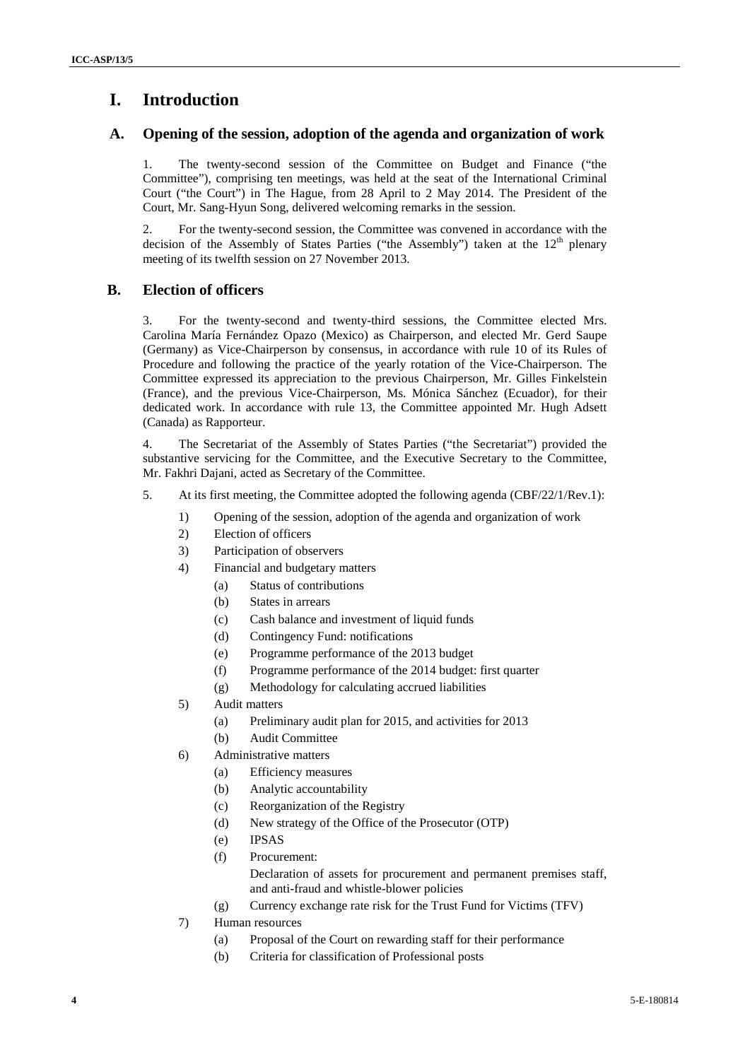# I. Introduction

## A. Opening of the session, adoption of the agenda and organization of work

1. The twenty-second session of the Committee on Budget and Finance ("the Committee"), comprising ten meetings, was held at the seat of the International Criminal Court ("the Court") in The Hague, from 28 April to 2 May 2014. The President of the Court, Mr. Sang-Hyun Song, delivered welcoming remarks in the session.

2. For the twenty-second session, the Committee was convened in accordance with the decision of the Assembly of States Parties ("the Assembly") taken at the 12th plenary meeting of its twelfth session on 27 November 2013.

## B. Election of officers

3. For the twenty-second and twenty-third sessions, the Committee elected Mrs. Carolina María Fernández Opazo (Mexico) as Chairperson, and elected Mr. Gerd Saupe (Germany) as Vice-Chairperson by consensus, in accordance with rule 10 of its Rules of Procedure and following the practice of the yearly rotation of the Vice-Chairperson. The Committee expressed its appreciation to the previous Chairperson, Mr. Gilles Finkelstein (France), and the previous Vice-Chairperson, Ms. Mónica Sánchez (Ecuador), for their dedicated work. In accordance with rule 13, the Committee appointed Mr. Hugh Adsett (Canada) as Rapporteur.

4. The Secretariat of the Assembly of States Parties ("the Secretariat") provided the substantive servicing for the Committee, and the Executive Secretary to the Committee, Mr. Fakhri Dajani, acted as Secretary of the Committee.

5. At its first meeting, the Committee adopted the following agenda (CBF/22/1/Rev.1):

1) Opening of the session, adoption of the agenda and organization of work
2) Election of officers
3) Participation of observers
4) Financial and budgetary matters
   (a) Status of contributions
   (b) States in arrears
   (c) Cash balance and investment of liquid funds
   (d) Contingency Fund: notifications
   (e) Programme performance of the 2013 budget
   (f) Programme performance of the 2014 budget: first quarter
   (g) Methodology for calculating accrued liabilities
5) Audit matters
   (a) Preliminary audit plan for 2015, and activities for 2013
   (b) Audit Committee
6) Administrative matters
   (a) Efficiency measures
   (b) Analytic accountability
   (c) Reorganization of the Registry
   (d) New strategy of the Office of the Prosecutor (OTP)
   (e) IPSAS
   (f) Procurement:
       Declaration of assets for procurement and permanent premises staff, and anti-fraud and whistle-blower policies
   (g) Currency exchange rate risk for the Trust Fund for Victims (TFV)
7) Human resources
   (a) Proposal of the Court on rewarding staff for their performance
   (b) Criteria for classification of Professional posts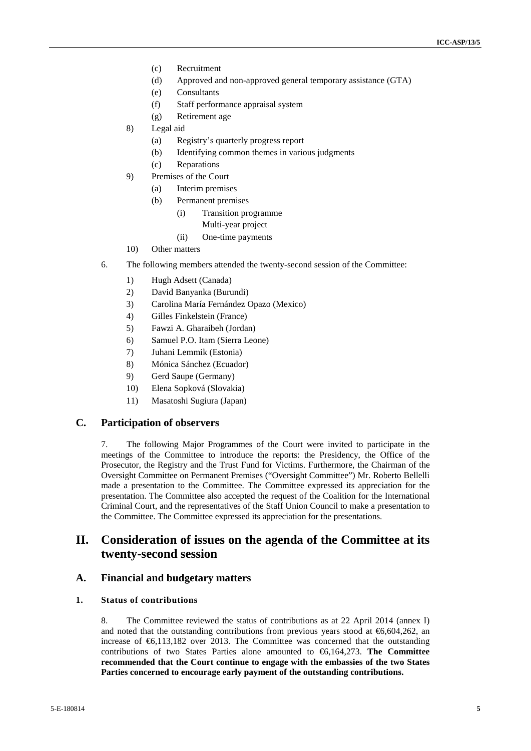(c) Recruitment
    (d) Approved and non-approved general temporary assistance (GTA)
    (e) Consultants
    (f) Staff performance appraisal system
    (g) Retirement age

8) Legal aid
    (a) Registry's quarterly progress report
    (b) Identifying common themes in various judgments
    (c) Reparations

9) Premises of the Court
    (a) Interim premises
    (b) Permanent premises
        (i) Transition programme
            Multi-year project
        (ii) One-time payments

10) Other matters

6. The following members attended the twenty-second session of the Committee:

1) Hugh Adsett (Canada)
2) David Banyanka (Burundi)
3) Carolina María Fernández Opazo (Mexico)
4) Gilles Finkelstein (France)
5) Fawzi A. Gharaibeh (Jordan)
6) Samuel P.O. Itam (Sierra Leone)
7) Juhani Lemmik (Estonia)
8) Mónica Sánchez (Ecuador)
9) Gerd Saupe (Germany)
10) Elena Sopková (Slovakia)
11) Masatoshi Sugiura (Japan)

## C. Participation of observers

7. The following Major Programmes of the Court were invited to participate in the meetings of the Committee to introduce the reports: the Presidency, the Office of the Prosecutor, the Registry and the Trust Fund for Victims. Furthermore, the Chairman of the Oversight Committee on Permanent Premises ("Oversight Committee") Mr. Roberto Bellelli made a presentation to the Committee. The Committee expressed its appreciation for the presentation. The Committee also accepted the request of the Coalition for the International Criminal Court, and the representatives of the Staff Union Council to make a presentation to the Committee. The Committee expressed its appreciation for the presentations.

# II. Consideration of issues on the agenda of the Committee at its twenty-second session

## A. Financial and budgetary matters

### 1. Status of contributions

8. The Committee reviewed the status of contributions as at 22 April 2014 (annex I) and noted that the outstanding contributions from previous years stood at €6,604,262, an increase of €6,113,182 over 2013. The Committee was concerned that the outstanding contributions of two States Parties alone amounted to €6,164,273. **The Committee recommended that the Court continue to engage with the embassies of the two States Parties concerned to encourage early payment of the outstanding contributions.**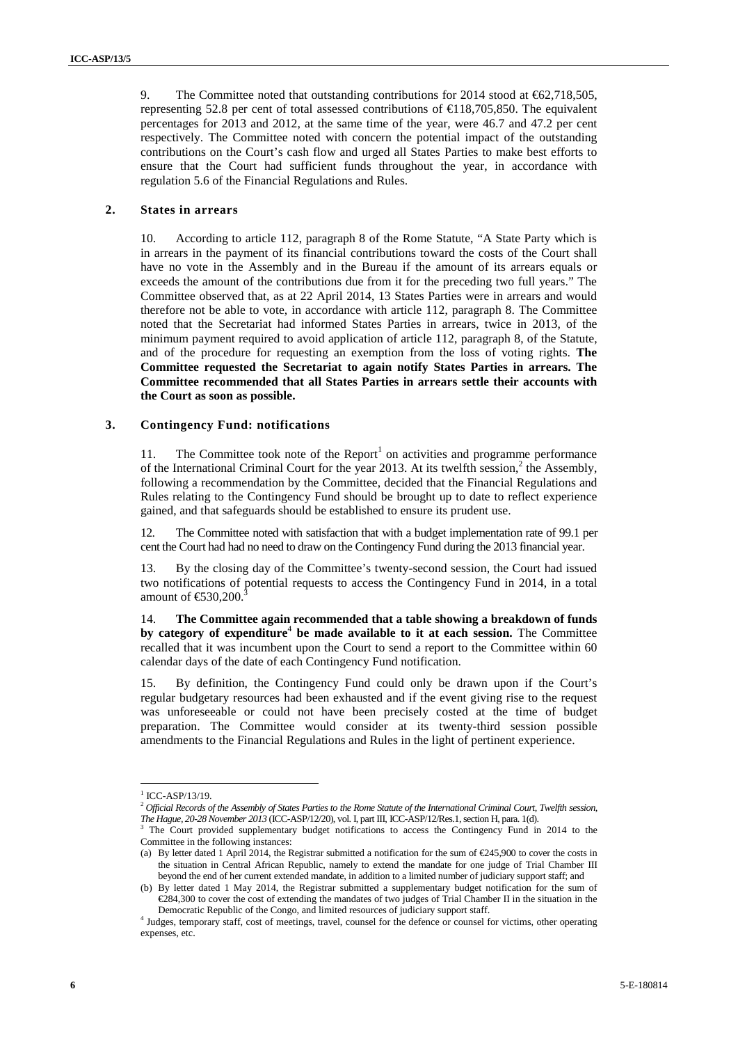9. The Committee noted that outstanding contributions for 2014 stood at €62,718,505, representing 52.8 per cent of total assessed contributions of €118,705,850. The equivalent percentages for 2013 and 2012, at the same time of the year, were 46.7 and 47.2 per cent respectively. The Committee noted with concern the potential impact of the outstanding contributions on the Court's cash flow and urged all States Parties to make best efforts to ensure that the Court had sufficient funds throughout the year, in accordance with regulation 5.6 of the Financial Regulations and Rules.

### 2. States in arrears

10. According to article 112, paragraph 8 of the Rome Statute, "A State Party which is in arrears in the payment of its financial contributions toward the costs of the Court shall have no vote in the Assembly and in the Bureau if the amount of its arrears equals or exceeds the amount of the contributions due from it for the preceding two full years." The Committee observed that, as at 22 April 2014, 13 States Parties were in arrears and would therefore not be able to vote, in accordance with article 112, paragraph 8. The Committee noted that the Secretariat had informed States Parties in arrears, twice in 2013, of the minimum payment required to avoid application of article 112, paragraph 8, of the Statute, and of the procedure for requesting an exemption from the loss of voting rights. **The Committee requested the Secretariat to again notify States Parties in arrears. The Committee recommended that all States Parties in arrears settle their accounts with the Court as soon as possible.**

### 3. Contingency Fund: notifications

11. The Committee took note of the Report[1] on activities and programme performance of the International Criminal Court for the year 2013. At its twelfth session,[2] the Assembly, following a recommendation by the Committee, decided that the Financial Regulations and Rules relating to the Contingency Fund should be brought up to date to reflect experience gained, and that safeguards should be established to ensure its prudent use.

12. The Committee noted with satisfaction that with a budget implementation rate of 99.1 per cent the Court had had no need to draw on the Contingency Fund during the 2013 financial year.

13. By the closing day of the Committee's twenty-second session, the Court had issued two notifications of potential requests to access the Contingency Fund in 2014, in a total amount of €530,200.[3]

14. **The Committee again recommended that a table showing a breakdown of funds by category of expenditure[4] be made available to it at each session.** The Committee recalled that it was incumbent upon the Court to send a report to the Committee within 60 calendar days of the date of each Contingency Fund notification.

15. By definition, the Contingency Fund could only be drawn upon if the Court's regular budgetary resources had been exhausted and if the event giving rise to the request was unforeseeable or could not have been precisely costed at the time of budget preparation. The Committee would consider at its twenty-third session possible amendments to the Financial Regulations and Rules in the light of pertinent experience.

---

[1] ICC-ASP/13/19.

[2] *Official Records of the Assembly of States Parties to the Rome Statute of the International Criminal Court, Twelfth session, The Hague, 20-28 November 2013* (ICC-ASP/12/20), vol. I, part III, ICC-ASP/12/Res.1, section H, para. 1(d).

[3] The Court provided supplementary budget notifications to access the Contingency Fund in 2014 to the Committee in the following instances:

(a) By letter dated 1 April 2014, the Registrar submitted a notification for the sum of €245,900 to cover the costs in the situation in Central African Republic, namely to extend the mandate for one judge of Trial Chamber III beyond the end of her current extended mandate, in addition to a limited number of judiciary support staff; and

(b) By letter dated 1 May 2014, the Registrar submitted a supplementary budget notification for the sum of €284,300 to cover the cost of extending the mandates of two judges of Trial Chamber II in the situation in the Democratic Republic of the Congo, and limited resources of judiciary support staff.

[4] Judges, temporary staff, cost of meetings, travel, counsel for the defence or counsel for victims, other operating expenses, etc.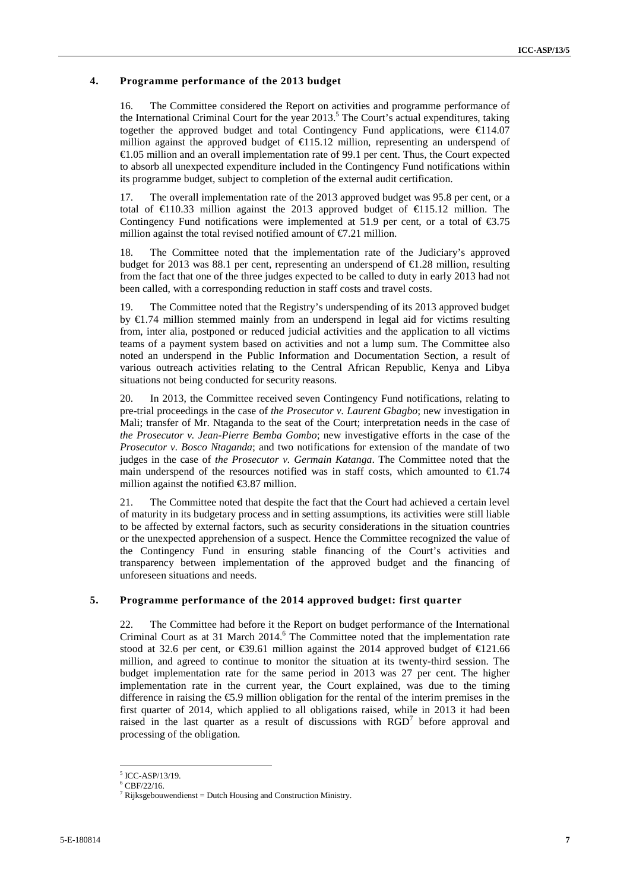### 4. Programme performance of the 2013 budget

16. The Committee considered the Report on activities and programme performance of the International Criminal Court for the year 2013.[5] The Court's actual expenditures, taking together the approved budget and total Contingency Fund applications, were €114.07 million against the approved budget of €115.12 million, representing an underspend of €1.05 million and an overall implementation rate of 99.1 per cent. Thus, the Court expected to absorb all unexpected expenditure included in the Contingency Fund notifications within its programme budget, subject to completion of the external audit certification.

17. The overall implementation rate of the 2013 approved budget was 95.8 per cent, or a total of €110.33 million against the 2013 approved budget of €115.12 million. The Contingency Fund notifications were implemented at 51.9 per cent, or a total of €3.75 million against the total revised notified amount of €7.21 million.

18. The Committee noted that the implementation rate of the Judiciary's approved budget for 2013 was 88.1 per cent, representing an underspend of €1.28 million, resulting from the fact that one of the three judges expected to be called to duty in early 2013 had not been called, with a corresponding reduction in staff costs and travel costs.

19. The Committee noted that the Registry's underspending of its 2013 approved budget by €1.74 million stemmed mainly from an underspend in legal aid for victims resulting from, inter alia, postponed or reduced judicial activities and the application to all victims teams of a payment system based on activities and not a lump sum. The Committee also noted an underspend in the Public Information and Documentation Section, a result of various outreach activities relating to the Central African Republic, Kenya and Libya situations not being conducted for security reasons.

20. In 2013, the Committee received seven Contingency Fund notifications, relating to pre-trial proceedings in the case of *the Prosecutor v. Laurent Gbagbo*; new investigation in Mali; transfer of Mr. Ntaganda to the seat of the Court; interpretation needs in the case of *the Prosecutor v. Jean-Pierre Bemba Gombo*; new investigative efforts in the case of the *Prosecutor v. Bosco Ntaganda*; and two notifications for extension of the mandate of two judges in the case of *the Prosecutor v. Germain Katanga*. The Committee noted that the main underspend of the resources notified was in staff costs, which amounted to €1.74 million against the notified €3.87 million.

21. The Committee noted that despite the fact that the Court had achieved a certain level of maturity in its budgetary process and in setting assumptions, its activities were still liable to be affected by external factors, such as security considerations in the situation countries or the unexpected apprehension of a suspect. Hence the Committee recognized the value of the Contingency Fund in ensuring stable financing of the Court's activities and transparency between implementation of the approved budget and the financing of unforeseen situations and needs.

### 5. Programme performance of the 2014 approved budget: first quarter

22. The Committee had before it the Report on budget performance of the International Criminal Court as at 31 March 2014.[6] The Committee noted that the implementation rate stood at 32.6 per cent, or €39.61 million against the 2014 approved budget of €121.66 million, and agreed to continue to monitor the situation at its twenty-third session. The budget implementation rate for the same period in 2013 was 27 per cent. The higher implementation rate in the current year, the Court explained, was due to the timing difference in raising the €5.9 million obligation for the rental of the interim premises in the first quarter of 2014, which applied to all obligations raised, while in 2013 it had been raised in the last quarter as a result of discussions with RGD[7] before approval and processing of the obligation.

---

[5] ICC-ASP/13/19.

[6] CBF/22/16.

[7] Rijksgebouwendienst = Dutch Housing and Construction Ministry.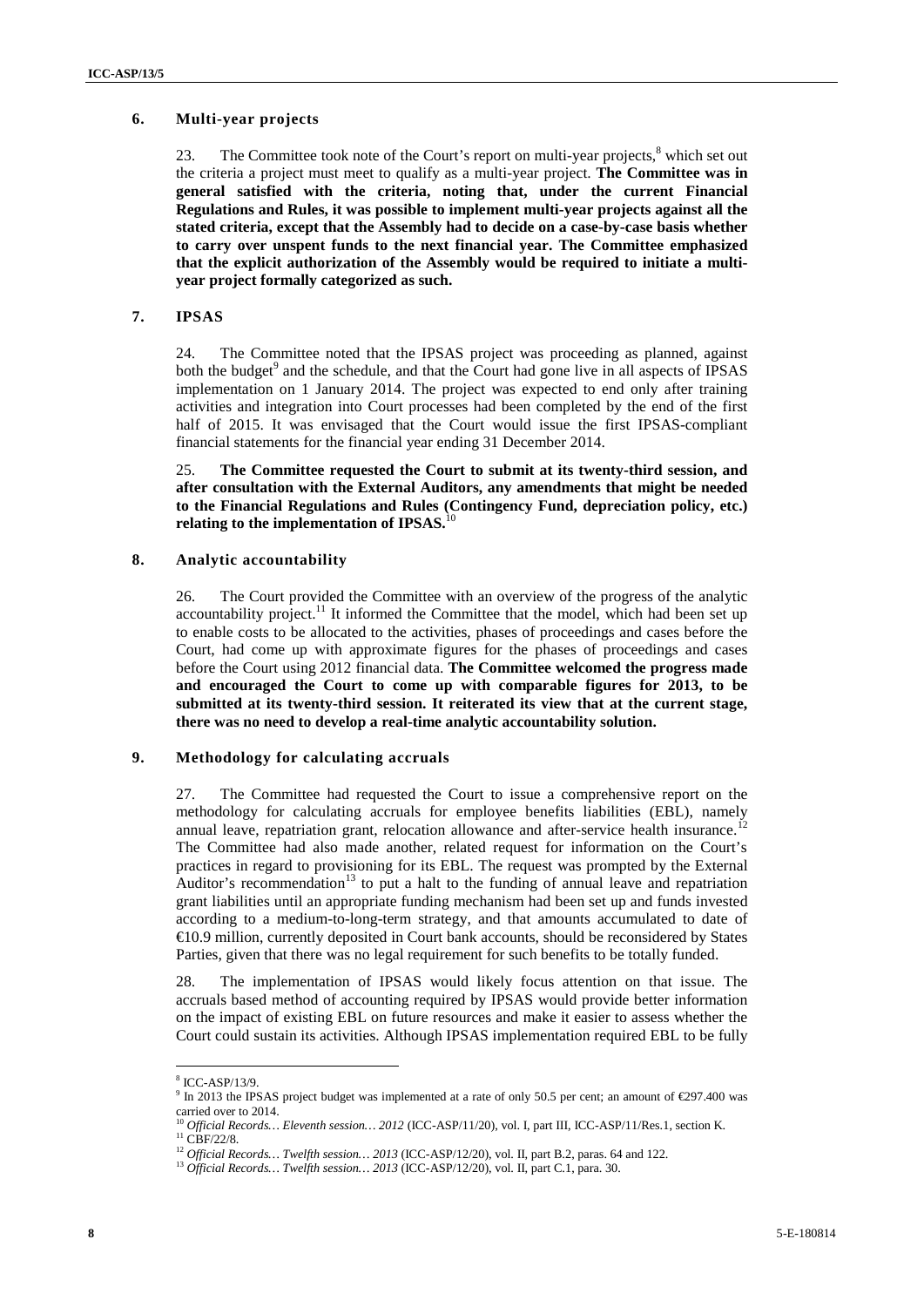### 6. Multi-year projects

23. The Committee took note of the Court's report on multi-year projects,[8] which set out the criteria a project must meet to qualify as a multi-year project. **The Committee was in general satisfied with the criteria, noting that, under the current Financial Regulations and Rules, it was possible to implement multi-year projects against all the stated criteria, except that the Assembly had to decide on a case-by-case basis whether to carry over unspent funds to the next financial year. The Committee emphasized that the explicit authorization of the Assembly would be required to initiate a multi-year project formally categorized as such.**

### 7. IPSAS

24. The Committee noted that the IPSAS project was proceeding as planned, against both the budget[9] and the schedule, and that the Court had gone live in all aspects of IPSAS implementation on 1 January 2014. The project was expected to end only after training activities and integration into Court processes had been completed by the end of the first half of 2015. It was envisaged that the Court would issue the first IPSAS-compliant financial statements for the financial year ending 31 December 2014.

25. **The Committee requested the Court to submit at its twenty-third session, and after consultation with the External Auditors, any amendments that might be needed to the Financial Regulations and Rules (Contingency Fund, depreciation policy, etc.) relating to the implementation of IPSAS.**[10]

### 8. Analytic accountability

26. The Court provided the Committee with an overview of the progress of the analytic accountability project.[11] It informed the Committee that the model, which had been set up to enable costs to be allocated to the activities, phases of proceedings and cases before the Court, had come up with approximate figures for the phases of proceedings and cases before the Court using 2012 financial data. **The Committee welcomed the progress made and encouraged the Court to come up with comparable figures for 2013, to be submitted at its twenty-third session. It reiterated its view that at the current stage, there was no need to develop a real-time analytic accountability solution.**

### 9. Methodology for calculating accruals

27. The Committee had requested the Court to issue a comprehensive report on the methodology for calculating accruals for employee benefits liabilities (EBL), namely annual leave, repatriation grant, relocation allowance and after-service health insurance.[12] The Committee had also made another, related request for information on the Court's practices in regard to provisioning for its EBL. The request was prompted by the External Auditor's recommendation[13] to put a halt to the funding of annual leave and repatriation grant liabilities until an appropriate funding mechanism had been set up and funds invested according to a medium-to-long-term strategy, and that amounts accumulated to date of €10.9 million, currently deposited in Court bank accounts, should be reconsidered by States Parties, given that there was no legal requirement for such benefits to be totally funded.

28. The implementation of IPSAS would likely focus attention on that issue. The accruals based method of accounting required by IPSAS would provide better information on the impact of existing EBL on future resources and make it easier to assess whether the Court could sustain its activities. Although IPSAS implementation required EBL to be fully

---

[8] ICC-ASP/13/9.

[9] In 2013 the IPSAS project budget was implemented at a rate of only 50.5 per cent; an amount of €297.400 was carried over to 2014.

[10] *Official Records… Eleventh session… 2012* (ICC-ASP/11/20), vol. I, part III, ICC-ASP/11/Res.1, section K.

[11] CBF/22/8.

[12] *Official Records… Twelfth session… 2013* (ICC-ASP/12/20), vol. II, part B.2, paras. 64 and 122.

[13] *Official Records… Twelfth session… 2013* (ICC-ASP/12/20), vol. II, part C.1, para. 30.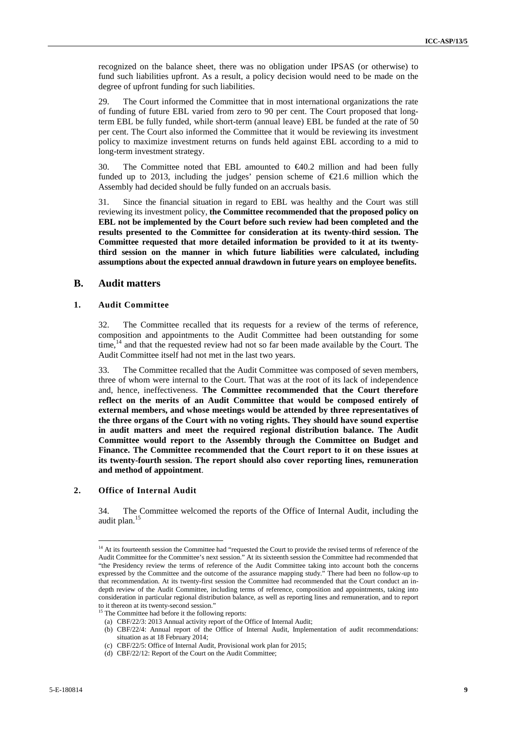recognized on the balance sheet, there was no obligation under IPSAS (or otherwise) to fund such liabilities upfront. As a result, a policy decision would need to be made on the degree of upfront funding for such liabilities.

29. The Court informed the Committee that in most international organizations the rate of funding of future EBL varied from zero to 90 per cent. The Court proposed that long-term EBL be fully funded, while short-term (annual leave) EBL be funded at the rate of 50 per cent. The Court also informed the Committee that it would be reviewing its investment policy to maximize investment returns on funds held against EBL according to a mid to long-term investment strategy.

30. The Committee noted that EBL amounted to €40.2 million and had been fully funded up to 2013, including the judges' pension scheme of €21.6 million which the Assembly had decided should be fully funded on an accruals basis.

31. Since the financial situation in regard to EBL was healthy and the Court was still reviewing its investment policy, **the Committee recommended that the proposed policy on EBL not be implemented by the Court before such review had been completed and the results presented to the Committee for consideration at its twenty-third session. The Committee requested that more detailed information be provided to it at its twenty-third session on the manner in which future liabilities were calculated, including assumptions about the expected annual drawdown in future years on employee benefits.**

## B. Audit matters

### 1. Audit Committee

32. The Committee recalled that its requests for a review of the terms of reference, composition and appointments to the Audit Committee had been outstanding for some time,[14] and that the requested review had not so far been made available by the Court. The Audit Committee itself had not met in the last two years.

33. The Committee recalled that the Audit Committee was composed of seven members, three of whom were internal to the Court. That was at the root of its lack of independence and, hence, ineffectiveness. **The Committee recommended that the Court therefore reflect on the merits of an Audit Committee that would be composed entirely of external members, and whose meetings would be attended by three representatives of the three organs of the Court with no voting rights. They should have sound expertise in audit matters and meet the required regional distribution balance. The Audit Committee would report to the Assembly through the Committee on Budget and Finance. The Committee recommended that the Court report to it on these issues at its twenty-fourth session. The report should also cover reporting lines, remuneration and method of appointment**.

### 2. Office of Internal Audit

34. The Committee welcomed the reports of the Office of Internal Audit, including the audit plan.[15]

---

[14] At its fourteenth session the Committee had "requested the Court to provide the revised terms of reference of the Audit Committee for the Committee's next session." At its sixteenth session the Committee had recommended that "the Presidency review the terms of reference of the Audit Committee taking into account both the concerns expressed by the Committee and the outcome of the assurance mapping study." There had been no follow-up to that recommendation. At its twenty-first session the Committee had recommended that the Court conduct an in-depth review of the Audit Committee, including terms of reference, composition and appointments, taking into consideration in particular regional distribution balance, as well as reporting lines and remuneration, and to report to it thereon at its twenty-second session."

[15] The Committee had before it the following reports:
(a) CBF/22/3: 2013 Annual activity report of the Office of Internal Audit;
(b) CBF/22/4: Annual report of the Office of Internal Audit, Implementation of audit recommendations: situation as at 18 February 2014;
(c) CBF/22/5: Office of Internal Audit, Provisional work plan for 2015;
(d) CBF/22/12: Report of the Court on the Audit Committee;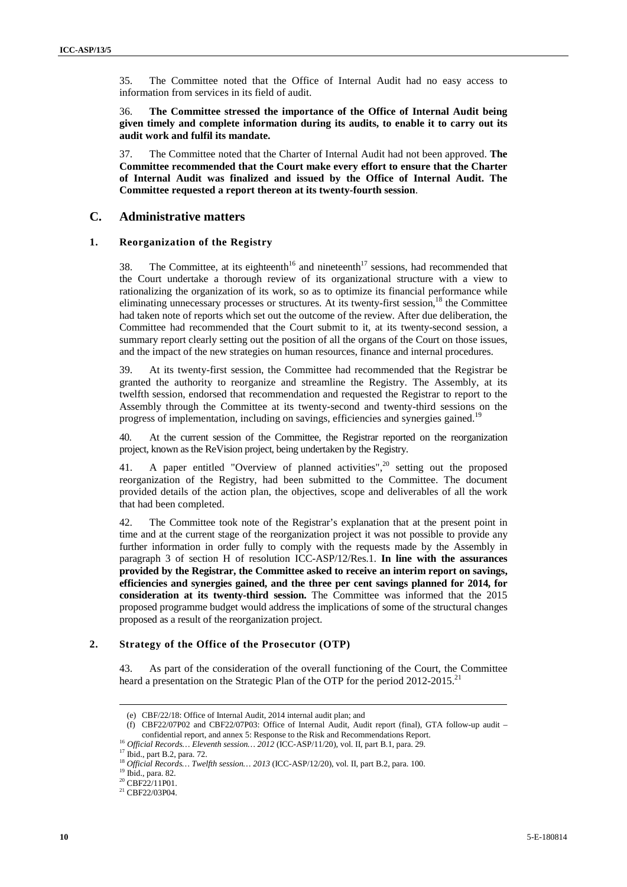35. The Committee noted that the Office of Internal Audit had no easy access to information from services in its field of audit.

36. **The Committee stressed the importance of the Office of Internal Audit being given timely and complete information during its audits, to enable it to carry out its audit work and fulfil its mandate.**

37. The Committee noted that the Charter of Internal Audit had not been approved. **The Committee recommended that the Court make every effort to ensure that the Charter of Internal Audit was finalized and issued by the Office of Internal Audit. The Committee requested a report thereon at its twenty-fourth session**.

## C. Administrative matters

### 1. Reorganization of the Registry

38. The Committee, at its eighteenth[16] and nineteenth[17] sessions, had recommended that the Court undertake a thorough review of its organizational structure with a view to rationalizing the organization of its work, so as to optimize its financial performance while eliminating unnecessary processes or structures. At its twenty-first session,[18] the Committee had taken note of reports which set out the outcome of the review. After due deliberation, the Committee had recommended that the Court submit to it, at its twenty-second session, a summary report clearly setting out the position of all the organs of the Court on those issues, and the impact of the new strategies on human resources, finance and internal procedures.

39. At its twenty-first session, the Committee had recommended that the Registrar be granted the authority to reorganize and streamline the Registry. The Assembly, at its twelfth session, endorsed that recommendation and requested the Registrar to report to the Assembly through the Committee at its twenty-second and twenty-third sessions on the progress of implementation, including on savings, efficiencies and synergies gained.[19]

40. At the current session of the Committee, the Registrar reported on the reorganization project, known as the ReVision project, being undertaken by the Registry.

41. A paper entitled "Overview of planned activities",[20] setting out the proposed reorganization of the Registry, had been submitted to the Committee. The document provided details of the action plan, the objectives, scope and deliverables of all the work that had been completed.

42. The Committee took note of the Registrar's explanation that at the present point in time and at the current stage of the reorganization project it was not possible to provide any further information in order fully to comply with the requests made by the Assembly in paragraph 3 of section H of resolution ICC-ASP/12/Res.1. **In line with the assurances provided by the Registrar, the Committee asked to receive an interim report on savings, efficiencies and synergies gained, and the three per cent savings planned for 2014, for consideration at its twenty-third session.** The Committee was informed that the 2015 proposed programme budget would address the implications of some of the structural changes proposed as a result of the reorganization project.

### 2. Strategy of the Office of the Prosecutor (OTP)

43. As part of the consideration of the overall functioning of the Court, the Committee heard a presentation on the Strategic Plan of the OTP for the period 2012-2015.[21]

---

(e) CBF/22/18: Office of Internal Audit, 2014 internal audit plan; and

(f) CBF22/07P02 and CBF22/07P03: Office of Internal Audit, Audit report (final), GTA follow-up audit – confidential report, and annex 5: Response to the Risk and Recommendations Report.

[16] *Official Records… Eleventh session… 2012* (ICC-ASP/11/20), vol. II, part B.1, para. 29.

[17] Ibid., part B.2, para. 72.

[18] *Official Records… Twelfth session… 2013* (ICC-ASP/12/20), vol. II, part B.2, para. 100.

[19] Ibid., para. 82.

[20] CBF22/11P01.

[21] CBF22/03P04.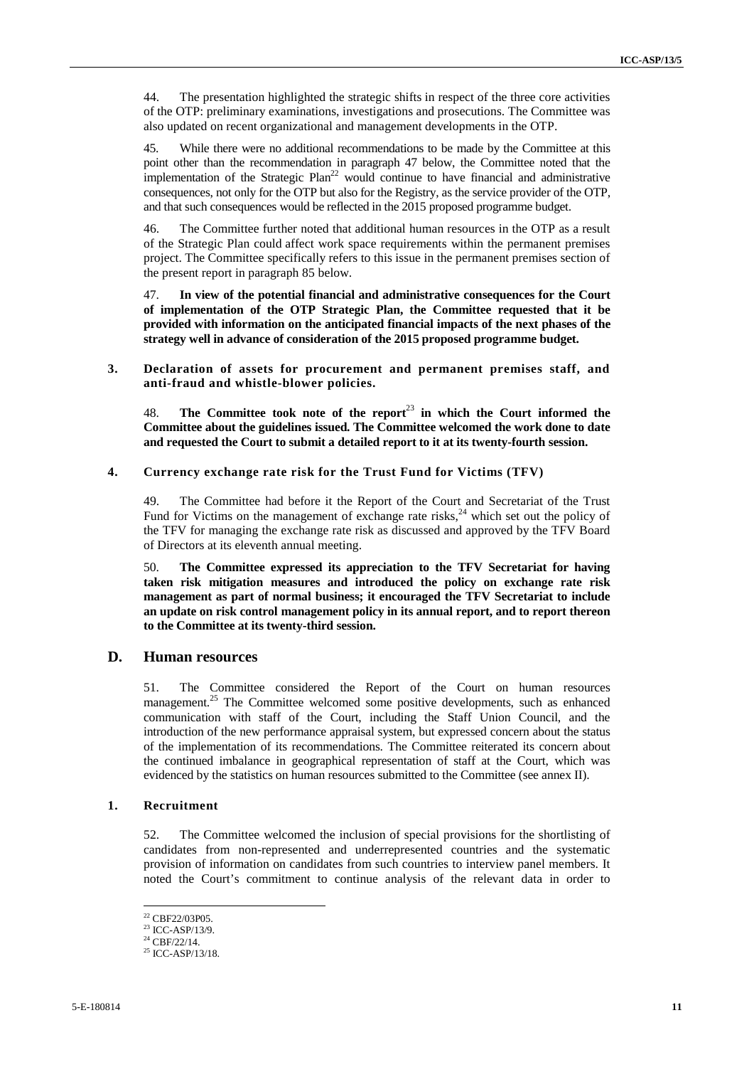44. The presentation highlighted the strategic shifts in respect of the three core activities of the OTP: preliminary examinations, investigations and prosecutions. The Committee was also updated on recent organizational and management developments in the OTP.

45. While there were no additional recommendations to be made by the Committee at this point other than the recommendation in paragraph 47 below, the Committee noted that the implementation of the Strategic Plan[22] would continue to have financial and administrative consequences, not only for the OTP but also for the Registry, as the service provider of the OTP, and that such consequences would be reflected in the 2015 proposed programme budget.

46. The Committee further noted that additional human resources in the OTP as a result of the Strategic Plan could affect work space requirements within the permanent premises project. The Committee specifically refers to this issue in the permanent premises section of the present report in paragraph 85 below.

47. **In view of the potential financial and administrative consequences for the Court of implementation of the OTP Strategic Plan, the Committee requested that it be provided with information on the anticipated financial impacts of the next phases of the strategy well in advance of consideration of the 2015 proposed programme budget.**

### 3. Declaration of assets for procurement and permanent premises staff, and anti-fraud and whistle-blower policies.

48. **The Committee took note of the report[23] in which the Court informed the Committee about the guidelines issued. The Committee welcomed the work done to date and requested the Court to submit a detailed report to it at its twenty-fourth session.**

### 4. Currency exchange rate risk for the Trust Fund for Victims (TFV)

49. The Committee had before it the Report of the Court and Secretariat of the Trust Fund for Victims on the management of exchange rate risks,[24] which set out the policy of the TFV for managing the exchange rate risk as discussed and approved by the TFV Board of Directors at its eleventh annual meeting.

50. **The Committee expressed its appreciation to the TFV Secretariat for having taken risk mitigation measures and introduced the policy on exchange rate risk management as part of normal business; it encouraged the TFV Secretariat to include an update on risk control management policy in its annual report, and to report thereon to the Committee at its twenty-third session.**

## D. Human resources

51. The Committee considered the Report of the Court on human resources management.[25] The Committee welcomed some positive developments, such as enhanced communication with staff of the Court, including the Staff Union Council, and the introduction of the new performance appraisal system, but expressed concern about the status of the implementation of its recommendations. The Committee reiterated its concern about the continued imbalance in geographical representation of staff at the Court, which was evidenced by the statistics on human resources submitted to the Committee (see annex II).

### 1. Recruitment

52. The Committee welcomed the inclusion of special provisions for the shortlisting of candidates from non-represented and underrepresented countries and the systematic provision of information on candidates from such countries to interview panel members. It noted the Court's commitment to continue analysis of the relevant data in order to

[22] CBF22/03P05.
[23] ICC-ASP/13/9.
[24] CBF/22/14.
[25] ICC-ASP/13/18.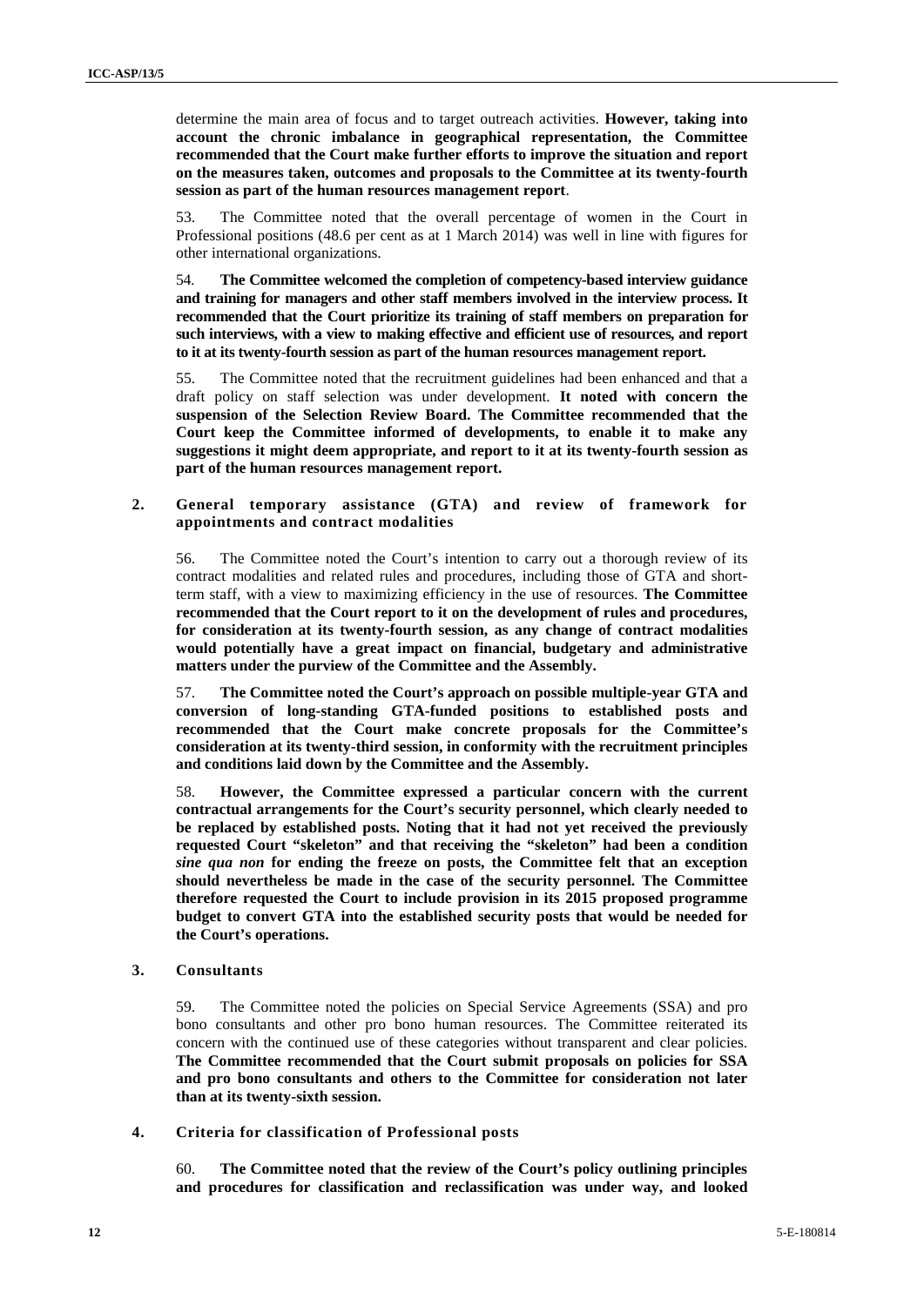determine the main area of focus and to target outreach activities. **However, taking into account the chronic imbalance in geographical representation, the Committee recommended that the Court make further efforts to improve the situation and report on the measures taken, outcomes and proposals to the Committee at its twenty-fourth session as part of the human resources management report**.

53. The Committee noted that the overall percentage of women in the Court in Professional positions (48.6 per cent as at 1 March 2014) was well in line with figures for other international organizations.

54. **The Committee welcomed the completion of competency-based interview guidance and training for managers and other staff members involved in the interview process. It recommended that the Court prioritize its training of staff members on preparation for such interviews, with a view to making effective and efficient use of resources, and report to it at its twenty-fourth session as part of the human resources management report.**

55. The Committee noted that the recruitment guidelines had been enhanced and that a draft policy on staff selection was under development. **It noted with concern the suspension of the Selection Review Board. The Committee recommended that the Court keep the Committee informed of developments, to enable it to make any suggestions it might deem appropriate, and report to it at its twenty-fourth session as part of the human resources management report.**

### 2. General temporary assistance (GTA) and review of framework for appointments and contract modalities

56. The Committee noted the Court's intention to carry out a thorough review of its contract modalities and related rules and procedures, including those of GTA and short-term staff, with a view to maximizing efficiency in the use of resources. **The Committee recommended that the Court report to it on the development of rules and procedures, for consideration at its twenty-fourth session, as any change of contract modalities would potentially have a great impact on financial, budgetary and administrative matters under the purview of the Committee and the Assembly.**

57. **The Committee noted the Court's approach on possible multiple-year GTA and conversion of long-standing GTA-funded positions to established posts and recommended that the Court make concrete proposals for the Committee's consideration at its twenty-third session, in conformity with the recruitment principles and conditions laid down by the Committee and the Assembly.**

58. **However, the Committee expressed a particular concern with the current contractual arrangements for the Court's security personnel, which clearly needed to be replaced by established posts. Noting that it had not yet received the previously requested Court "skeleton" and that receiving the "skeleton" had been a condition *sine qua non* for ending the freeze on posts, the Committee felt that an exception should nevertheless be made in the case of the security personnel. The Committee therefore requested the Court to include provision in its 2015 proposed programme budget to convert GTA into the established security posts that would be needed for the Court's operations.**

### 3. Consultants

59. The Committee noted the policies on Special Service Agreements (SSA) and pro bono consultants and other pro bono human resources. The Committee reiterated its concern with the continued use of these categories without transparent and clear policies. **The Committee recommended that the Court submit proposals on policies for SSA and pro bono consultants and others to the Committee for consideration not later than at its twenty-sixth session.**

### 4. Criteria for classification of Professional posts

60. **The Committee noted that the review of the Court's policy outlining principles and procedures for classification and reclassification was under way, and looked**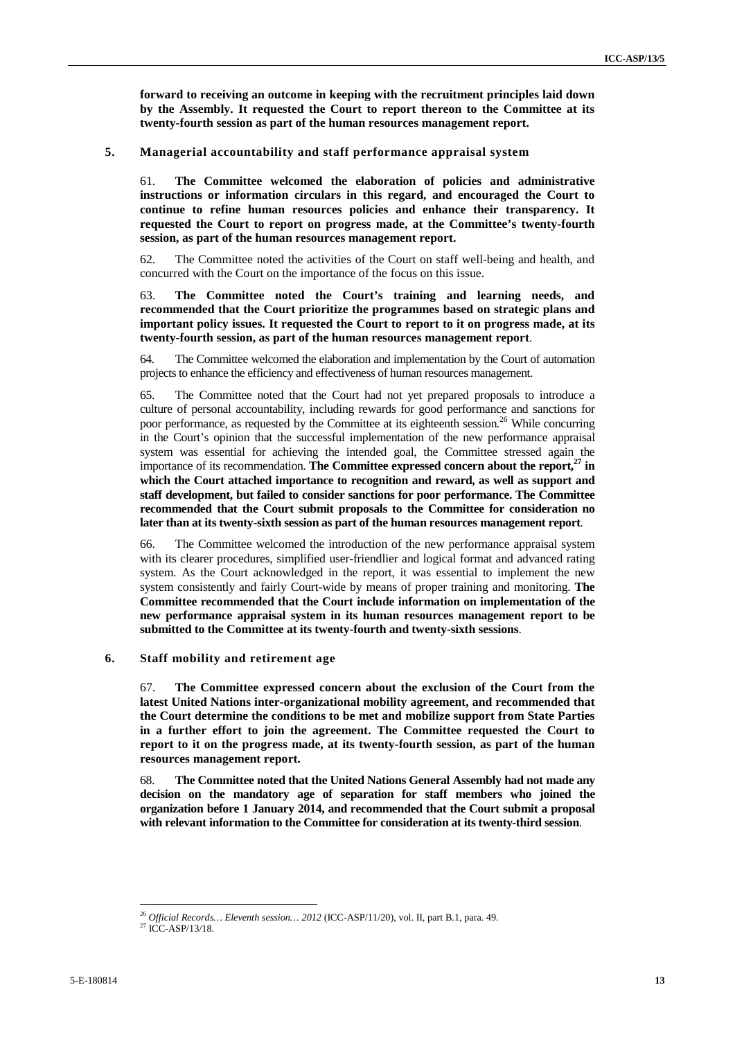**forward to receiving an outcome in keeping with the recruitment principles laid down by the Assembly. It requested the Court to report thereon to the Committee at its twenty-fourth session as part of the human resources management report.**

### 5. Managerial accountability and staff performance appraisal system

61. **The Committee welcomed the elaboration of policies and administrative instructions or information circulars in this regard, and encouraged the Court to continue to refine human resources policies and enhance their transparency. It requested the Court to report on progress made, at the Committee's twenty-fourth session, as part of the human resources management report.**

62. The Committee noted the activities of the Court on staff well-being and health, and concurred with the Court on the importance of the focus on this issue.

63. **The Committee noted the Court's training and learning needs, and recommended that the Court prioritize the programmes based on strategic plans and important policy issues. It requested the Court to report to it on progress made, at its twenty-fourth session, as part of the human resources management report**.

64. The Committee welcomed the elaboration and implementation by the Court of automation projects to enhance the efficiency and effectiveness of human resources management.

65. The Committee noted that the Court had not yet prepared proposals to introduce a culture of personal accountability, including rewards for good performance and sanctions for poor performance, as requested by the Committee at its eighteenth session.[26] While concurring in the Court's opinion that the successful implementation of the new performance appraisal system was essential for achieving the intended goal, the Committee stressed again the importance of its recommendation. **The Committee expressed concern about the report,[27] in which the Court attached importance to recognition and reward, as well as support and staff development, but failed to consider sanctions for poor performance. The Committee recommended that the Court submit proposals to the Committee for consideration no later than at its twenty-sixth session as part of the human resources management report**.

66. The Committee welcomed the introduction of the new performance appraisal system with its clearer procedures, simplified user-friendlier and logical format and advanced rating system. As the Court acknowledged in the report, it was essential to implement the new system consistently and fairly Court-wide by means of proper training and monitoring. **The Committee recommended that the Court include information on implementation of the new performance appraisal system in its human resources management report to be submitted to the Committee at its twenty-fourth and twenty-sixth sessions**.

### 6. Staff mobility and retirement age

67. **The Committee expressed concern about the exclusion of the Court from the latest United Nations inter-organizational mobility agreement, and recommended that the Court determine the conditions to be met and mobilize support from State Parties in a further effort to join the agreement. The Committee requested the Court to report to it on the progress made, at its twenty-fourth session, as part of the human resources management report.**

68. **The Committee noted that the United Nations General Assembly had not made any decision on the mandatory age of separation for staff members who joined the organization before 1 January 2014, and recommended that the Court submit a proposal with relevant information to the Committee for consideration at its twenty-third session**.

---

[26] *Official Records… Eleventh session… 2012* (ICC-ASP/11/20), vol. II, part B.1, para. 49.

[27] ICC-ASP/13/18.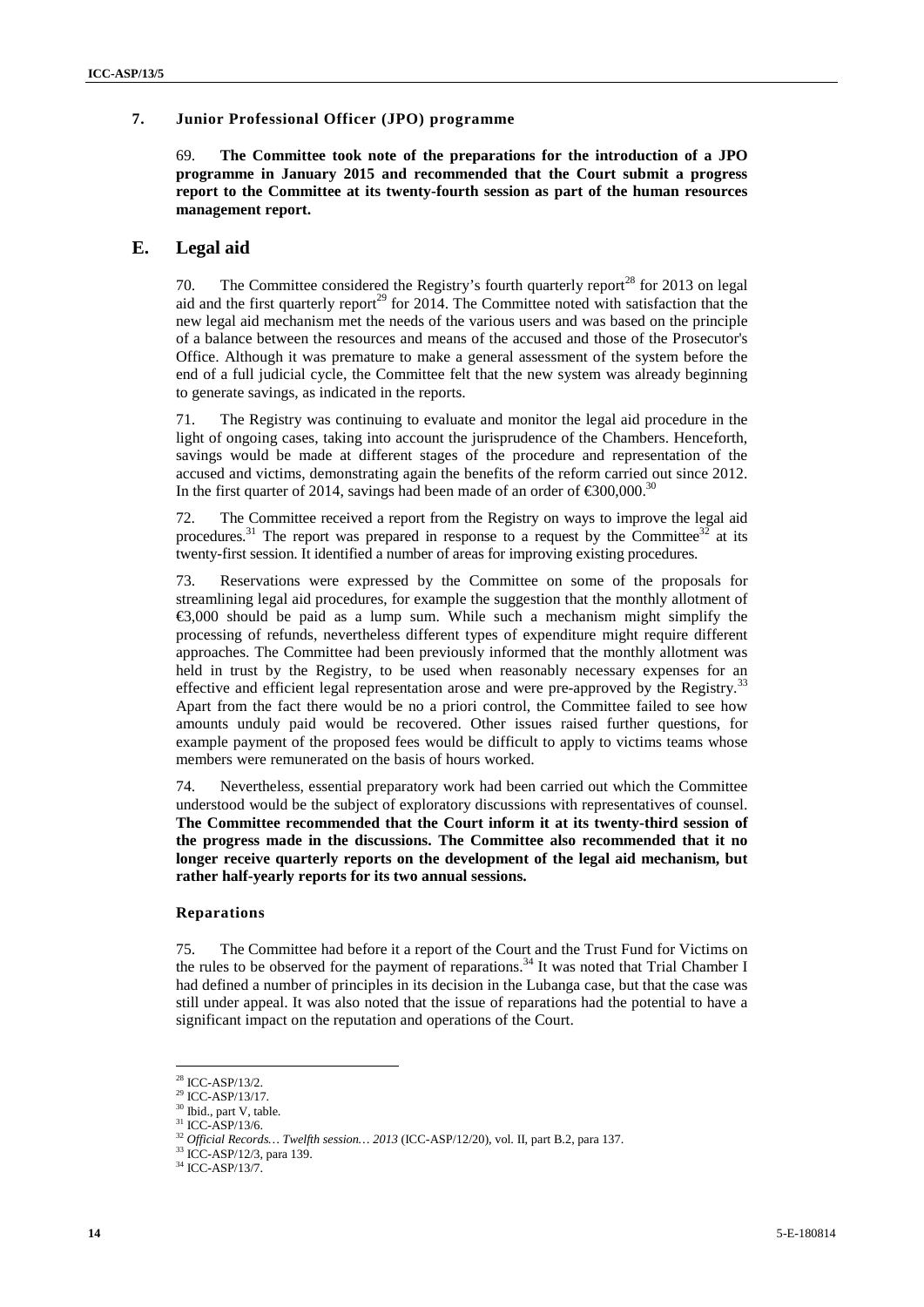### 7. Junior Professional Officer (JPO) programme

69. **The Committee took note of the preparations for the introduction of a JPO programme in January 2015 and recommended that the Court submit a progress report to the Committee at its twenty-fourth session as part of the human resources management report.**

## E. Legal aid

70. The Committee considered the Registry's fourth quarterly report[28] for 2013 on legal aid and the first quarterly report[29] for 2014. The Committee noted with satisfaction that the new legal aid mechanism met the needs of the various users and was based on the principle of a balance between the resources and means of the accused and those of the Prosecutor's Office. Although it was premature to make a general assessment of the system before the end of a full judicial cycle, the Committee felt that the new system was already beginning to generate savings, as indicated in the reports.

71. The Registry was continuing to evaluate and monitor the legal aid procedure in the light of ongoing cases, taking into account the jurisprudence of the Chambers. Henceforth, savings would be made at different stages of the procedure and representation of the accused and victims, demonstrating again the benefits of the reform carried out since 2012. In the first quarter of 2014, savings had been made of an order of €300,000.[30]

72. The Committee received a report from the Registry on ways to improve the legal aid procedures.[31] The report was prepared in response to a request by the Committee[32] at its twenty-first session. It identified a number of areas for improving existing procedures.

73. Reservations were expressed by the Committee on some of the proposals for streamlining legal aid procedures, for example the suggestion that the monthly allotment of €3,000 should be paid as a lump sum. While such a mechanism might simplify the processing of refunds, nevertheless different types of expenditure might require different approaches. The Committee had been previously informed that the monthly allotment was held in trust by the Registry, to be used when reasonably necessary expenses for an effective and efficient legal representation arose and were pre-approved by the Registry.[33] Apart from the fact there would be no a priori control, the Committee failed to see how amounts unduly paid would be recovered. Other issues raised further questions, for example payment of the proposed fees would be difficult to apply to victims teams whose members were remunerated on the basis of hours worked.

74. Nevertheless, essential preparatory work had been carried out which the Committee understood would be the subject of exploratory discussions with representatives of counsel. **The Committee recommended that the Court inform it at its twenty-third session of the progress made in the discussions. The Committee also recommended that it no longer receive quarterly reports on the development of the legal aid mechanism, but rather half-yearly reports for its two annual sessions.**

#### Reparations

75. The Committee had before it a report of the Court and the Trust Fund for Victims on the rules to be observed for the payment of reparations.[34] It was noted that Trial Chamber I had defined a number of principles in its decision in the Lubanga case, but that the case was still under appeal. It was also noted that the issue of reparations had the potential to have a significant impact on the reputation and operations of the Court.

---

[28] ICC-ASP/13/2.
[29] ICC-ASP/13/17.
[30] Ibid., part V, table.
[31] ICC-ASP/13/6.
[32] *Official Records… Twelfth session… 2013* (ICC-ASP/12/20), vol. II, part B.2, para 137.
[33] ICC-ASP/12/3, para 139.
[34] ICC-ASP/13/7.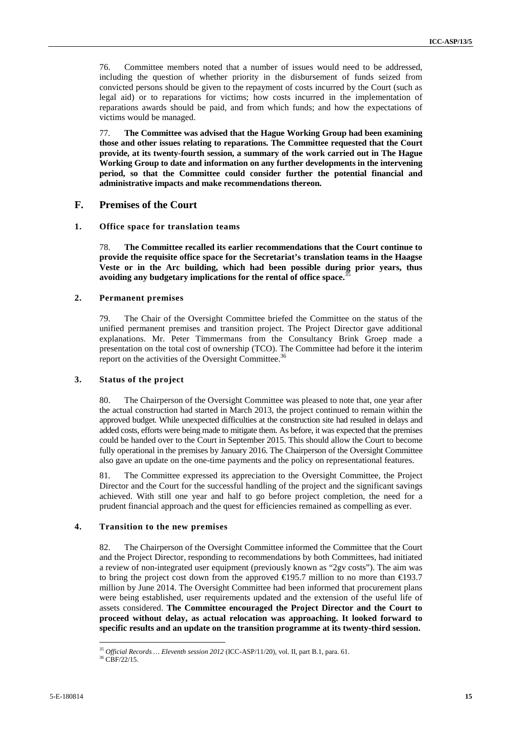76. Committee members noted that a number of issues would need to be addressed, including the question of whether priority in the disbursement of funds seized from convicted persons should be given to the repayment of costs incurred by the Court (such as legal aid) or to reparations for victims; how costs incurred in the implementation of reparations awards should be paid, and from which funds; and how the expectations of victims would be managed.

77. **The Committee was advised that the Hague Working Group had been examining those and other issues relating to reparations. The Committee requested that the Court provide, at its twenty-fourth session, a summary of the work carried out in The Hague Working Group to date and information on any further developments in the intervening period, so that the Committee could consider further the potential financial and administrative impacts and make recommendations thereon.**

## F. Premises of the Court

### 1. Office space for translation teams

78. **The Committee recalled its earlier recommendations that the Court continue to provide the requisite office space for the Secretariat's translation teams in the Haagse Veste or in the Arc building, which had been possible during prior years, thus avoiding any budgetary implications for the rental of office space.**[35]

### 2. Permanent premises

79. The Chair of the Oversight Committee briefed the Committee on the status of the unified permanent premises and transition project. The Project Director gave additional explanations. Mr. Peter Timmermans from the Consultancy Brink Groep made a presentation on the total cost of ownership (TCO). The Committee had before it the interim report on the activities of the Oversight Committee.[36]

### 3. Status of the project

80. The Chairperson of the Oversight Committee was pleased to note that, one year after the actual construction had started in March 2013, the project continued to remain within the approved budget. While unexpected difficulties at the construction site had resulted in delays and added costs, efforts were being made to mitigate them. As before, it was expected that the premises could be handed over to the Court in September 2015. This should allow the Court to become fully operational in the premises by January 2016. The Chairperson of the Oversight Committee also gave an update on the one-time payments and the policy on representational features.

81. The Committee expressed its appreciation to the Oversight Committee, the Project Director and the Court for the successful handling of the project and the significant savings achieved. With still one year and half to go before project completion, the need for a prudent financial approach and the quest for efficiencies remained as compelling as ever.

### 4. Transition to the new premises

82. The Chairperson of the Oversight Committee informed the Committee that the Court and the Project Director, responding to recommendations by both Committees, had initiated a review of non-integrated user equipment (previously known as "2gv costs"). The aim was to bring the project cost down from the approved €195.7 million to no more than €193.7 million by June 2014. The Oversight Committee had been informed that procurement plans were being established, user requirements updated and the extension of the useful life of assets considered. **The Committee encouraged the Project Director and the Court to proceed without delay, as actual relocation was approaching. It looked forward to specific results and an update on the transition programme at its twenty-third session.**

---

[35] *Official Records … Eleventh session 2012* (ICC-ASP/11/20), vol. II, part B.1, para. 61.

[36] CBF/22/15.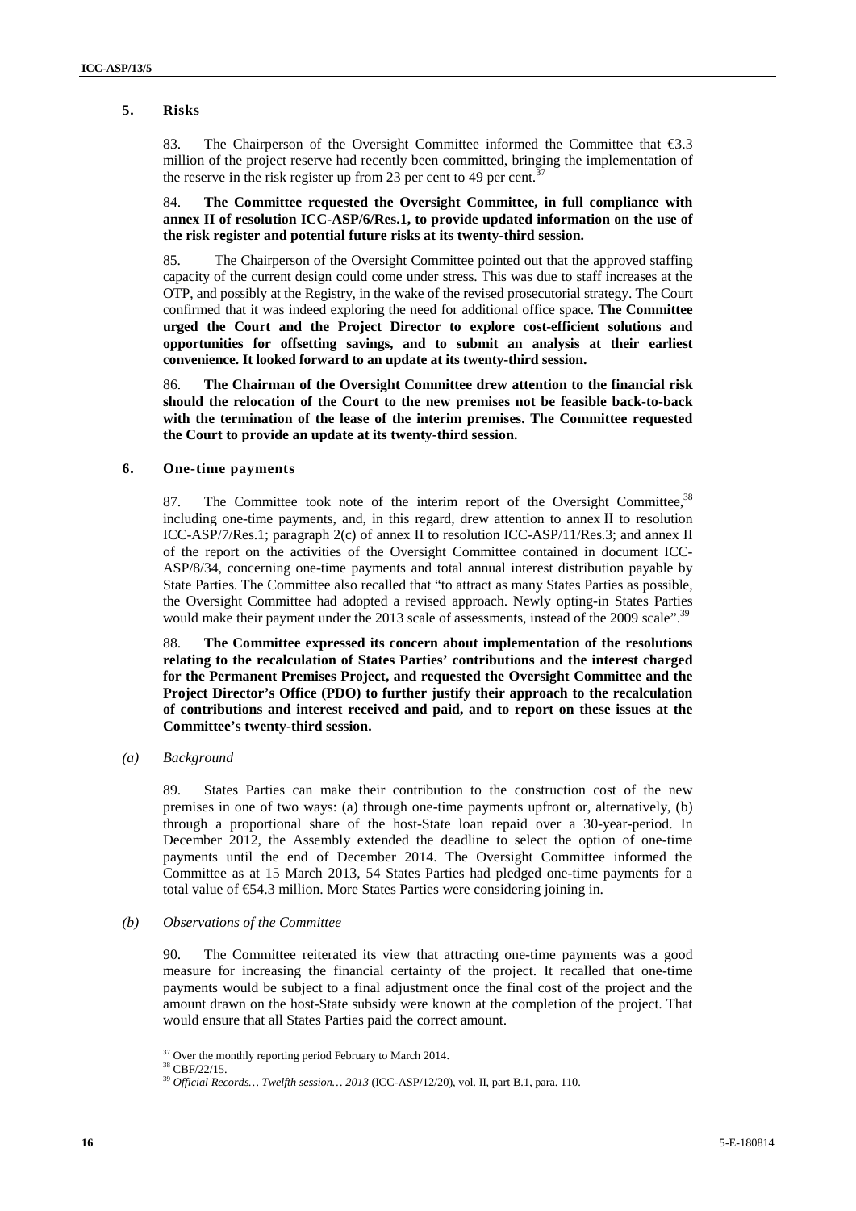### 5. Risks

83. The Chairperson of the Oversight Committee informed the Committee that €3.3 million of the project reserve had recently been committed, bringing the implementation of the reserve in the risk register up from 23 per cent to 49 per cent.[37]

84. **The Committee requested the Oversight Committee, in full compliance with annex II of resolution ICC-ASP/6/Res.1, to provide updated information on the use of the risk register and potential future risks at its twenty-third session.**

85. The Chairperson of the Oversight Committee pointed out that the approved staffing capacity of the current design could come under stress. This was due to staff increases at the OTP, and possibly at the Registry, in the wake of the revised prosecutorial strategy. The Court confirmed that it was indeed exploring the need for additional office space. **The Committee urged the Court and the Project Director to explore cost-efficient solutions and opportunities for offsetting savings, and to submit an analysis at their earliest convenience. It looked forward to an update at its twenty-third session.**

86. **The Chairman of the Oversight Committee drew attention to the financial risk should the relocation of the Court to the new premises not be feasible back-to-back with the termination of the lease of the interim premises. The Committee requested the Court to provide an update at its twenty-third session.**

### 6. One-time payments

87. The Committee took note of the interim report of the Oversight Committee,[38] including one-time payments, and, in this regard, drew attention to annex II to resolution ICC-ASP/7/Res.1; paragraph 2(c) of annex II to resolution ICC-ASP/11/Res.3; and annex II of the report on the activities of the Oversight Committee contained in document ICC-ASP/8/34, concerning one-time payments and total annual interest distribution payable by State Parties. The Committee also recalled that "to attract as many States Parties as possible, the Oversight Committee had adopted a revised approach. Newly opting-in States Parties would make their payment under the 2013 scale of assessments, instead of the 2009 scale".[39]

88. **The Committee expressed its concern about implementation of the resolutions relating to the recalculation of States Parties' contributions and the interest charged for the Permanent Premises Project, and requested the Oversight Committee and the Project Director's Office (PDO) to further justify their approach to the recalculation of contributions and interest received and paid, and to report on these issues at the Committee's twenty-third session.**

#### *(a) Background*

89. States Parties can make their contribution to the construction cost of the new premises in one of two ways: (a) through one-time payments upfront or, alternatively, (b) through a proportional share of the host-State loan repaid over a 30-year-period. In December 2012, the Assembly extended the deadline to select the option of one-time payments until the end of December 2014. The Oversight Committee informed the Committee as at 15 March 2013, 54 States Parties had pledged one-time payments for a total value of €54.3 million. More States Parties were considering joining in.

#### *(b) Observations of the Committee*

90. The Committee reiterated its view that attracting one-time payments was a good measure for increasing the financial certainty of the project. It recalled that one-time payments would be subject to a final adjustment once the final cost of the project and the amount drawn on the host-State subsidy were known at the completion of the project. That would ensure that all States Parties paid the correct amount.

---

[37] Over the monthly reporting period February to March 2014.

[38] CBF/22/15.

[39] *Official Records… Twelfth session… 2013* (ICC-ASP/12/20), vol. II, part B.1, para. 110.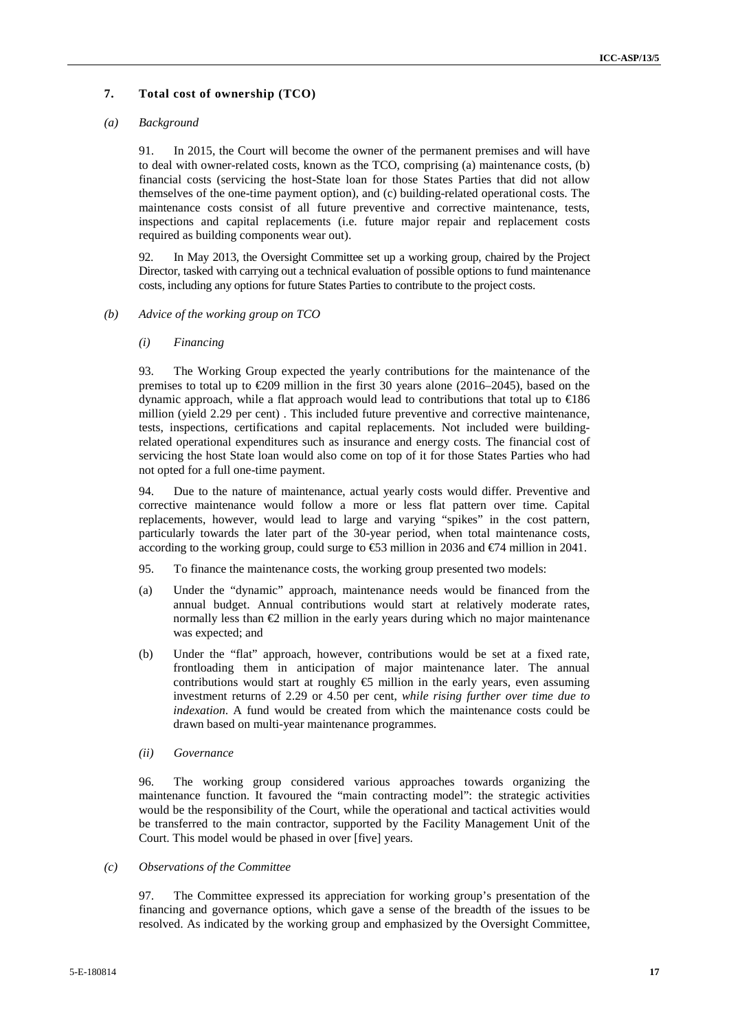### 7. Total cost of ownership (TCO)

#### *(a) Background*

91. In 2015, the Court will become the owner of the permanent premises and will have to deal with owner-related costs, known as the TCO, comprising (a) maintenance costs, (b) financial costs (servicing the host-State loan for those States Parties that did not allow themselves of the one-time payment option), and (c) building-related operational costs. The maintenance costs consist of all future preventive and corrective maintenance, tests, inspections and capital replacements (i.e. future major repair and replacement costs required as building components wear out).

92. In May 2013, the Oversight Committee set up a working group, chaired by the Project Director, tasked with carrying out a technical evaluation of possible options to fund maintenance costs, including any options for future States Parties to contribute to the project costs.

#### *(b) Advice of the working group on TCO*

##### *(i) Financing*

93. The Working Group expected the yearly contributions for the maintenance of the premises to total up to €209 million in the first 30 years alone (2016–2045), based on the dynamic approach, while a flat approach would lead to contributions that total up to €186 million (yield 2.29 per cent) . This included future preventive and corrective maintenance, tests, inspections, certifications and capital replacements. Not included were building-related operational expenditures such as insurance and energy costs. The financial cost of servicing the host State loan would also come on top of it for those States Parties who had not opted for a full one-time payment.

94. Due to the nature of maintenance, actual yearly costs would differ. Preventive and corrective maintenance would follow a more or less flat pattern over time. Capital replacements, however, would lead to large and varying "spikes" in the cost pattern, particularly towards the later part of the 30-year period, when total maintenance costs, according to the working group, could surge to €53 million in 2036 and €74 million in 2041.

95. To finance the maintenance costs, the working group presented two models:

(a) Under the "dynamic" approach, maintenance needs would be financed from the annual budget. Annual contributions would start at relatively moderate rates, normally less than €2 million in the early years during which no major maintenance was expected; and

(b) Under the "flat" approach, however, contributions would be set at a fixed rate, frontloading them in anticipation of major maintenance later. The annual contributions would start at roughly €5 million in the early years, even assuming investment returns of 2.29 or 4.50 per cent, *while rising further over time due to indexation*. A fund would be created from which the maintenance costs could be drawn based on multi-year maintenance programmes.

##### *(ii) Governance*

96. The working group considered various approaches towards organizing the maintenance function. It favoured the "main contracting model": the strategic activities would be the responsibility of the Court, while the operational and tactical activities would be transferred to the main contractor, supported by the Facility Management Unit of the Court. This model would be phased in over [five] years.

#### *(c) Observations of the Committee*

97. The Committee expressed its appreciation for working group's presentation of the financing and governance options, which gave a sense of the breadth of the issues to be resolved. As indicated by the working group and emphasized by the Oversight Committee,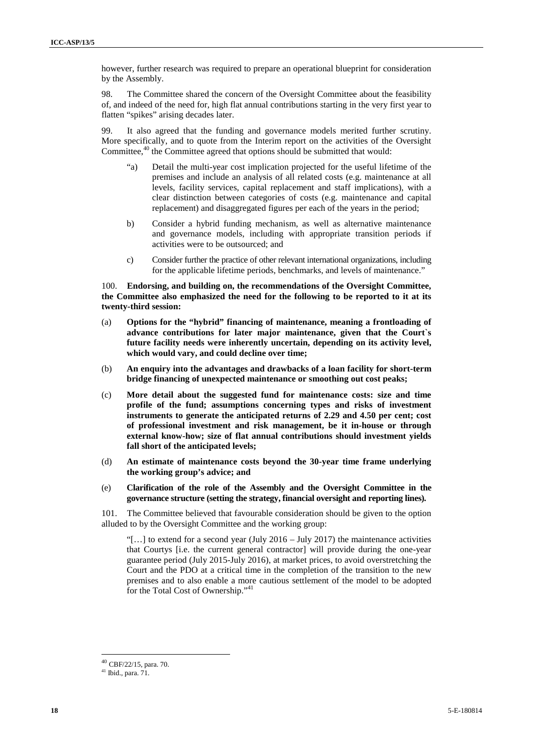however, further research was required to prepare an operational blueprint for consideration by the Assembly.

98. The Committee shared the concern of the Oversight Committee about the feasibility of, and indeed of the need for, high flat annual contributions starting in the very first year to flatten "spikes" arising decades later.

99. It also agreed that the funding and governance models merited further scrutiny. More specifically, and to quote from the Interim report on the activities of the Oversight Committee,[40] the Committee agreed that options should be submitted that would:

> "a) Detail the multi-year cost implication projected for the useful lifetime of the premises and include an analysis of all related costs (e.g. maintenance at all levels, facility services, capital replacement and staff implications), with a clear distinction between categories of costs (e.g. maintenance and capital replacement) and disaggregated figures per each of the years in the period;
>
> b) Consider a hybrid funding mechanism, as well as alternative maintenance and governance models, including with appropriate transition periods if activities were to be outsourced; and
>
> c) Consider further the practice of other relevant international organizations, including for the applicable lifetime periods, benchmarks, and levels of maintenance."

100. **Endorsing, and building on, the recommendations of the Oversight Committee, the Committee also emphasized the need for the following to be reported to it at its twenty-third session:**

(a) **Options for the "hybrid" financing of maintenance, meaning a frontloading of advance contributions for later major maintenance, given that the Court`s future facility needs were inherently uncertain, depending on its activity level, which would vary, and could decline over time;**

(b) **An enquiry into the advantages and drawbacks of a loan facility for short-term bridge financing of unexpected maintenance or smoothing out cost peaks;**

(c) **More detail about the suggested fund for maintenance costs: size and time profile of the fund; assumptions concerning types and risks of investment instruments to generate the anticipated returns of 2.29 and 4.50 per cent; cost of professional investment and risk management, be it in-house or through external know-how; size of flat annual contributions should investment yields fall short of the anticipated levels;**

(d) **An estimate of maintenance costs beyond the 30-year time frame underlying the working group's advice; and**

(e) **Clarification of the role of the Assembly and the Oversight Committee in the governance structure (setting the strategy, financial oversight and reporting lines).**

101. The Committee believed that favourable consideration should be given to the option alluded to by the Oversight Committee and the working group:

> "[…] to extend for a second year (July 2016 – July 2017) the maintenance activities that Courtys [i.e. the current general contractor] will provide during the one-year guarantee period (July 2015-July 2016), at market prices, to avoid overstretching the Court and the PDO at a critical time in the completion of the transition to the new premises and to also enable a more cautious settlement of the model to be adopted for the Total Cost of Ownership."[41]

---

[40] CBF/22/15, para. 70.

[41] Ibid., para. 71.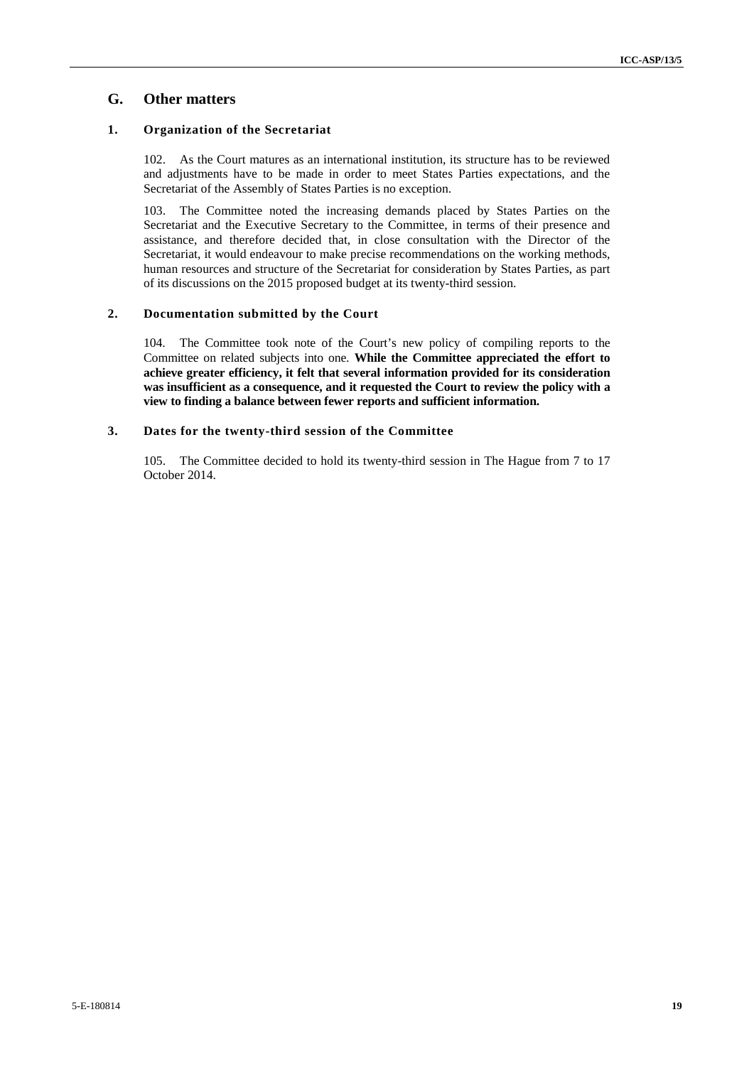## G. Other matters

### 1. Organization of the Secretariat

102. As the Court matures as an international institution, its structure has to be reviewed and adjustments have to be made in order to meet States Parties expectations, and the Secretariat of the Assembly of States Parties is no exception.

103. The Committee noted the increasing demands placed by States Parties on the Secretariat and the Executive Secretary to the Committee, in terms of their presence and assistance, and therefore decided that, in close consultation with the Director of the Secretariat, it would endeavour to make precise recommendations on the working methods, human resources and structure of the Secretariat for consideration by States Parties, as part of its discussions on the 2015 proposed budget at its twenty-third session.

### 2. Documentation submitted by the Court

104. The Committee took note of the Court's new policy of compiling reports to the Committee on related subjects into one. **While the Committee appreciated the effort to achieve greater efficiency, it felt that several information provided for its consideration was insufficient as a consequence, and it requested the Court to review the policy with a view to finding a balance between fewer reports and sufficient information.**

### 3. Dates for the twenty-third session of the Committee

105. The Committee decided to hold its twenty-third session in The Hague from 7 to 17 October 2014.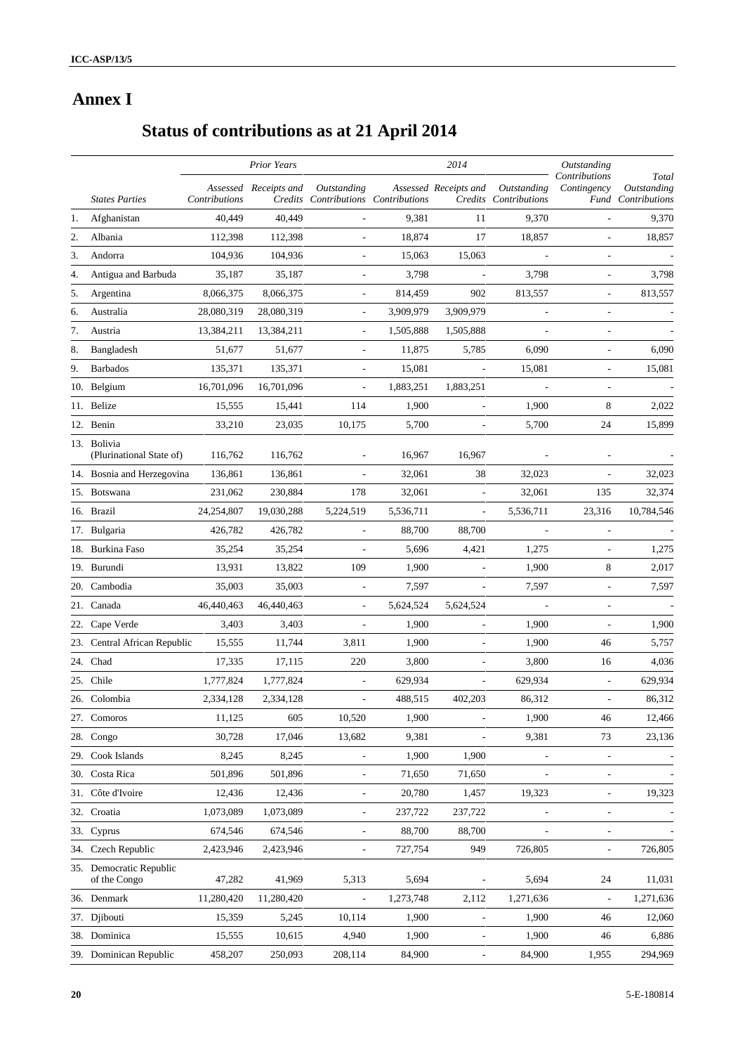# Annex I

## Status of contributions as at 21 April 2014

| | | *Prior Years* | | | *2014* | | | *Outstanding Contributions Contingency Fund* | *Total Outstanding Contributions* |
|---|---|---|---|---|---|---|---|---|---|
| | *States Parties* | *Assessed Contributions* | *Receipts and Credits* | *Outstanding Contributions* | *Assessed Contributions* | *Receipts and Credits* | *Outstanding Contributions* | | |
| 1. | Afghanistan | 40,449 | 40,449 | - | 9,381 | 11 | 9,370 | - | 9,370 |
| 2. | Albania | 112,398 | 112,398 | - | 18,874 | 17 | 18,857 | - | 18,857 |
| 3. | Andorra | 104,936 | 104,936 | - | 15,063 | 15,063 | - | - | - |
| 4. | Antigua and Barbuda | 35,187 | 35,187 | - | 3,798 | - | 3,798 | - | 3,798 |
| 5. | Argentina | 8,066,375 | 8,066,375 | - | 814,459 | 902 | 813,557 | - | 813,557 |
| 6. | Australia | 28,080,319 | 28,080,319 | - | 3,909,979 | 3,909,979 | - | - | - |
| 7. | Austria | 13,384,211 | 13,384,211 | - | 1,505,888 | 1,505,888 | - | - | - |
| 8. | Bangladesh | 51,677 | 51,677 | - | 11,875 | 5,785 | 6,090 | - | 6,090 |
| 9. | Barbados | 135,371 | 135,371 | - | 15,081 | - | 15,081 | - | 15,081 |
| 10. | Belgium | 16,701,096 | 16,701,096 | - | 1,883,251 | 1,883,251 | - | - | - |
| 11. | Belize | 15,555 | 15,441 | 114 | 1,900 | - | 1,900 | 8 | 2,022 |
| 12. | Benin | 33,210 | 23,035 | 10,175 | 5,700 | - | 5,700 | 24 | 15,899 |
| 13. | Bolivia (Plurinational State of) | 116,762 | 116,762 | - | 16,967 | 16,967 | - | - | - |
| 14. | Bosnia and Herzegovina | 136,861 | 136,861 | - | 32,061 | 38 | 32,023 | - | 32,023 |
| 15. | Botswana | 231,062 | 230,884 | 178 | 32,061 | - | 32,061 | 135 | 32,374 |
| 16. | Brazil | 24,254,807 | 19,030,288 | 5,224,519 | 5,536,711 | - | 5,536,711 | 23,316 | 10,784,546 |
| 17. | Bulgaria | 426,782 | 426,782 | - | 88,700 | 88,700 | - | - | - |
| 18. | Burkina Faso | 35,254 | 35,254 | - | 5,696 | 4,421 | 1,275 | - | 1,275 |
| 19. | Burundi | 13,931 | 13,822 | 109 | 1,900 | - | 1,900 | 8 | 2,017 |
| 20. | Cambodia | 35,003 | 35,003 | - | 7,597 | - | 7,597 | - | 7,597 |
| 21. | Canada | 46,440,463 | 46,440,463 | - | 5,624,524 | 5,624,524 | - | - | - |
| 22. | Cape Verde | 3,403 | 3,403 | - | 1,900 | - | 1,900 | - | 1,900 |
| 23. | Central African Republic | 15,555 | 11,744 | 3,811 | 1,900 | - | 1,900 | 46 | 5,757 |
| 24. | Chad | 17,335 | 17,115 | 220 | 3,800 | - | 3,800 | 16 | 4,036 |
| 25. | Chile | 1,777,824 | 1,777,824 | - | 629,934 | - | 629,934 | - | 629,934 |
| 26. | Colombia | 2,334,128 | 2,334,128 | - | 488,515 | 402,203 | 86,312 | - | 86,312 |
| 27. | Comoros | 11,125 | 605 | 10,520 | 1,900 | - | 1,900 | 46 | 12,466 |
| 28. | Congo | 30,728 | 17,046 | 13,682 | 9,381 | - | 9,381 | 73 | 23,136 |
| 29. | Cook Islands | 8,245 | 8,245 | - | 1,900 | 1,900 | - | - | - |
| 30. | Costa Rica | 501,896 | 501,896 | - | 71,650 | 71,650 | - | - | - |
| 31. | Côte d'Ivoire | 12,436 | 12,436 | - | 20,780 | 1,457 | 19,323 | - | 19,323 |
| 32. | Croatia | 1,073,089 | 1,073,089 | - | 237,722 | 237,722 | - | - | - |
| 33. | Cyprus | 674,546 | 674,546 | - | 88,700 | 88,700 | - | - | - |
| 34. | Czech Republic | 2,423,946 | 2,423,946 | - | 727,754 | 949 | 726,805 | - | 726,805 |
| 35. | Democratic Republic of the Congo | 47,282 | 41,969 | 5,313 | 5,694 | - | 5,694 | 24 | 11,031 |
| 36. | Denmark | 11,280,420 | 11,280,420 | - | 1,273,748 | 2,112 | 1,271,636 | - | 1,271,636 |
| 37. | Djibouti | 15,359 | 5,245 | 10,114 | 1,900 | - | 1,900 | 46 | 12,060 |
| 38. | Dominica | 15,555 | 10,615 | 4,940 | 1,900 | - | 1,900 | 46 | 6,886 |
| 39. | Dominican Republic | 458,207 | 250,093 | 208,114 | 84,900 | - | 84,900 | 1,955 | 294,969 |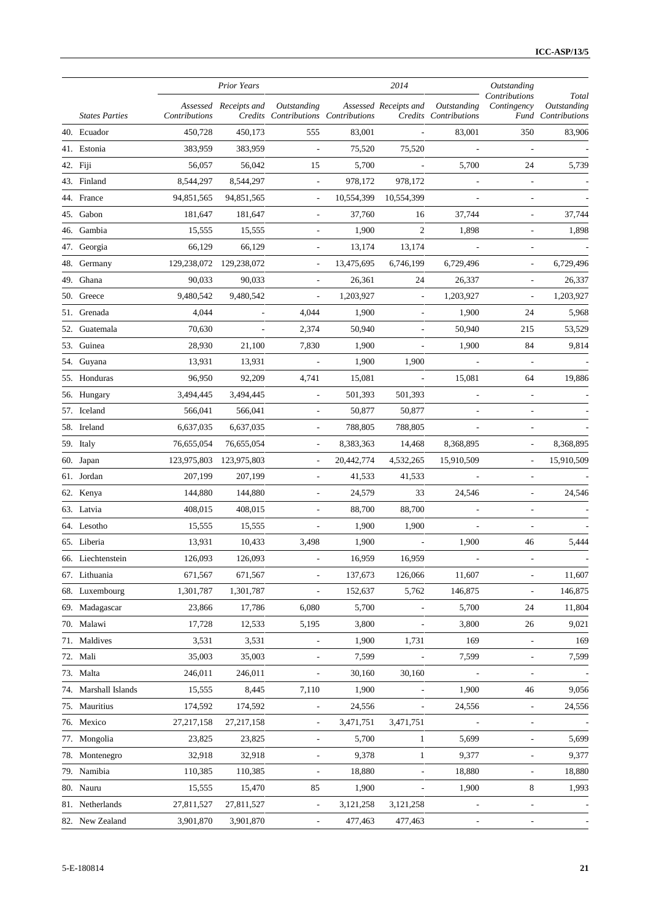| States Parties | Prior Years | | | 2014 | | | Outstanding Contributions Contingency Fund | Total Outstanding Contributions |
|---|---|---|---|---|---|---|---|---|
| | *Assessed Contributions* | *Receipts and Credits* | *Outstanding Contributions* | *Assessed Contributions* | *Receipts and Credits* | *Outstanding Contributions* | | |
| 40. Ecuador | 450,728 | 450,173 | 555 | 83,001 | - | 83,001 | 350 | 83,906 |
| 41. Estonia | 383,959 | 383,959 | - | 75,520 | 75,520 | - | - | - |
| 42. Fiji | 56,057 | 56,042 | 15 | 5,700 | - | 5,700 | 24 | 5,739 |
| 43. Finland | 8,544,297 | 8,544,297 | - | 978,172 | 978,172 | - | - | - |
| 44. France | 94,851,565 | 94,851,565 | - | 10,554,399 | 10,554,399 | - | - | - |
| 45. Gabon | 181,647 | 181,647 | - | 37,760 | 16 | 37,744 | - | 37,744 |
| 46. Gambia | 15,555 | 15,555 | - | 1,900 | 2 | 1,898 | - | 1,898 |
| 47. Georgia | 66,129 | 66,129 | - | 13,174 | 13,174 | - | - | - |
| 48. Germany | 129,238,072 | 129,238,072 | - | 13,475,695 | 6,746,199 | 6,729,496 | - | 6,729,496 |
| 49. Ghana | 90,033 | 90,033 | - | 26,361 | 24 | 26,337 | - | 26,337 |
| 50. Greece | 9,480,542 | 9,480,542 | - | 1,203,927 | - | 1,203,927 | - | 1,203,927 |
| 51. Grenada | 4,044 | - | 4,044 | 1,900 | - | 1,900 | 24 | 5,968 |
| 52. Guatemala | 70,630 | - | 2,374 | 50,940 | - | 50,940 | 215 | 53,529 |
| 53. Guinea | 28,930 | 21,100 | 7,830 | 1,900 | - | 1,900 | 84 | 9,814 |
| 54. Guyana | 13,931 | 13,931 | - | 1,900 | 1,900 | - | - | - |
| 55. Honduras | 96,950 | 92,209 | 4,741 | 15,081 | - | 15,081 | 64 | 19,886 |
| 56. Hungary | 3,494,445 | 3,494,445 | - | 501,393 | 501,393 | - | - | - |
| 57. Iceland | 566,041 | 566,041 | - | 50,877 | 50,877 | - | - | - |
| 58. Ireland | 6,637,035 | 6,637,035 | - | 788,805 | 788,805 | - | - | - |
| 59. Italy | 76,655,054 | 76,655,054 | - | 8,383,363 | 14,468 | 8,368,895 | - | 8,368,895 |
| 60. Japan | 123,975,803 | 123,975,803 | - | 20,442,774 | 4,532,265 | 15,910,509 | - | 15,910,509 |
| 61. Jordan | 207,199 | 207,199 | - | 41,533 | 41,533 | - | - | - |
| 62. Kenya | 144,880 | 144,880 | - | 24,579 | 33 | 24,546 | - | 24,546 |
| 63. Latvia | 408,015 | 408,015 | - | 88,700 | 88,700 | - | - | - |
| 64. Lesotho | 15,555 | 15,555 | - | 1,900 | 1,900 | - | - | - |
| 65. Liberia | 13,931 | 10,433 | 3,498 | 1,900 | - | 1,900 | 46 | 5,444 |
| 66. Liechtenstein | 126,093 | 126,093 | - | 16,959 | 16,959 | - | - | - |
| 67. Lithuania | 671,567 | 671,567 | - | 137,673 | 126,066 | 11,607 | - | 11,607 |
| 68. Luxembourg | 1,301,787 | 1,301,787 | - | 152,637 | 5,762 | 146,875 | - | 146,875 |
| 69. Madagascar | 23,866 | 17,786 | 6,080 | 5,700 | - | 5,700 | 24 | 11,804 |
| 70. Malawi | 17,728 | 12,533 | 5,195 | 3,800 | - | 3,800 | 26 | 9,021 |
| 71. Maldives | 3,531 | 3,531 | - | 1,900 | 1,731 | 169 | - | 169 |
| 72. Mali | 35,003 | 35,003 | - | 7,599 | - | 7,599 | - | 7,599 |
| 73. Malta | 246,011 | 246,011 | - | 30,160 | 30,160 | - | - | - |
| 74. Marshall Islands | 15,555 | 8,445 | 7,110 | 1,900 | - | 1,900 | 46 | 9,056 |
| 75. Mauritius | 174,592 | 174,592 | - | 24,556 | - | 24,556 | - | 24,556 |
| 76. Mexico | 27,217,158 | 27,217,158 | - | 3,471,751 | 3,471,751 | - | - | - |
| 77. Mongolia | 23,825 | 23,825 | - | 5,700 | 1 | 5,699 | - | 5,699 |
| 78. Montenegro | 32,918 | 32,918 | - | 9,378 | 1 | 9,377 | - | 9,377 |
| 79. Namibia | 110,385 | 110,385 | - | 18,880 | - | 18,880 | - | 18,880 |
| 80. Nauru | 15,555 | 15,470 | 85 | 1,900 | - | 1,900 | 8 | 1,993 |
| 81. Netherlands | 27,811,527 | 27,811,527 | - | 3,121,258 | 3,121,258 | - | - | - |
| 82. New Zealand | 3,901,870 | 3,901,870 | - | 477,463 | 477,463 | - | - | - |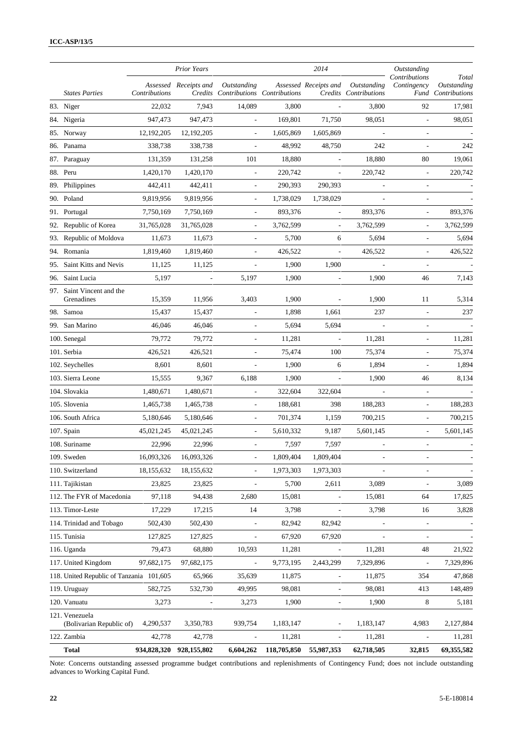| States Parties | Prior Years | | | 2014 | | | Outstanding Contributions Contingency Fund | Total Outstanding Contributions |
|---|---|---|---|---|---|---|---|---|
| | Assessed Contributions | Receipts and Credits | Outstanding Contributions | Assessed Contributions | Receipts and Credits | Outstanding Contributions | | |
| 83. Niger | 22,032 | 7,943 | 14,089 | 3,800 | - | 3,800 | 92 | 17,981 |
| 84. Nigeria | 947,473 | 947,473 | - | 169,801 | 71,750 | 98,051 | - | 98,051 |
| 85. Norway | 12,192,205 | 12,192,205 | - | 1,605,869 | 1,605,869 | - | - | - |
| 86. Panama | 338,738 | 338,738 | - | 48,992 | 48,750 | 242 | - | 242 |
| 87. Paraguay | 131,359 | 131,258 | 101 | 18,880 | - | 18,880 | 80 | 19,061 |
| 88. Peru | 1,420,170 | 1,420,170 | - | 220,742 | - | 220,742 | - | 220,742 |
| 89. Philippines | 442,411 | 442,411 | - | 290,393 | 290,393 | - | - | - |
| 90. Poland | 9,819,956 | 9,819,956 | - | 1,738,029 | 1,738,029 | - | - | - |
| 91. Portugal | 7,750,169 | 7,750,169 | - | 893,376 | - | 893,376 | - | 893,376 |
| 92. Republic of Korea | 31,765,028 | 31,765,028 | - | 3,762,599 | - | 3,762,599 | - | 3,762,599 |
| 93. Republic of Moldova | 11,673 | 11,673 | - | 5,700 | 6 | 5,694 | - | 5,694 |
| 94. Romania | 1,819,460 | 1,819,460 | - | 426,522 | - | 426,522 | - | 426,522 |
| 95. Saint Kitts and Nevis | 11,125 | 11,125 | - | 1,900 | 1,900 | - | - | - |
| 96. Saint Lucia | 5,197 | - | 5,197 | 1,900 | - | 1,900 | 46 | 7,143 |
| 97. Saint Vincent and the Grenadines | 15,359 | 11,956 | 3,403 | 1,900 | - | 1,900 | 11 | 5,314 |
| 98. Samoa | 15,437 | 15,437 | - | 1,898 | 1,661 | 237 | - | 237 |
| 99. San Marino | 46,046 | 46,046 | - | 5,694 | 5,694 | - | - | - |
| 100. Senegal | 79,772 | 79,772 | - | 11,281 | - | 11,281 | - | 11,281 |
| 101. Serbia | 426,521 | 426,521 | - | 75,474 | 100 | 75,374 | - | 75,374 |
| 102. Seychelles | 8,601 | 8,601 | - | 1,900 | 6 | 1,894 | - | 1,894 |
| 103. Sierra Leone | 15,555 | 9,367 | 6,188 | 1,900 | - | 1,900 | 46 | 8,134 |
| 104. Slovakia | 1,480,671 | 1,480,671 | - | 322,604 | 322,604 | - | - | - |
| 105. Slovenia | 1,465,738 | 1,465,738 | - | 188,681 | 398 | 188,283 | - | 188,283 |
| 106. South Africa | 5,180,646 | 5,180,646 | - | 701,374 | 1,159 | 700,215 | - | 700,215 |
| 107. Spain | 45,021,245 | 45,021,245 | - | 5,610,332 | 9,187 | 5,601,145 | - | 5,601,145 |
| 108. Suriname | 22,996 | 22,996 | - | 7,597 | 7,597 | - | - | - |
| 109. Sweden | 16,093,326 | 16,093,326 | - | 1,809,404 | 1,809,404 | - | - | - |
| 110. Switzerland | 18,155,632 | 18,155,632 | - | 1,973,303 | 1,973,303 | - | - | - |
| 111. Tajikistan | 23,825 | 23,825 | - | 5,700 | 2,611 | 3,089 | - | 3,089 |
| 112. The FYR of Macedonia | 97,118 | 94,438 | 2,680 | 15,081 | - | 15,081 | 64 | 17,825 |
| 113. Timor-Leste | 17,229 | 17,215 | 14 | 3,798 | - | 3,798 | 16 | 3,828 |
| 114. Trinidad and Tobago | 502,430 | 502,430 | - | 82,942 | 82,942 | - | - | - |
| 115. Tunisia | 127,825 | 127,825 | - | 67,920 | 67,920 | - | - | - |
| 116. Uganda | 79,473 | 68,880 | 10,593 | 11,281 | - | 11,281 | 48 | 21,922 |
| 117. United Kingdom | 97,682,175 | 97,682,175 | - | 9,773,195 | 2,443,299 | 7,329,896 | - | 7,329,896 |
| 118. United Republic of Tanzania | 101,605 | 65,966 | 35,639 | 11,875 | - | 11,875 | 354 | 47,868 |
| 119. Uruguay | 582,725 | 532,730 | 49,995 | 98,081 | - | 98,081 | 413 | 148,489 |
| 120. Vanuatu | 3,273 | - | 3,273 | 1,900 | - | 1,900 | 8 | 5,181 |
| 121. Venezuela (Bolivarian Republic of) | 4,290,537 | 3,350,783 | 939,754 | 1,183,147 | - | 1,183,147 | 4,983 | 2,127,884 |
| 122. Zambia | 42,778 | 42,778 | - | 11,281 | - | 11,281 | - | 11,281 |
| **Total** | **934,828,320** | **928,155,802** | **6,604,262** | **118,705,850** | **55,987,353** | **62,718,505** | **32,815** | **69,355,582** |

Note: Concerns outstanding assessed programme budget contributions and replenishments of Contingency Fund; does not include outstanding advances to Working Capital Fund.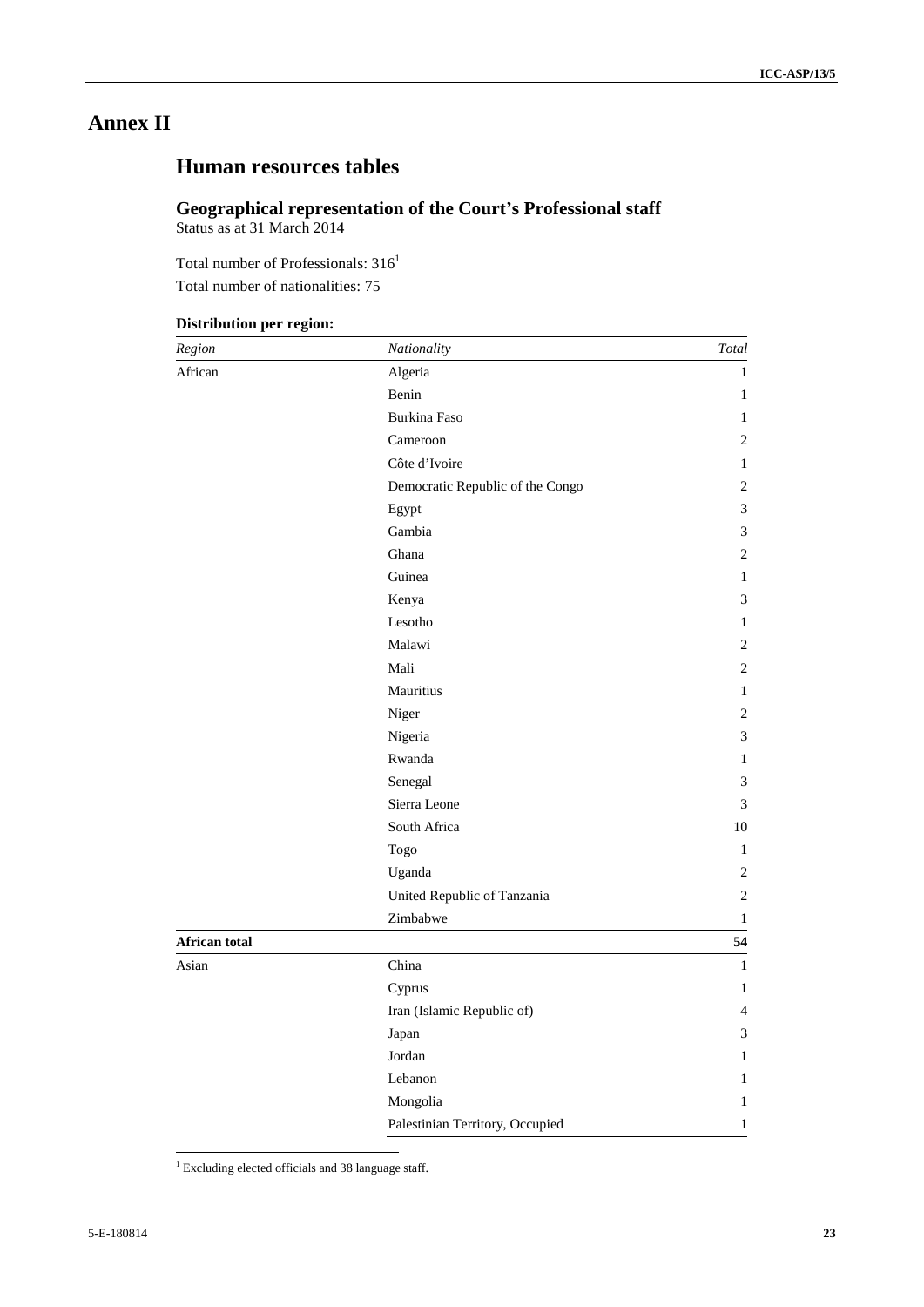# Annex II

## Human resources tables

### Geographical representation of the Court's Professional staff

Status as at 31 March 2014

Total number of Professionals: 316[1]

Total number of nationalities: 75

**Distribution per region:**

| *Region* | *Nationality* | *Total* |
|---|---|---|
| African | Algeria | 1 |
| | Benin | 1 |
| | Burkina Faso | 1 |
| | Cameroon | 2 |
| | Côte d'Ivoire | 1 |
| | Democratic Republic of the Congo | 2 |
| | Egypt | 3 |
| | Gambia | 3 |
| | Ghana | 2 |
| | Guinea | 1 |
| | Kenya | 3 |
| | Lesotho | 1 |
| | Malawi | 2 |
| | Mali | 2 |
| | Mauritius | 1 |
| | Niger | 2 |
| | Nigeria | 3 |
| | Rwanda | 1 |
| | Senegal | 3 |
| | Sierra Leone | 3 |
| | South Africa | 10 |
| | Togo | 1 |
| | Uganda | 2 |
| | United Republic of Tanzania | 2 |
| | Zimbabwe | 1 |
| **African total** | | **54** |
| Asian | China | 1 |
| | Cyprus | 1 |
| | Iran (Islamic Republic of) | 4 |
| | Japan | 3 |
| | Jordan | 1 |
| | Lebanon | 1 |
| | Mongolia | 1 |
| | Palestinian Territory, Occupied | 1 |

[1] Excluding elected officials and 38 language staff.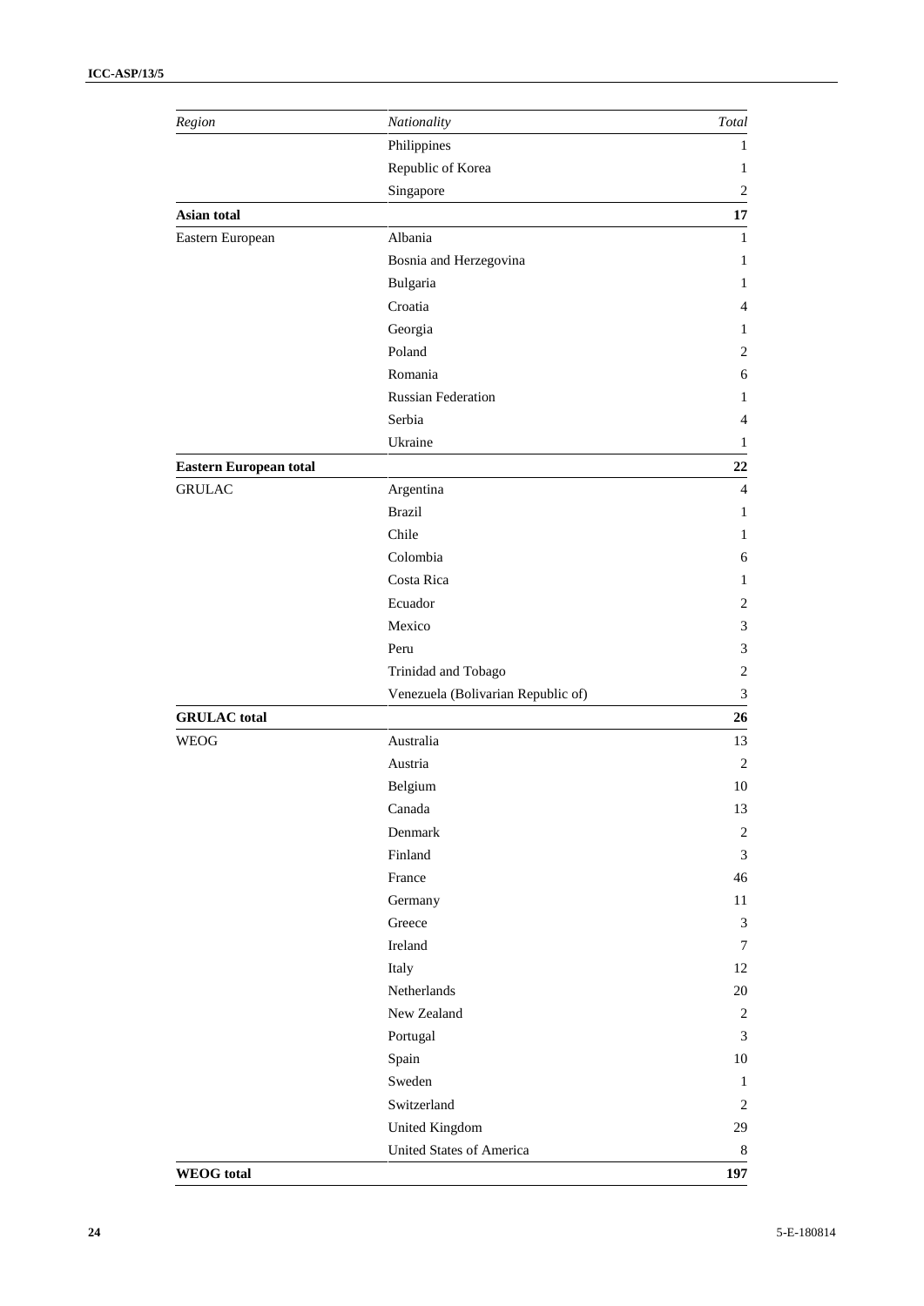| *Region* | *Nationality* | *Total* |
|---|---|---|
| | Philippines | 1 |
| | Republic of Korea | 1 |
| | Singapore | 2 |
| **Asian total** | | **17** |
| Eastern European | Albania | 1 |
| | Bosnia and Herzegovina | 1 |
| | Bulgaria | 1 |
| | Croatia | 4 |
| | Georgia | 1 |
| | Poland | 2 |
| | Romania | 6 |
| | Russian Federation | 1 |
| | Serbia | 4 |
| | Ukraine | 1 |
| **Eastern European total** | | **22** |
| GRULAC | Argentina | 4 |
| | Brazil | 1 |
| | Chile | 1 |
| | Colombia | 6 |
| | Costa Rica | 1 |
| | Ecuador | 2 |
| | Mexico | 3 |
| | Peru | 3 |
| | Trinidad and Tobago | 2 |
| | Venezuela (Bolivarian Republic of) | 3 |
| **GRULAC total** | | **26** |
| WEOG | Australia | 13 |
| | Austria | 2 |
| | Belgium | 10 |
| | Canada | 13 |
| | Denmark | 2 |
| | Finland | 3 |
| | France | 46 |
| | Germany | 11 |
| | Greece | 3 |
| | Ireland | 7 |
| | Italy | 12 |
| | Netherlands | 20 |
| | New Zealand | 2 |
| | Portugal | 3 |
| | Spain | 10 |
| | Sweden | 1 |
| | Switzerland | 2 |
| | United Kingdom | 29 |
| | United States of America | 8 |
| **WEOG total** | | **197** |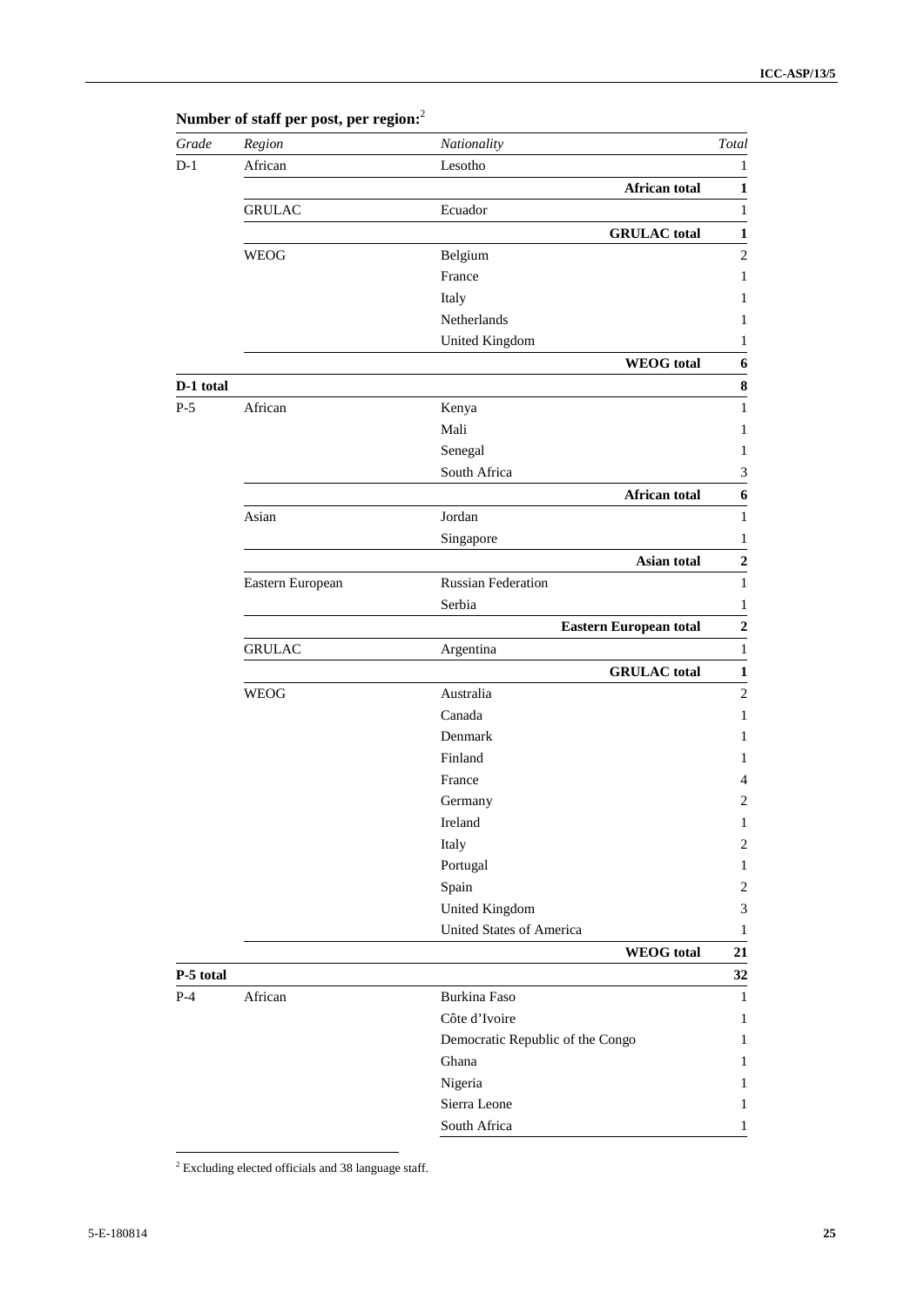**Number of staff per post, per region:**[2]

| *Grade* | *Region* | *Nationality* | *Total* |
|---|---|---|---|
| D-1 | African | Lesotho | 1 |
| | | **African total** | **1** |
| | GRULAC | Ecuador | 1 |
| | | **GRULAC total** | **1** |
| | WEOG | Belgium | 2 |
| | | France | 1 |
| | | Italy | 1 |
| | | Netherlands | 1 |
| | | United Kingdom | 1 |
| | | **WEOG total** | **6** |
| **D-1 total** | | | **8** |
| P-5 | African | Kenya | 1 |
| | | Mali | 1 |
| | | Senegal | 1 |
| | | South Africa | 3 |
| | | **African total** | **6** |
| | Asian | Jordan | 1 |
| | | Singapore | 1 |
| | | **Asian total** | **2** |
| | Eastern European | Russian Federation | 1 |
| | | Serbia | 1 |
| | | **Eastern European total** | **2** |
| | GRULAC | Argentina | 1 |
| | | **GRULAC total** | **1** |
| | WEOG | Australia | 2 |
| | | Canada | 1 |
| | | Denmark | 1 |
| | | Finland | 1 |
| | | France | 4 |
| | | Germany | 2 |
| | | Ireland | 1 |
| | | Italy | 2 |
| | | Portugal | 1 |
| | | Spain | 2 |
| | | United Kingdom | 3 |
| | | United States of America | 1 |
| | | **WEOG total** | **21** |
| **P-5 total** | | | **32** |
| P-4 | African | Burkina Faso | 1 |
| | | Côte d'Ivoire | 1 |
| | | Democratic Republic of the Congo | 1 |
| | | Ghana | 1 |
| | | Nigeria | 1 |
| | | Sierra Leone | 1 |
| | | South Africa | 1 |

[2] Excluding elected officials and 38 language staff.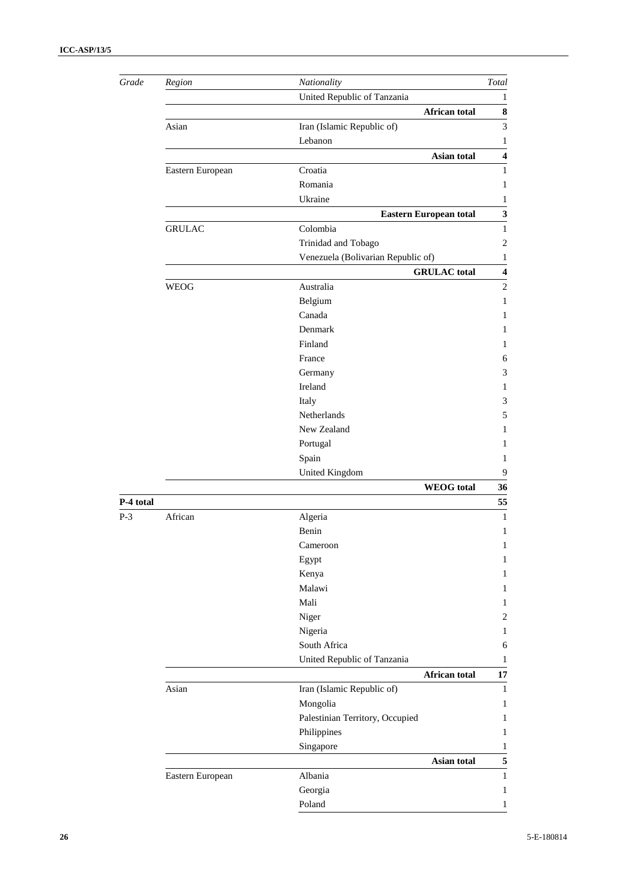| *Grade* | *Region* | *Nationality* | *Total* |
|---|---|---|---|
| | | United Republic of Tanzania | 1 |
| | | **African total** | **8** |
| | Asian | Iran (Islamic Republic of) | 3 |
| | | Lebanon | 1 |
| | | **Asian total** | **4** |
| | Eastern European | Croatia | 1 |
| | | Romania | 1 |
| | | Ukraine | 1 |
| | | **Eastern European total** | **3** |
| | GRULAC | Colombia | 1 |
| | | Trinidad and Tobago | 2 |
| | | Venezuela (Bolivarian Republic of) | 1 |
| | | **GRULAC total** | **4** |
| | WEOG | Australia | 2 |
| | | Belgium | 1 |
| | | Canada | 1 |
| | | Denmark | 1 |
| | | Finland | 1 |
| | | France | 6 |
| | | Germany | 3 |
| | | Ireland | 1 |
| | | Italy | 3 |
| | | Netherlands | 5 |
| | | New Zealand | 1 |
| | | Portugal | 1 |
| | | Spain | 1 |
| | | United Kingdom | 9 |
| | | **WEOG total** | **36** |
| **P-4 total** | | | **55** |
| P-3 | African | Algeria | 1 |
| | | Benin | 1 |
| | | Cameroon | 1 |
| | | Egypt | 1 |
| | | Kenya | 1 |
| | | Malawi | 1 |
| | | Mali | 1 |
| | | Niger | 2 |
| | | Nigeria | 1 |
| | | South Africa | 6 |
| | | United Republic of Tanzania | 1 |
| | | **African total** | **17** |
| | Asian | Iran (Islamic Republic of) | 1 |
| | | Mongolia | 1 |
| | | Palestinian Territory, Occupied | 1 |
| | | Philippines | 1 |
| | | Singapore | 1 |
| | | **Asian total** | **5** |
| | Eastern European | Albania | 1 |
| | | Georgia | 1 |
| | | Poland | 1 |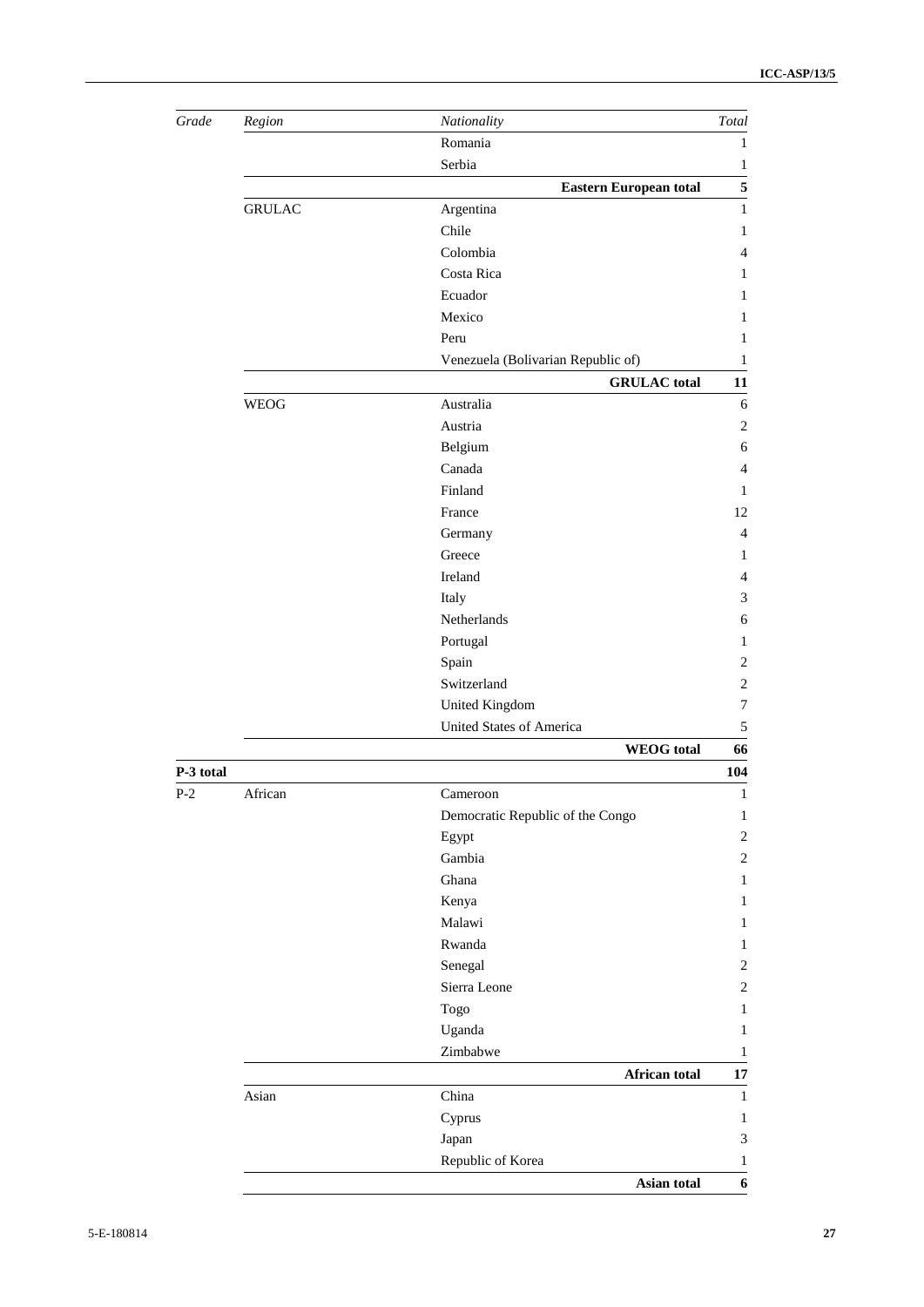| *Grade* | *Region* | *Nationality* | *Total* |
|---|---|---|---|
| | | Romania | 1 |
| | | Serbia | 1 |
| | | **Eastern European total** | **5** |
| | GRULAC | Argentina | 1 |
| | | Chile | 1 |
| | | Colombia | 4 |
| | | Costa Rica | 1 |
| | | Ecuador | 1 |
| | | Mexico | 1 |
| | | Peru | 1 |
| | | Venezuela (Bolivarian Republic of) | 1 |
| | | **GRULAC total** | **11** |
| | WEOG | Australia | 6 |
| | | Austria | 2 |
| | | Belgium | 6 |
| | | Canada | 4 |
| | | Finland | 1 |
| | | France | 12 |
| | | Germany | 4 |
| | | Greece | 1 |
| | | Ireland | 4 |
| | | Italy | 3 |
| | | Netherlands | 6 |
| | | Portugal | 1 |
| | | Spain | 2 |
| | | Switzerland | 2 |
| | | United Kingdom | 7 |
| | | United States of America | 5 |
| | | **WEOG total** | **66** |
| **P-3 total** | | | **104** |
| P-2 | African | Cameroon | 1 |
| | | Democratic Republic of the Congo | 1 |
| | | Egypt | 2 |
| | | Gambia | 2 |
| | | Ghana | 1 |
| | | Kenya | 1 |
| | | Malawi | 1 |
| | | Rwanda | 1 |
| | | Senegal | 2 |
| | | Sierra Leone | 2 |
| | | Togo | 1 |
| | | Uganda | 1 |
| | | Zimbabwe | 1 |
| | | **African total** | **17** |
| | Asian | China | 1 |
| | | Cyprus | 1 |
| | | Japan | 3 |
| | | Republic of Korea | 1 |
| | | **Asian total** | **6** |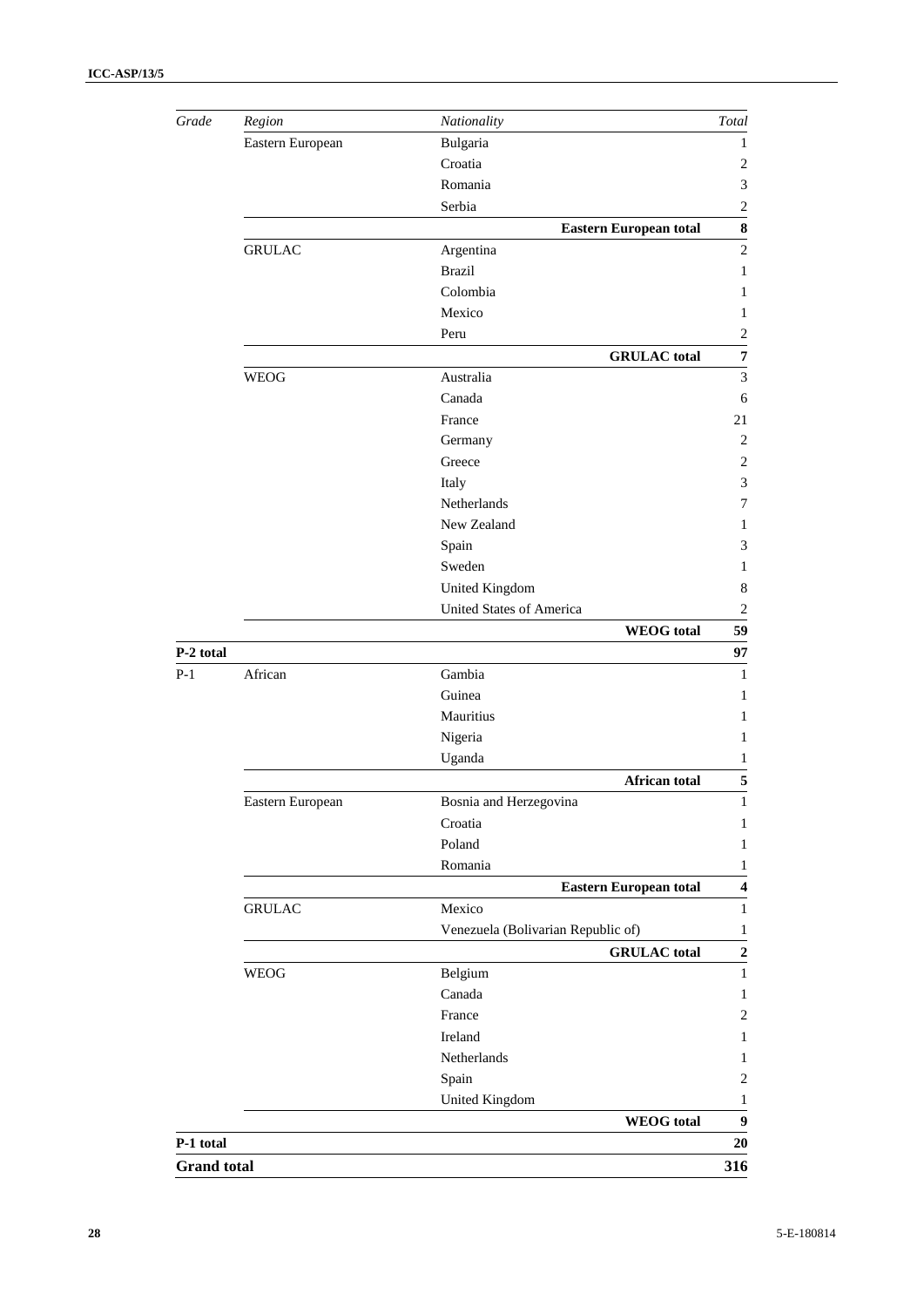| *Grade* | *Region* | *Nationality* | *Total* |
|---|---|---|---|
| | Eastern European | Bulgaria | 1 |
| | | Croatia | 2 |
| | | Romania | 3 |
| | | Serbia | 2 |
| | | **Eastern European total** | **8** |
| | GRULAC | Argentina | 2 |
| | | Brazil | 1 |
| | | Colombia | 1 |
| | | Mexico | 1 |
| | | Peru | 2 |
| | | **GRULAC total** | **7** |
| | WEOG | Australia | 3 |
| | | Canada | 6 |
| | | France | 21 |
| | | Germany | 2 |
| | | Greece | 2 |
| | | Italy | 3 |
| | | Netherlands | 7 |
| | | New Zealand | 1 |
| | | Spain | 3 |
| | | Sweden | 1 |
| | | United Kingdom | 8 |
| | | United States of America | 2 |
| | | **WEOG total** | **59** |
| **P-2 total** | | | **97** |
| P-1 | African | Gambia | 1 |
| | | Guinea | 1 |
| | | Mauritius | 1 |
| | | Nigeria | 1 |
| | | Uganda | 1 |
| | | **African total** | **5** |
| | Eastern European | Bosnia and Herzegovina | 1 |
| | | Croatia | 1 |
| | | Poland | 1 |
| | | Romania | 1 |
| | | **Eastern European total** | **4** |
| | GRULAC | Mexico | 1 |
| | | Venezuela (Bolivarian Republic of) | 1 |
| | | **GRULAC total** | **2** |
| | WEOG | Belgium | 1 |
| | | Canada | 1 |
| | | France | 2 |
| | | Ireland | 1 |
| | | Netherlands | 1 |
| | | Spain | 2 |
| | | United Kingdom | 1 |
| | | **WEOG total** | **9** |
| **P-1 total** | | | **20** |
| **Grand total** | | | **316** |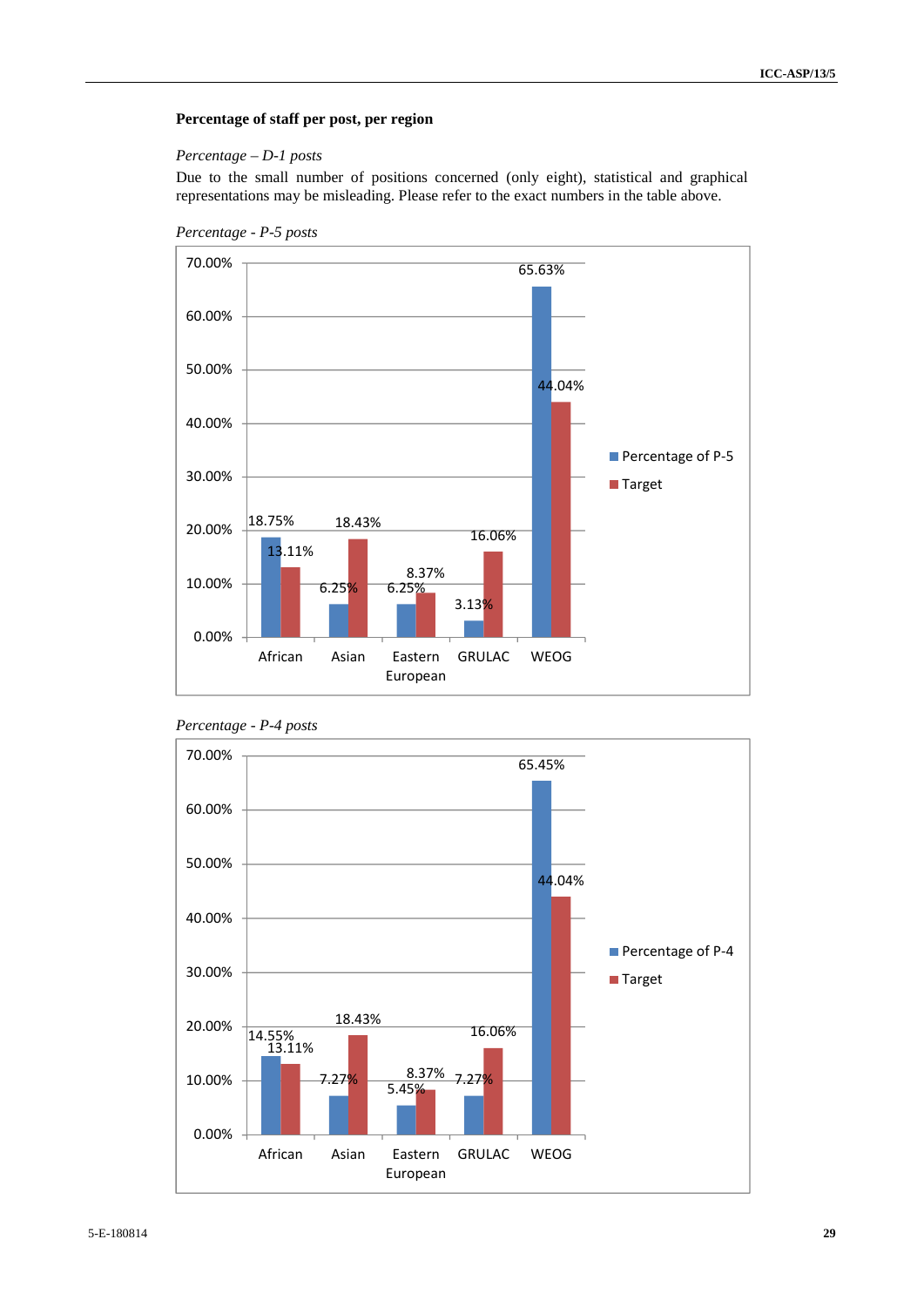**Percentage of staff per post, per region**

*Percentage – D-1 posts*

Due to the small number of positions concerned (only eight), statistical and graphical representations may be misleading. Please refer to the exact numbers in the table above.

*Percentage - P-5 posts*

| | Percentage of P-5 | Target |
|---|---|---|
| African | 18.75% | 13.11% |
| Asian | 6.25% | 18.43% |
| Eastern European | 6.25% | 8.37% |
| GRULAC | 3.13% | 16.06% |
| WEOG | 65.63% | 44.04% |

*Percentage - P-4 posts*

| | Percentage of P-4 | Target |
|---|---|---|
| African | 14.55% | 13.11% |
| Asian | 7.27% | 18.43% |
| Eastern European | 5.45% | 8.37% |
| GRULAC | 7.27% | 16.06% |
| WEOG | 65.45% | 44.04% |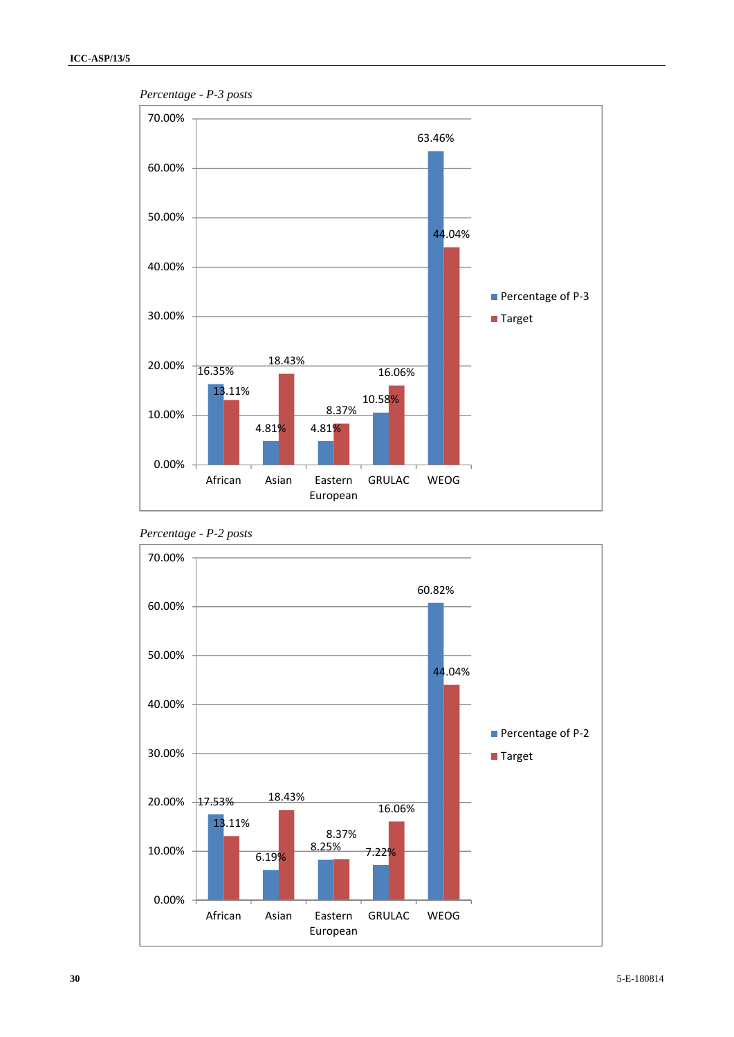*Percentage - P-3 posts*

| | Percentage of P-3 | Target |
|---|---|---|
| African | 16.35% | 13.11% |
| Asian | 4.81% | 18.43% |
| Eastern European | 4.81% | 8.37% |
| GRULAC | 10.58% | 16.06% |
| WEOG | 63.46% | 44.04% |

*Percentage - P-2 posts*

| | Percentage of P-2 | Target |
|---|---|---|
| African | 17.53% | 13.11% |
| Asian | 6.19% | 18.43% |
| Eastern European | 8.25% | 8.37% |
| GRULAC | 7.22% | 16.06% |
| WEOG | 60.82% | 44.04% |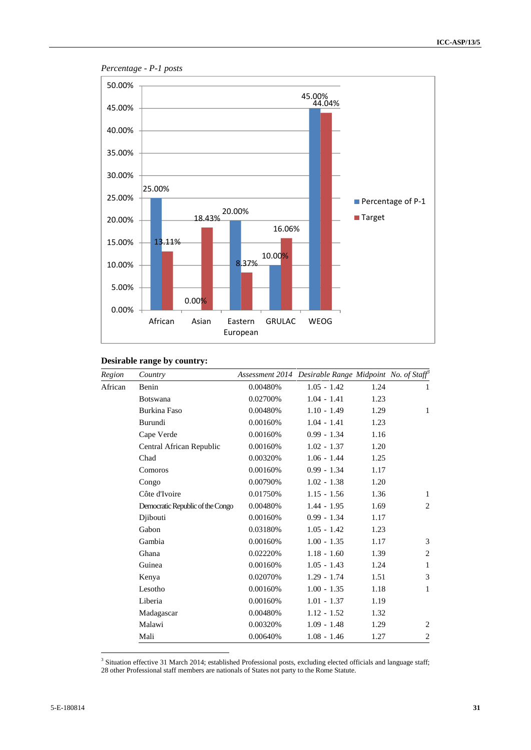*Percentage - P-1 posts*

| Region | Percentage of P-1 | Target |
|---|---|---|
| African | 25.00% | 13.11% |
| Asian | 0.00% | 18.43% |
| Eastern European | 20.00% | 8.37% |
| GRULAC | 10.00% | 16.06% |
| WEOG | 45.00% | 44.04% |

**Desirable range by country:**

| *Region* | *Country* | *Assessment 2014* | *Desirable Range* | *Midpoint* | *No. of Staff*[3] |
|---|---|---|---|---|---|
| African | Benin | 0.00480% | 1.05 - 1.42 | 1.24 | 1 |
| | Botswana | 0.02700% | 1.04 - 1.41 | 1.23 | |
| | Burkina Faso | 0.00480% | 1.10 - 1.49 | 1.29 | 1 |
| | Burundi | 0.00160% | 1.04 - 1.41 | 1.23 | |
| | Cape Verde | 0.00160% | 0.99 - 1.34 | 1.16 | |
| | Central African Republic | 0.00160% | 1.02 - 1.37 | 1.20 | |
| | Chad | 0.00320% | 1.06 - 1.44 | 1.25 | |
| | Comoros | 0.00160% | 0.99 - 1.34 | 1.17 | |
| | Congo | 0.00790% | 1.02 - 1.38 | 1.20 | |
| | Côte d'Ivoire | 0.01750% | 1.15 - 1.56 | 1.36 | 1 |
| | Democratic Republic of the Congo | 0.00480% | 1.44 - 1.95 | 1.69 | 2 |
| | Djibouti | 0.00160% | 0.99 - 1.34 | 1.17 | |
| | Gabon | 0.03180% | 1.05 - 1.42 | 1.23 | |
| | Gambia | 0.00160% | 1.00 - 1.35 | 1.17 | 3 |
| | Ghana | 0.02220% | 1.18 - 1.60 | 1.39 | 2 |
| | Guinea | 0.00160% | 1.05 - 1.43 | 1.24 | 1 |
| | Kenya | 0.02070% | 1.29 - 1.74 | 1.51 | 3 |
| | Lesotho | 0.00160% | 1.00 - 1.35 | 1.18 | 1 |
| | Liberia | 0.00160% | 1.01 - 1.37 | 1.19 | |
| | Madagascar | 0.00480% | 1.12 - 1.52 | 1.32 | |
| | Malawi | 0.00320% | 1.09 - 1.48 | 1.29 | 2 |
| | Mali | 0.00640% | 1.08 - 1.46 | 1.27 | 2 |

[3] Situation effective 31 March 2014; established Professional posts, excluding elected officials and language staff; 28 other Professional staff members are nationals of States not party to the Rome Statute.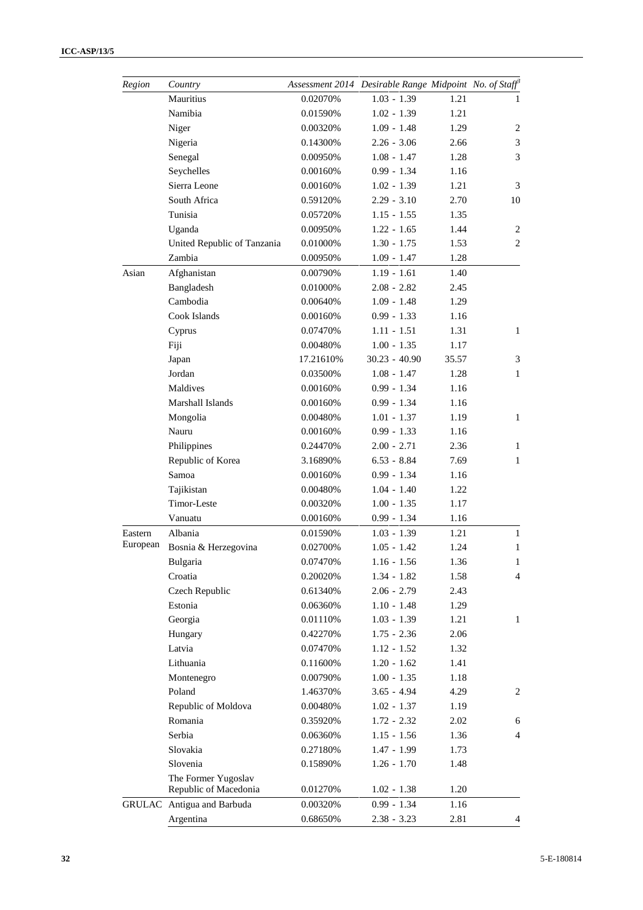| Region | Country | Assessment 2014 | Desirable Range | Midpoint | No. of Staff[3] |
|---|---|---|---|---|---|
| | Mauritius | 0.02070% | 1.03 - 1.39 | 1.21 | 1 |
| | Namibia | 0.01590% | 1.02 - 1.39 | 1.21 | |
| | Niger | 0.00320% | 1.09 - 1.48 | 1.29 | 2 |
| | Nigeria | 0.14300% | 2.26 - 3.06 | 2.66 | 3 |
| | Senegal | 0.00950% | 1.08 - 1.47 | 1.28 | 3 |
| | Seychelles | 0.00160% | 0.99 - 1.34 | 1.16 | |
| | Sierra Leone | 0.00160% | 1.02 - 1.39 | 1.21 | 3 |
| | South Africa | 0.59120% | 2.29 - 3.10 | 2.70 | 10 |
| | Tunisia | 0.05720% | 1.15 - 1.55 | 1.35 | |
| | Uganda | 0.00950% | 1.22 - 1.65 | 1.44 | 2 |
| | United Republic of Tanzania | 0.01000% | 1.30 - 1.75 | 1.53 | 2 |
| | Zambia | 0.00950% | 1.09 - 1.47 | 1.28 | |
| Asian | Afghanistan | 0.00790% | 1.19 - 1.61 | 1.40 | |
| | Bangladesh | 0.01000% | 2.08 - 2.82 | 2.45 | |
| | Cambodia | 0.00640% | 1.09 - 1.48 | 1.29 | |
| | Cook Islands | 0.00160% | 0.99 - 1.33 | 1.16 | |
| | Cyprus | 0.07470% | 1.11 - 1.51 | 1.31 | 1 |
| | Fiji | 0.00480% | 1.00 - 1.35 | 1.17 | |
| | Japan | 17.21610% | 30.23 - 40.90 | 35.57 | 3 |
| | Jordan | 0.03500% | 1.08 - 1.47 | 1.28 | 1 |
| | Maldives | 0.00160% | 0.99 - 1.34 | 1.16 | |
| | Marshall Islands | 0.00160% | 0.99 - 1.34 | 1.16 | |
| | Mongolia | 0.00480% | 1.01 - 1.37 | 1.19 | 1 |
| | Nauru | 0.00160% | 0.99 - 1.33 | 1.16 | |
| | Philippines | 0.24470% | 2.00 - 2.71 | 2.36 | 1 |
| | Republic of Korea | 3.16890% | 6.53 - 8.84 | 7.69 | 1 |
| | Samoa | 0.00160% | 0.99 - 1.34 | 1.16 | |
| | Tajikistan | 0.00480% | 1.04 - 1.40 | 1.22 | |
| | Timor-Leste | 0.00320% | 1.00 - 1.35 | 1.17 | |
| | Vanuatu | 0.00160% | 0.99 - 1.34 | 1.16 | |
| Eastern European | Albania | 0.01590% | 1.03 - 1.39 | 1.21 | 1 |
| | Bosnia & Herzegovina | 0.02700% | 1.05 - 1.42 | 1.24 | 1 |
| | Bulgaria | 0.07470% | 1.16 - 1.56 | 1.36 | 1 |
| | Croatia | 0.20020% | 1.34 - 1.82 | 1.58 | 4 |
| | Czech Republic | 0.61340% | 2.06 - 2.79 | 2.43 | |
| | Estonia | 0.06360% | 1.10 - 1.48 | 1.29 | |
| | Georgia | 0.01110% | 1.03 - 1.39 | 1.21 | 1 |
| | Hungary | 0.42270% | 1.75 - 2.36 | 2.06 | |
| | Latvia | 0.07470% | 1.12 - 1.52 | 1.32 | |
| | Lithuania | 0.11600% | 1.20 - 1.62 | 1.41 | |
| | Montenegro | 0.00790% | 1.00 - 1.35 | 1.18 | |
| | Poland | 1.46370% | 3.65 - 4.94 | 4.29 | 2 |
| | Republic of Moldova | 0.00480% | 1.02 - 1.37 | 1.19 | |
| | Romania | 0.35920% | 1.72 - 2.32 | 2.02 | 6 |
| | Serbia | 0.06360% | 1.15 - 1.56 | 1.36 | 4 |
| | Slovakia | 0.27180% | 1.47 - 1.99 | 1.73 | |
| | Slovenia | 0.15890% | 1.26 - 1.70 | 1.48 | |
| | The Former Yugoslav Republic of Macedonia | 0.01270% | 1.02 - 1.38 | 1.20 | |
| GRULAC | Antigua and Barbuda | 0.00320% | 0.99 - 1.34 | 1.16 | |
| | Argentina | 0.68650% | 2.38 - 3.23 | 2.81 | 4 |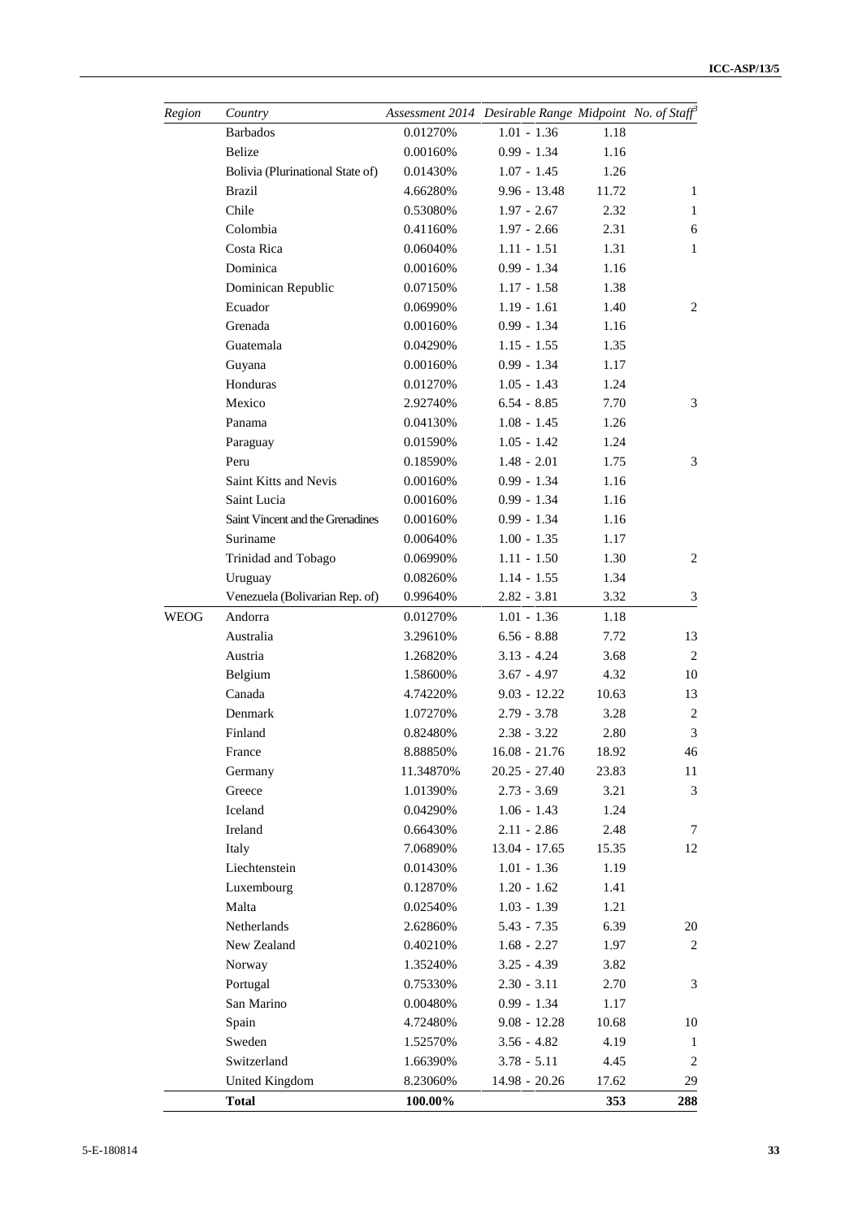| Region | Country | Assessment 2014 | Desirable Range | Midpoint | No. of Staff[3] |
|---|---|---|---|---|---|
| | Barbados | 0.01270% | 1.01 - 1.36 | 1.18 | |
| | Belize | 0.00160% | 0.99 - 1.34 | 1.16 | |
| | Bolivia (Plurinational State of) | 0.01430% | 1.07 - 1.45 | 1.26 | |
| | Brazil | 4.66280% | 9.96 - 13.48 | 11.72 | 1 |
| | Chile | 0.53080% | 1.97 - 2.67 | 2.32 | 1 |
| | Colombia | 0.41160% | 1.97 - 2.66 | 2.31 | 6 |
| | Costa Rica | 0.06040% | 1.11 - 1.51 | 1.31 | 1 |
| | Dominica | 0.00160% | 0.99 - 1.34 | 1.16 | |
| | Dominican Republic | 0.07150% | 1.17 - 1.58 | 1.38 | |
| | Ecuador | 0.06990% | 1.19 - 1.61 | 1.40 | 2 |
| | Grenada | 0.00160% | 0.99 - 1.34 | 1.16 | |
| | Guatemala | 0.04290% | 1.15 - 1.55 | 1.35 | |
| | Guyana | 0.00160% | 0.99 - 1.34 | 1.17 | |
| | Honduras | 0.01270% | 1.05 - 1.43 | 1.24 | |
| | Mexico | 2.92740% | 6.54 - 8.85 | 7.70 | 3 |
| | Panama | 0.04130% | 1.08 - 1.45 | 1.26 | |
| | Paraguay | 0.01590% | 1.05 - 1.42 | 1.24 | |
| | Peru | 0.18590% | 1.48 - 2.01 | 1.75 | 3 |
| | Saint Kitts and Nevis | 0.00160% | 0.99 - 1.34 | 1.16 | |
| | Saint Lucia | 0.00160% | 0.99 - 1.34 | 1.16 | |
| | Saint Vincent and the Grenadines | 0.00160% | 0.99 - 1.34 | 1.16 | |
| | Suriname | 0.00640% | 1.00 - 1.35 | 1.17 | |
| | Trinidad and Tobago | 0.06990% | 1.11 - 1.50 | 1.30 | 2 |
| | Uruguay | 0.08260% | 1.14 - 1.55 | 1.34 | |
| | Venezuela (Bolivarian Rep. of) | 0.99640% | 2.82 - 3.81 | 3.32 | 3 |
| WEOG | Andorra | 0.01270% | 1.01 - 1.36 | 1.18 | |
| | Australia | 3.29610% | 6.56 - 8.88 | 7.72 | 13 |
| | Austria | 1.26820% | 3.13 - 4.24 | 3.68 | 2 |
| | Belgium | 1.58600% | 3.67 - 4.97 | 4.32 | 10 |
| | Canada | 4.74220% | 9.03 - 12.22 | 10.63 | 13 |
| | Denmark | 1.07270% | 2.79 - 3.78 | 3.28 | 2 |
| | Finland | 0.82480% | 2.38 - 3.22 | 2.80 | 3 |
| | France | 8.88850% | 16.08 - 21.76 | 18.92 | 46 |
| | Germany | 11.34870% | 20.25 - 27.40 | 23.83 | 11 |
| | Greece | 1.01390% | 2.73 - 3.69 | 3.21 | 3 |
| | Iceland | 0.04290% | 1.06 - 1.43 | 1.24 | |
| | Ireland | 0.66430% | 2.11 - 2.86 | 2.48 | 7 |
| | Italy | 7.06890% | 13.04 - 17.65 | 15.35 | 12 |
| | Liechtenstein | 0.01430% | 1.01 - 1.36 | 1.19 | |
| | Luxembourg | 0.12870% | 1.20 - 1.62 | 1.41 | |
| | Malta | 0.02540% | 1.03 - 1.39 | 1.21 | |
| | Netherlands | 2.62860% | 5.43 - 7.35 | 6.39 | 20 |
| | New Zealand | 0.40210% | 1.68 - 2.27 | 1.97 | 2 |
| | Norway | 1.35240% | 3.25 - 4.39 | 3.82 | |
| | Portugal | 0.75330% | 2.30 - 3.11 | 2.70 | 3 |
| | San Marino | 0.00480% | 0.99 - 1.34 | 1.17 | |
| | Spain | 4.72480% | 9.08 - 12.28 | 10.68 | 10 |
| | Sweden | 1.52570% | 3.56 - 4.82 | 4.19 | 1 |
| | Switzerland | 1.66390% | 3.78 - 5.11 | 4.45 | 2 |
| | United Kingdom | 8.23060% | 14.98 - 20.26 | 17.62 | 29 |
| | **Total** | **100.00%** | | **353** | **288** |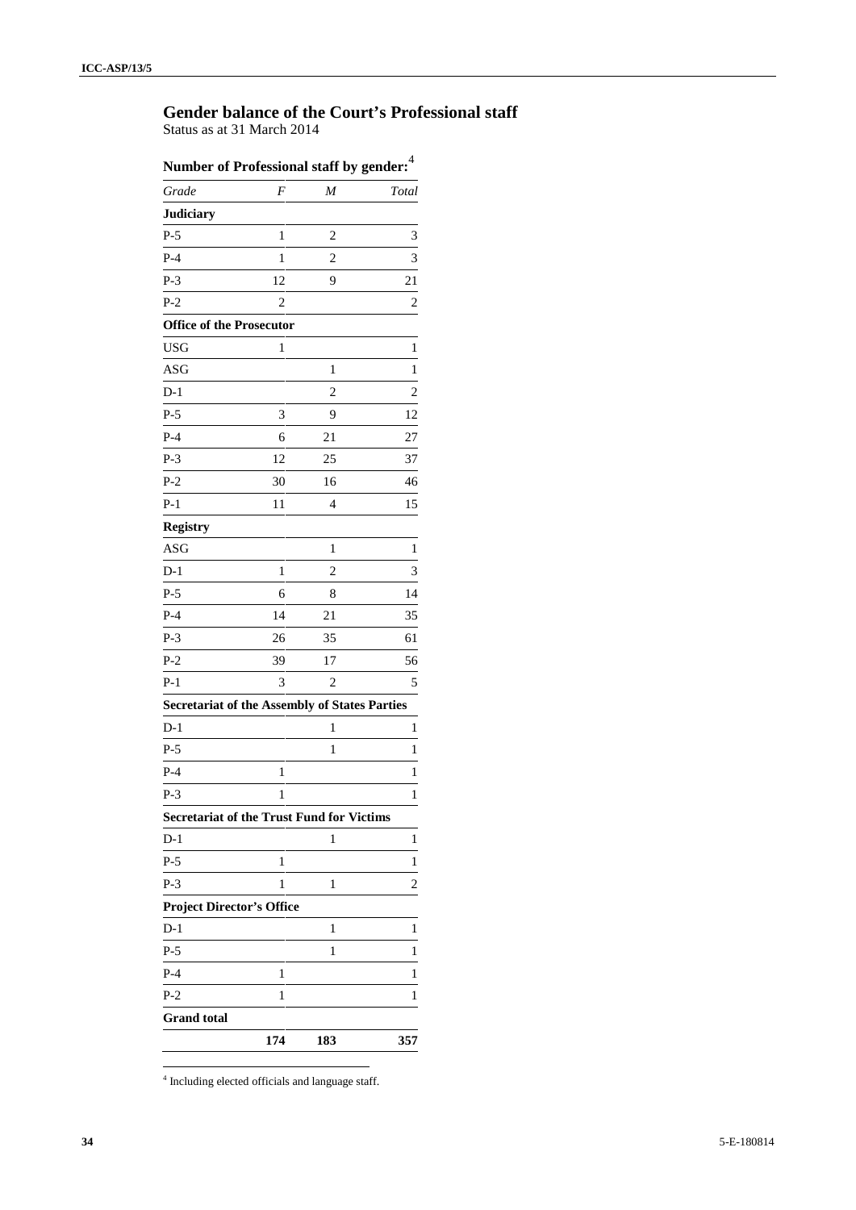## Gender balance of the Court's Professional staff

Status as at 31 March 2014

**Number of Professional staff by gender:**[4]

| *Grade* | *F* | *M* | *Total* |
|---|---|---|---|
| **Judiciary** | | | |
| P-5 | 1 | 2 | 3 |
| P-4 | 1 | 2 | 3 |
| P-3 | 12 | 9 | 21 |
| P-2 | 2 | | 2 |
| **Office of the Prosecutor** | | | |
| USG | 1 | | 1 |
| ASG | | 1 | 1 |
| D-1 | | 2 | 2 |
| P-5 | 3 | 9 | 12 |
| P-4 | 6 | 21 | 27 |
| P-3 | 12 | 25 | 37 |
| P-2 | 30 | 16 | 46 |
| P-1 | 11 | 4 | 15 |
| **Registry** | | | |
| ASG | | 1 | 1 |
| D-1 | 1 | 2 | 3 |
| P-5 | 6 | 8 | 14 |
| P-4 | 14 | 21 | 35 |
| P-3 | 26 | 35 | 61 |
| P-2 | 39 | 17 | 56 |
| P-1 | 3 | 2 | 5 |
| **Secretariat of the Assembly of States Parties** | | | |
| D-1 | | 1 | 1 |
| P-5 | | 1 | 1 |
| P-4 | 1 | | 1 |
| P-3 | 1 | | 1 |
| **Secretariat of the Trust Fund for Victims** | | | |
| D-1 | | 1 | 1 |
| P-5 | 1 | | 1 |
| P-3 | 1 | 1 | 2 |
| **Project Director's Office** | | | |
| D-1 | | 1 | 1 |
| P-5 | | 1 | 1 |
| P-4 | 1 | | 1 |
| P-2 | 1 | | 1 |
| **Grand total** | | | |
| | **174** | **183** | **357** |

[4] Including elected officials and language staff.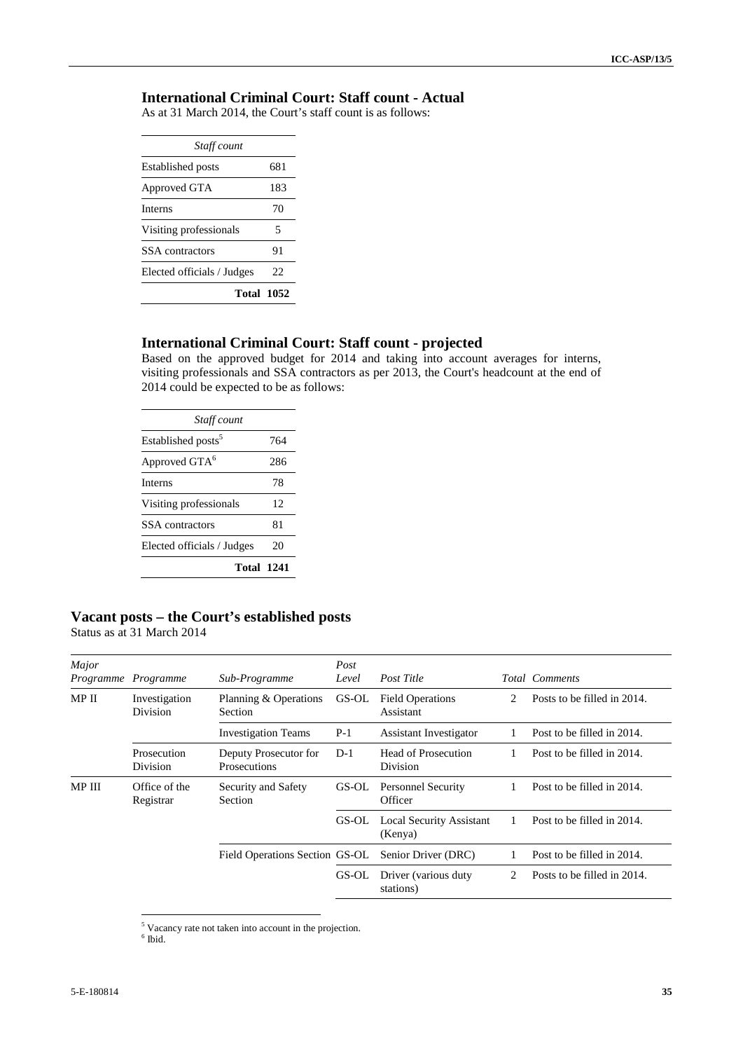## International Criminal Court: Staff count - Actual

As at 31 March 2014, the Court's staff count is as follows:

| *Staff count* | |
|---|---|
| Established posts | 681 |
| Approved GTA | 183 |
| Interns | 70 |
| Visiting professionals | 5 |
| SSA contractors | 91 |
| Elected officials / Judges | 22 |
| **Total** | **1052** |

## International Criminal Court: Staff count - projected

Based on the approved budget for 2014 and taking into account averages for interns, visiting professionals and SSA contractors as per 2013, the Court's headcount at the end of 2014 could be expected to be as follows:

| *Staff count* | |
|---|---|
| Established posts[5] | 764 |
| Approved GTA[6] | 286 |
| Interns | 78 |
| Visiting professionals | 12 |
| SSA contractors | 81 |
| Elected officials / Judges | 20 |
| **Total** | **1241** |

## Vacant posts – the Court's established posts

Status as at 31 March 2014

| *Major Programme* | *Programme* | *Sub-Programme* | *Post Level* | *Post Title* | *Total* | *Comments* |
|---|---|---|---|---|---|---|
| MP II | Investigation Division | Planning & Operations Section | GS-OL | Field Operations Assistant | 2 | Posts to be filled in 2014. |
| | | Investigation Teams | P-1 | Assistant Investigator | 1 | Post to be filled in 2014. |
| | Prosecution Division | Deputy Prosecutor for Prosecutions | D-1 | Head of Prosecution Division | 1 | Post to be filled in 2014. |
| MP III | Office of the Registrar | Security and Safety Section | GS-OL | Personnel Security Officer | 1 | Post to be filled in 2014. |
| | | | GS-OL | Local Security Assistant (Kenya) | 1 | Post to be filled in 2014. |
| | | Field Operations Section | GS-OL | Senior Driver (DRC) | 1 | Post to be filled in 2014. |
| | | | GS-OL | Driver (various duty stations) | 2 | Posts to be filled in 2014. |

[5] Vacancy rate not taken into account in the projection.
[6] Ibid.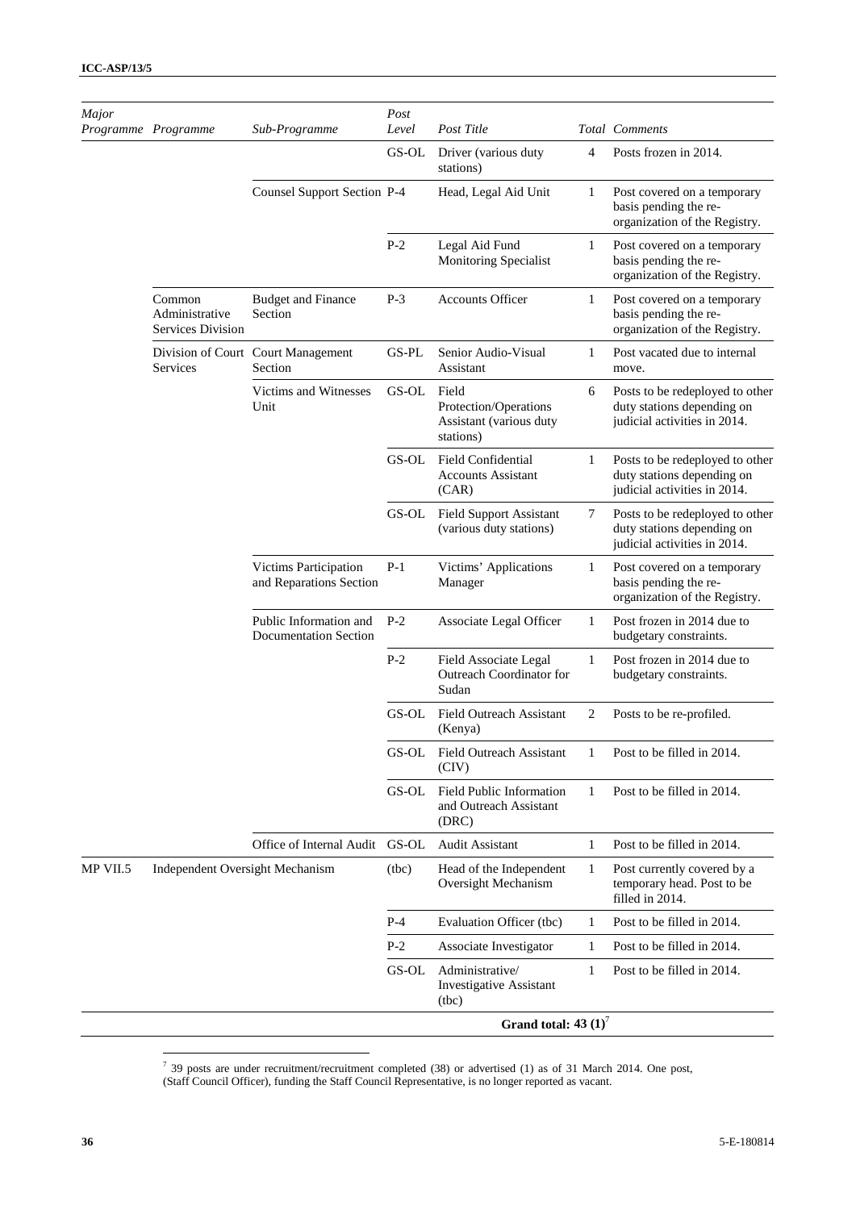| *Major Programme* | *Programme* | *Sub-Programme* | *Post Level* | *Post Title* | *Total* | *Comments* |
|---|---|---|---|---|---|---|
| | | | GS-OL | Driver (various duty stations) | 4 | Posts frozen in 2014. |
| | | Counsel Support Section | P-4 | Head, Legal Aid Unit | 1 | Post covered on a temporary basis pending the re-organization of the Registry. |
| | | | P-2 | Legal Aid Fund Monitoring Specialist | 1 | Post covered on a temporary basis pending the re-organization of the Registry. |
| | Common Administrative Services Division | Budget and Finance Section | P-3 | Accounts Officer | 1 | Post covered on a temporary basis pending the re-organization of the Registry. |
| | Division of Court Services | Court Management Section | GS-PL | Senior Audio-Visual Assistant | 1 | Post vacated due to internal move. |
| | | Victims and Witnesses Unit | GS-OL | Field Protection/Operations Assistant (various duty stations) | 6 | Posts to be redeployed to other duty stations depending on judicial activities in 2014. |
| | | | GS-OL | Field Confidential Accounts Assistant (CAR) | 1 | Posts to be redeployed to other duty stations depending on judicial activities in 2014. |
| | | | GS-OL | Field Support Assistant (various duty stations) | 7 | Posts to be redeployed to other duty stations depending on judicial activities in 2014. |
| | | Victims Participation and Reparations Section | P-1 | Victims' Applications Manager | 1 | Post covered on a temporary basis pending the re-organization of the Registry. |
| | | Public Information and Documentation Section | P-2 | Associate Legal Officer | 1 | Post frozen in 2014 due to budgetary constraints. |
| | | | P-2 | Field Associate Legal Outreach Coordinator for Sudan | 1 | Post frozen in 2014 due to budgetary constraints. |
| | | | GS-OL | Field Outreach Assistant (Kenya) | 2 | Posts to be re-profiled. |
| | | | GS-OL | Field Outreach Assistant (CIV) | 1 | Post to be filled in 2014. |
| | | | GS-OL | Field Public Information and Outreach Assistant (DRC) | 1 | Post to be filled in 2014. |
| | | Office of Internal Audit | GS-OL | Audit Assistant | 1 | Post to be filled in 2014. |
| MP VII.5 | Independent Oversight Mechanism | | (tbc) | Head of the Independent Oversight Mechanism | 1 | Post currently covered by a temporary head. Post to be filled in 2014. |
| | | | P-4 | Evaluation Officer (tbc) | 1 | Post to be filled in 2014. |
| | | | P-2 | Associate Investigator | 1 | Post to be filled in 2014. |
| | | | GS-OL | Administrative/ Investigative Assistant (tbc) | 1 | Post to be filled in 2014. |
| | | | | **Grand total: 43 (1)**[7] | | |

[7] 39 posts are under recruitment/recruitment completed (38) or advertised (1) as of 31 March 2014. One post, (Staff Council Officer), funding the Staff Council Representative, is no longer reported as vacant.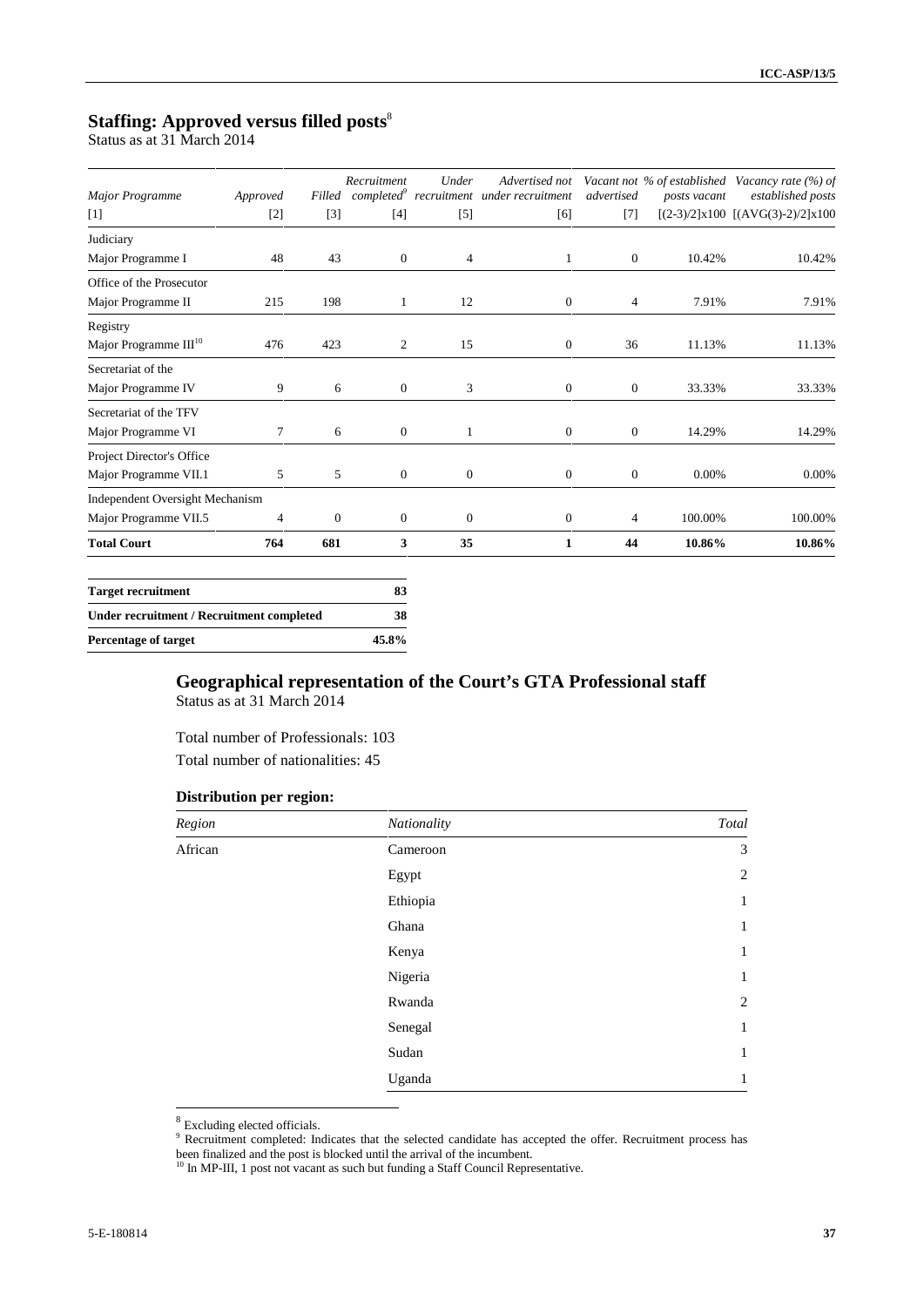## Staffing: Approved versus filled posts[8]

Status as at 31 March 2014

| *Major Programme* [1] | *Approved* [2] | *Filled* [3] | *Recruitment completed*[9] [4] | *Under recruitment* [5] | *Advertised not under recruitment* [6] | *Vacant not advertised* [7] | *% of established posts vacant* [(2-3)/2]x100 | *Vacancy rate (%) of established posts* [(AVG(3)-2)/2]x100 |
|---|---|---|---|---|---|---|---|---|
| Judiciary<br>Major Programme I | 48 | 43 | 0 | 4 | 1 | 0 | 10.42% | 10.42% |
| Office of the Prosecutor<br>Major Programme II | 215 | 198 | 1 | 12 | 0 | 4 | 7.91% | 7.91% |
| Registry<br>Major Programme III[10] | 476 | 423 | 2 | 15 | 0 | 36 | 11.13% | 11.13% |
| Secretariat of the<br>Major Programme IV | 9 | 6 | 0 | 3 | 0 | 0 | 33.33% | 33.33% |
| Secretariat of the TFV<br>Major Programme VI | 7 | 6 | 0 | 1 | 0 | 0 | 14.29% | 14.29% |
| Project Director's Office<br>Major Programme VII.1 | 5 | 5 | 0 | 0 | 0 | 0 | 0.00% | 0.00% |
| Independent Oversight Mechanism<br>Major Programme VII.5 | 4 | 0 | 0 | 0 | 0 | 4 | 100.00% | 100.00% |
| **Total Court** | **764** | **681** | **3** | **35** | **1** | **44** | **10.86%** | **10.86%** |

| | |
|---|---|
| **Target recruitment** | **83** |
| **Under recruitment / Recruitment completed** | **38** |
| **Percentage of target** | **45.8%** |

## Geographical representation of the Court's GTA Professional staff

Status as at 31 March 2014

Total number of Professionals: 103

Total number of nationalities: 45

### Distribution per region:

| *Region* | *Nationality* | *Total* |
|---|---|---|
| African | Cameroon | 3 |
| | Egypt | 2 |
| | Ethiopia | 1 |
| | Ghana | 1 |
| | Kenya | 1 |
| | Nigeria | 1 |
| | Rwanda | 2 |
| | Senegal | 1 |
| | Sudan | 1 |
| | Uganda | 1 |

[8] Excluding elected officials.

[9] Recruitment completed: Indicates that the selected candidate has accepted the offer. Recruitment process has been finalized and the post is blocked until the arrival of the incumbent.

[10] In MP-III, 1 post not vacant as such but funding a Staff Council Representative.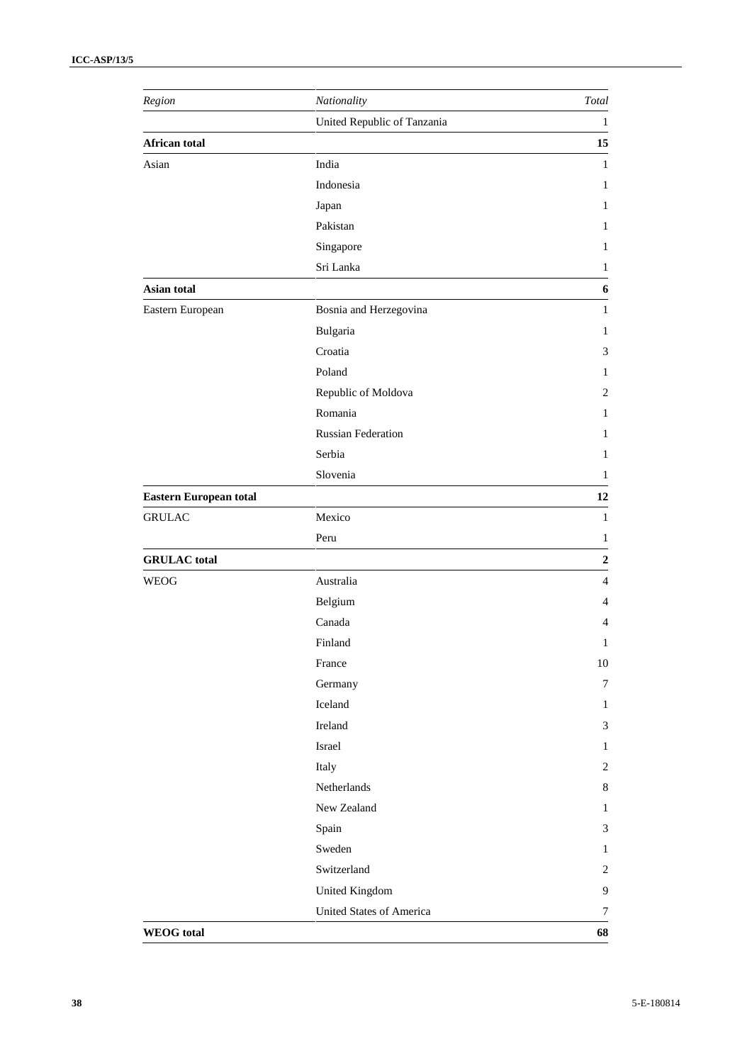| *Region* | *Nationality* | *Total* |
|---|---|---|
| | United Republic of Tanzania | 1 |
| **African total** | | **15** |
| Asian | India | 1 |
| | Indonesia | 1 |
| | Japan | 1 |
| | Pakistan | 1 |
| | Singapore | 1 |
| | Sri Lanka | 1 |
| **Asian total** | | **6** |
| Eastern European | Bosnia and Herzegovina | 1 |
| | Bulgaria | 1 |
| | Croatia | 3 |
| | Poland | 1 |
| | Republic of Moldova | 2 |
| | Romania | 1 |
| | Russian Federation | 1 |
| | Serbia | 1 |
| | Slovenia | 1 |
| **Eastern European total** | | **12** |
| GRULAC | Mexico | 1 |
| | Peru | 1 |
| **GRULAC total** | | **2** |
| WEOG | Australia | 4 |
| | Belgium | 4 |
| | Canada | 4 |
| | Finland | 1 |
| | France | 10 |
| | Germany | 7 |
| | Iceland | 1 |
| | Ireland | 3 |
| | Israel | 1 |
| | Italy | 2 |
| | Netherlands | 8 |
| | New Zealand | 1 |
| | Spain | 3 |
| | Sweden | 1 |
| | Switzerland | 2 |
| | United Kingdom | 9 |
| | United States of America | 7 |
| **WEOG total** | | **68** |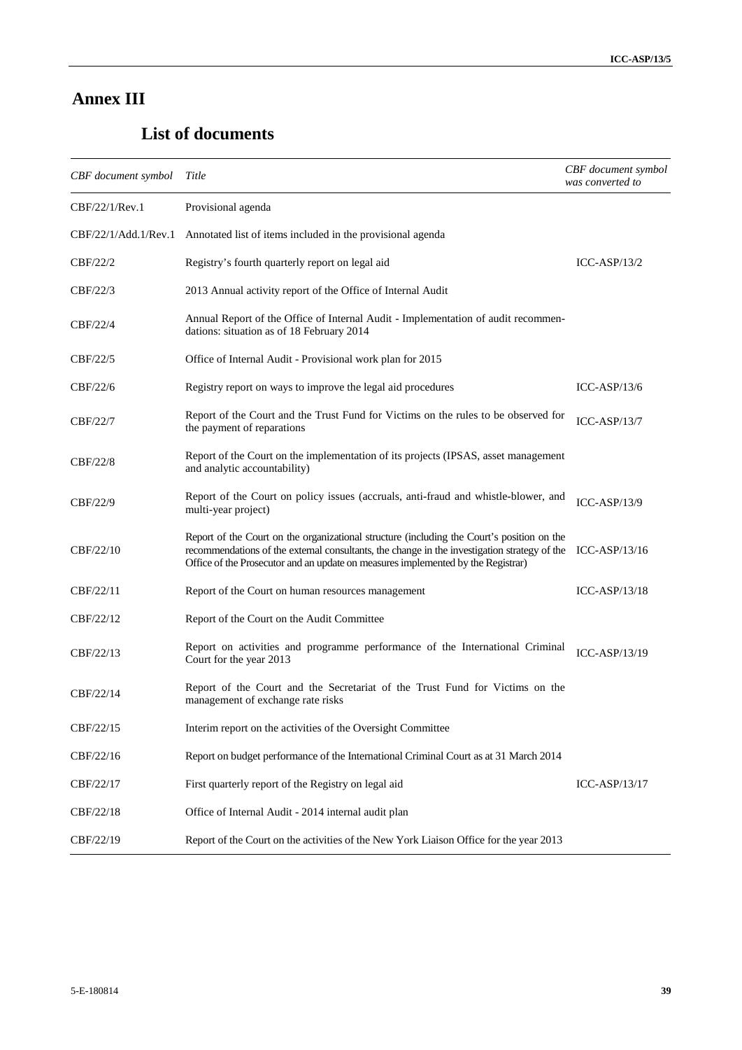# Annex III

## List of documents

| *CBF document symbol* | *Title* | *CBF document symbol was converted to* |
|---|---|---|
| CBF/22/1/Rev.1 | Provisional agenda | |
| CBF/22/1/Add.1/Rev.1 | Annotated list of items included in the provisional agenda | |
| CBF/22/2 | Registry's fourth quarterly report on legal aid | ICC-ASP/13/2 |
| CBF/22/3 | 2013 Annual activity report of the Office of Internal Audit | |
| CBF/22/4 | Annual Report of the Office of Internal Audit - Implementation of audit recommendations: situation as of 18 February 2014 | |
| CBF/22/5 | Office of Internal Audit - Provisional work plan for 2015 | |
| CBF/22/6 | Registry report on ways to improve the legal aid procedures | ICC-ASP/13/6 |
| CBF/22/7 | Report of the Court and the Trust Fund for Victims on the rules to be observed for the payment of reparations | ICC-ASP/13/7 |
| CBF/22/8 | Report of the Court on the implementation of its projects (IPSAS, asset management and analytic accountability) | |
| CBF/22/9 | Report of the Court on policy issues (accruals, anti-fraud and whistle-blower, and multi-year project) | ICC-ASP/13/9 |
| CBF/22/10 | Report of the Court on the organizational structure (including the Court's position on the recommendations of the external consultants, the change in the investigation strategy of the Office of the Prosecutor and an update on measures implemented by the Registrar) | ICC-ASP/13/16 |
| CBF/22/11 | Report of the Court on human resources management | ICC-ASP/13/18 |
| CBF/22/12 | Report of the Court on the Audit Committee | |
| CBF/22/13 | Report on activities and programme performance of the International Criminal Court for the year 2013 | ICC-ASP/13/19 |
| CBF/22/14 | Report of the Court and the Secretariat of the Trust Fund for Victims on the management of exchange rate risks | |
| CBF/22/15 | Interim report on the activities of the Oversight Committee | |
| CBF/22/16 | Report on budget performance of the International Criminal Court as at 31 March 2014 | |
| CBF/22/17 | First quarterly report of the Registry on legal aid | ICC-ASP/13/17 |
| CBF/22/18 | Office of Internal Audit - 2014 internal audit plan | |
| CBF/22/19 | Report of the Court on the activities of the New York Liaison Office for the year 2013 | |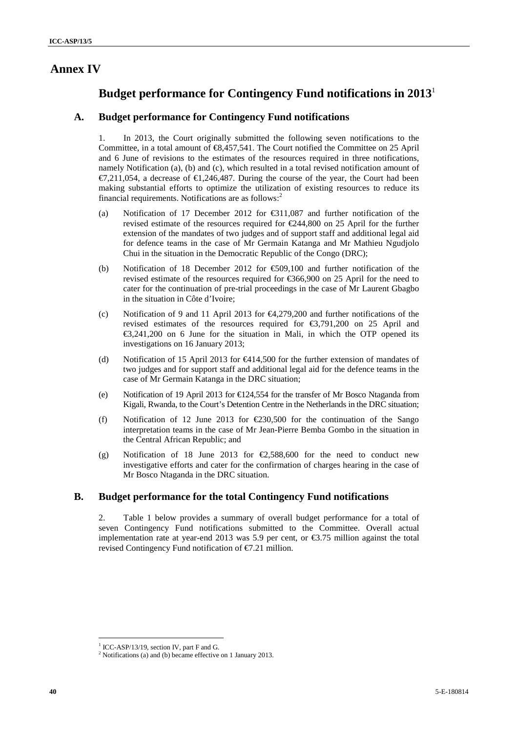# Annex IV

## Budget performance for Contingency Fund notifications in 2013[1]

### A. Budget performance for Contingency Fund notifications

1. In 2013, the Court originally submitted the following seven notifications to the Committee, in a total amount of €8,457,541. The Court notified the Committee on 25 April and 6 June of revisions to the estimates of the resources required in three notifications, namely Notification (a), (b) and (c), which resulted in a total revised notification amount of €7,211,054, a decrease of €1,246,487. During the course of the year, the Court had been making substantial efforts to optimize the utilization of existing resources to reduce its financial requirements. Notifications are as follows:[2]

(a) Notification of 17 December 2012 for €311,087 and further notification of the revised estimate of the resources required for €244,800 on 25 April for the further extension of the mandates of two judges and of support staff and additional legal aid for defence teams in the case of Mr Germain Katanga and Mr Mathieu Ngudjolo Chui in the situation in the Democratic Republic of the Congo (DRC);

(b) Notification of 18 December 2012 for €509,100 and further notification of the revised estimate of the resources required for €366,900 on 25 April for the need to cater for the continuation of pre-trial proceedings in the case of Mr Laurent Gbagbo in the situation in Côte d'Ivoire;

(c) Notification of 9 and 11 April 2013 for €4,279,200 and further notifications of the revised estimates of the resources required for €3,791,200 on 25 April and €3,241,200 on 6 June for the situation in Mali, in which the OTP opened its investigations on 16 January 2013;

(d) Notification of 15 April 2013 for €414,500 for the further extension of mandates of two judges and for support staff and additional legal aid for the defence teams in the case of Mr Germain Katanga in the DRC situation;

(e) Notification of 19 April 2013 for €124,554 for the transfer of Mr Bosco Ntaganda from Kigali, Rwanda, to the Court's Detention Centre in the Netherlands in the DRC situation;

(f) Notification of 12 June 2013 for €230,500 for the continuation of the Sango interpretation teams in the case of Mr Jean-Pierre Bemba Gombo in the situation in the Central African Republic; and

(g) Notification of 18 June 2013 for €2,588,600 for the need to conduct new investigative efforts and cater for the confirmation of charges hearing in the case of Mr Bosco Ntaganda in the DRC situation.

### B. Budget performance for the total Contingency Fund notifications

2. Table 1 below provides a summary of overall budget performance for a total of seven Contingency Fund notifications submitted to the Committee. Overall actual implementation rate at year-end 2013 was 5.9 per cent, or €3.75 million against the total revised Contingency Fund notification of €7.21 million.

---

[1] ICC-ASP/13/19, section IV, part F and G.

[2] Notifications (a) and (b) became effective on 1 January 2013.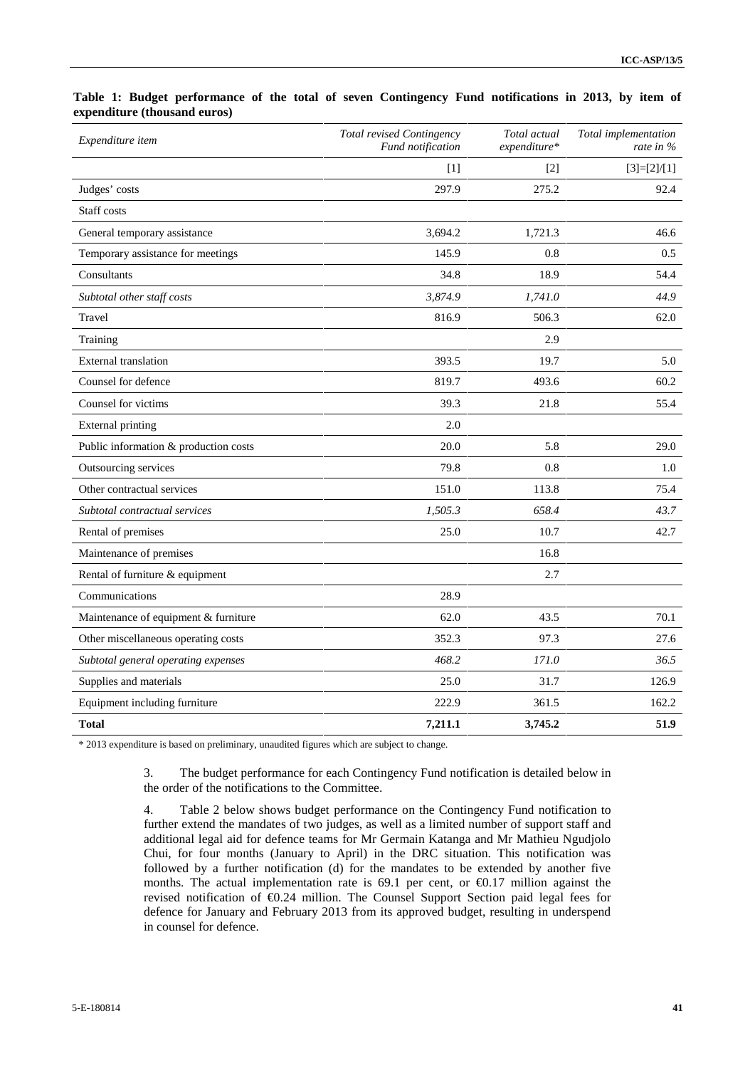**Table 1: Budget performance of the total of seven Contingency Fund notifications in 2013, by item of expenditure (thousand euros)**

| *Expenditure item* | *Total revised Contingency Fund notification* | *Total actual expenditure** | *Total implementation rate in %* |
|---|---|---|---|
| | [1] | [2] | [3]=[2]/[1] |
| Judges' costs | 297.9 | 275.2 | 92.4 |
| Staff costs | | | |
| General temporary assistance | 3,694.2 | 1,721.3 | 46.6 |
| Temporary assistance for meetings | 145.9 | 0.8 | 0.5 |
| Consultants | 34.8 | 18.9 | 54.4 |
| *Subtotal other staff costs* | *3,874.9* | *1,741.0* | *44.9* |
| Travel | 816.9 | 506.3 | 62.0 |
| Training | | 2.9 | |
| External translation | 393.5 | 19.7 | 5.0 |
| Counsel for defence | 819.7 | 493.6 | 60.2 |
| Counsel for victims | 39.3 | 21.8 | 55.4 |
| External printing | 2.0 | | |
| Public information & production costs | 20.0 | 5.8 | 29.0 |
| Outsourcing services | 79.8 | 0.8 | 1.0 |
| Other contractual services | 151.0 | 113.8 | 75.4 |
| *Subtotal contractual services* | *1,505.3* | *658.4* | *43.7* |
| Rental of premises | 25.0 | 10.7 | 42.7 |
| Maintenance of premises | | 16.8 | |
| Rental of furniture & equipment | | 2.7 | |
| Communications | 28.9 | | |
| Maintenance of equipment & furniture | 62.0 | 43.5 | 70.1 |
| Other miscellaneous operating costs | 352.3 | 97.3 | 27.6 |
| *Subtotal general operating expenses* | *468.2* | *171.0* | *36.5* |
| Supplies and materials | 25.0 | 31.7 | 126.9 |
| Equipment including furniture | 222.9 | 361.5 | 162.2 |
| **Total** | **7,211.1** | **3,745.2** | **51.9** |

\* 2013 expenditure is based on preliminary, unaudited figures which are subject to change.

3. The budget performance for each Contingency Fund notification is detailed below in the order of the notifications to the Committee.

4. Table 2 below shows budget performance on the Contingency Fund notification to further extend the mandates of two judges, as well as a limited number of support staff and additional legal aid for defence teams for Mr Germain Katanga and Mr Mathieu Ngudjolo Chui, for four months (January to April) in the DRC situation. This notification was followed by a further notification (d) for the mandates to be extended by another five months. The actual implementation rate is 69.1 per cent, or €0.17 million against the revised notification of €0.24 million. The Counsel Support Section paid legal fees for defence for January and February 2013 from its approved budget, resulting in underspend in counsel for defence.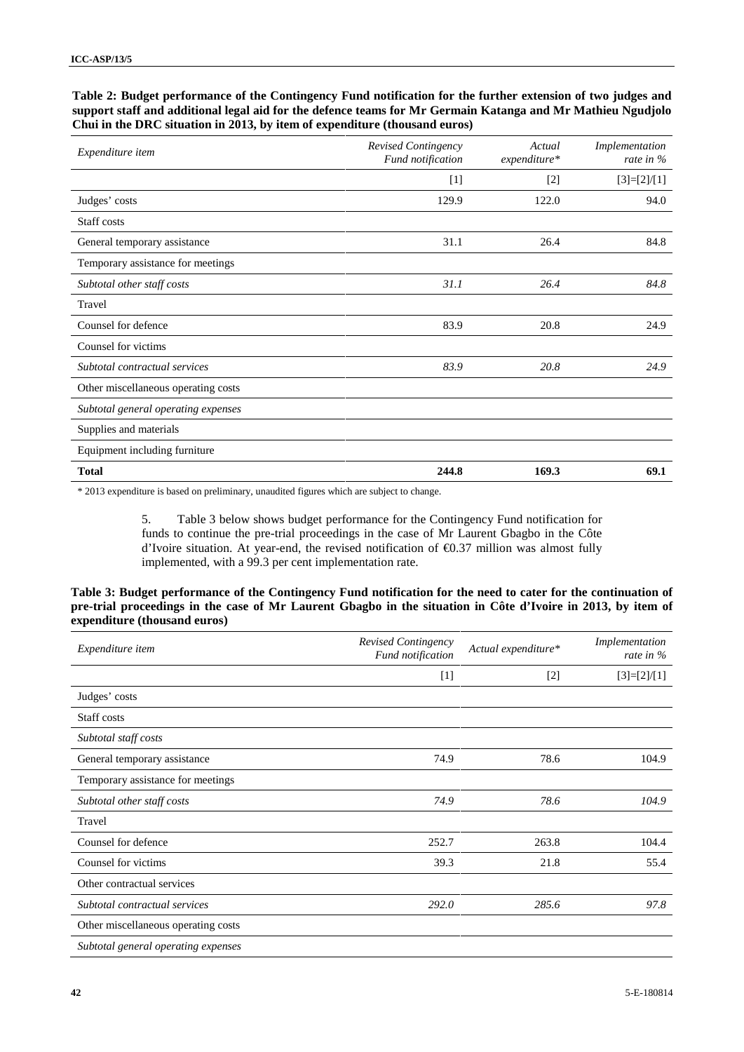**Table 2: Budget performance of the Contingency Fund notification for the further extension of two judges and support staff and additional legal aid for the defence teams for Mr Germain Katanga and Mr Mathieu Ngudjolo Chui in the DRC situation in 2013, by item of expenditure (thousand euros)**

| *Expenditure item* | *Revised Contingency Fund notification* | *Actual expenditure\** | *Implementation rate in %* |
|---|---|---|---|
| | [1] | [2] | [3]=[2]/[1] |
| Judges' costs | 129.9 | 122.0 | 94.0 |
| Staff costs | | | |
| General temporary assistance | 31.1 | 26.4 | 84.8 |
| Temporary assistance for meetings | | | |
| *Subtotal other staff costs* | *31.1* | *26.4* | *84.8* |
| Travel | | | |
| Counsel for defence | 83.9 | 20.8 | 24.9 |
| Counsel for victims | | | |
| *Subtotal contractual services* | *83.9* | *20.8* | *24.9* |
| Other miscellaneous operating costs | | | |
| *Subtotal general operating expenses* | | | |
| Supplies and materials | | | |
| Equipment including furniture | | | |
| **Total** | **244.8** | **169.3** | **69.1** |

\* 2013 expenditure is based on preliminary, unaudited figures which are subject to change.

5. Table 3 below shows budget performance for the Contingency Fund notification for funds to continue the pre-trial proceedings in the case of Mr Laurent Gbagbo in the Côte d'Ivoire situation. At year-end, the revised notification of €0.37 million was almost fully implemented, with a 99.3 per cent implementation rate.

**Table 3: Budget performance of the Contingency Fund notification for the need to cater for the continuation of pre-trial proceedings in the case of Mr Laurent Gbagbo in the situation in Côte d'Ivoire in 2013, by item of expenditure (thousand euros)**

| *Expenditure item* | *Revised Contingency Fund notification* | *Actual expenditure\** | *Implementation rate in %* |
|---|---|---|---|
| | [1] | [2] | [3]=[2]/[1] |
| Judges' costs | | | |
| Staff costs | | | |
| *Subtotal staff costs* | | | |
| General temporary assistance | 74.9 | 78.6 | 104.9 |
| Temporary assistance for meetings | | | |
| *Subtotal other staff costs* | *74.9* | *78.6* | *104.9* |
| Travel | | | |
| Counsel for defence | 252.7 | 263.8 | 104.4 |
| Counsel for victims | 39.3 | 21.8 | 55.4 |
| Other contractual services | | | |
| *Subtotal contractual services* | *292.0* | *285.6* | *97.8* |
| Other miscellaneous operating costs | | | |
| *Subtotal general operating expenses* | | | |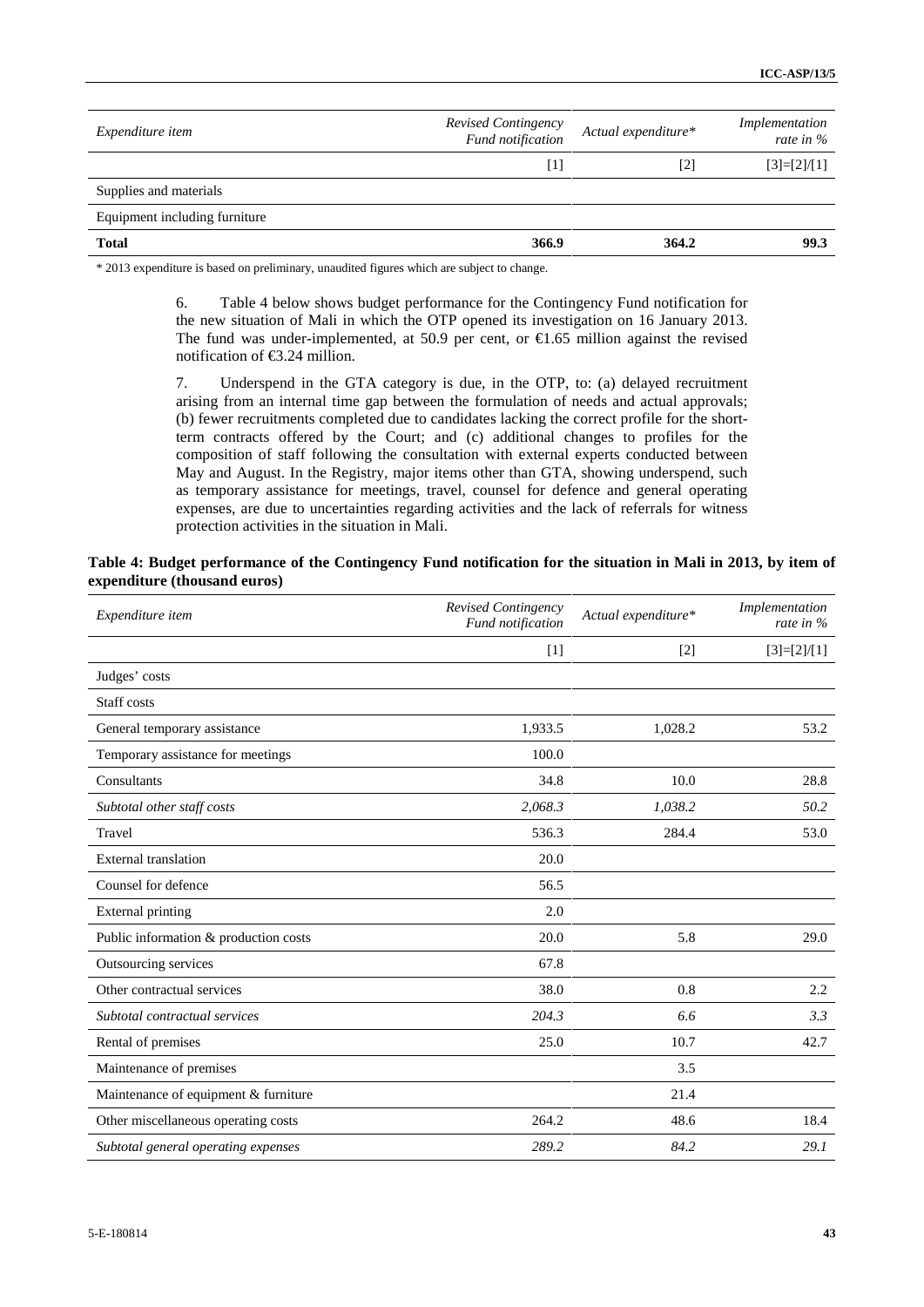| *Expendit­ure item* | *Revised Contingency Fund notification* | *Actual expenditure** | *Implementation rate in %* |
|---|---|---|---|
| | [1] | [2] | [3]=[2]/[1] |
| Supplies and materials | | | |
| Equipment including furniture | | | |
| **Total** | **366.9** | **364.2** | **99.3** |

* 2013 expenditure is based on preliminary, unaudited figures which are subject to change.

6. Table 4 below shows budget performance for the Contingency Fund notification for the new situation of Mali in which the OTP opened its investigation on 16 January 2013. The fund was under-implemented, at 50.9 per cent, or €1.65 million against the revised notification of €3.24 million.

7. Underspend in the GTA category is due, in the OTP, to: (a) delayed recruitment arising from an internal time gap between the formulation of needs and actual approvals; (b) fewer recruitments completed due to candidates lacking the correct profile for the short-term contracts offered by the Court; and (c) additional changes to profiles for the composition of staff following the consultation with external experts conducted between May and August. In the Registry, major items other than GTA, showing underspend, such as temporary assistance for meetings, travel, counsel for defence and general operating expenses, are due to uncertainties regarding activities and the lack of referrals for witness protection activities in the situation in Mali.

**Table 4: Budget performance of the Contingency Fund notification for the situation in Mali in 2013, by item of expenditure (thousand euros)**

| *Expenditure item* | *Revised Contingency Fund notification* | *Actual expenditure** | *Implementation rate in %* |
|---|---|---|---|
| | [1] | [2] | [3]=[2]/[1] |
| Judges' costs | | | |
| Staff costs | | | |
| General temporary assistance | 1,933.5 | 1,028.2 | 53.2 |
| Temporary assistance for meetings | 100.0 | | |
| Consultants | 34.8 | 10.0 | 28.8 |
| *Subtotal other staff costs* | *2,068.3* | *1,038.2* | *50.2* |
| Travel | 536.3 | 284.4 | 53.0 |
| External translation | 20.0 | | |
| Counsel for defence | 56.5 | | |
| External printing | 2.0 | | |
| Public information & production costs | 20.0 | 5.8 | 29.0 |
| Outsourcing services | 67.8 | | |
| Other contractual services | 38.0 | 0.8 | 2.2 |
| *Subtotal contractual services* | *204.3* | *6.6* | *3.3* |
| Rental of premises | 25.0 | 10.7 | 42.7 |
| Maintenance of premises | | 3.5 | |
| Maintenance of equipment & furniture | | 21.4 | |
| Other miscellaneous operating costs | 264.2 | 48.6 | 18.4 |
| *Subtotal general operating expenses* | *289.2* | *84.2* | *29.1* |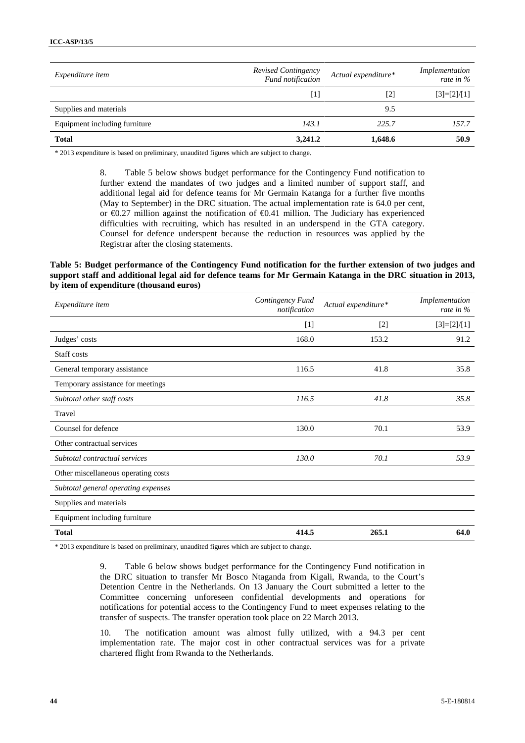| *Expendi­ture item* | *Revised Contingency Fund notification* | *Actual expenditure\** | *Implementation rate in %* |
|---|---|---|---|
| | [1] | [2] | [3]=[2]/[1] |
| Supplies and materials | | 9.5 | |
| Equipment including furniture | *143.1* | *225.7* | *157.7* |
| **Total** | **3,241.2** | **1,648.6** | **50.9** |

\* 2013 expenditure is based on preliminary, unaudited figures which are subject to change.

8. Table 5 below shows budget performance for the Contingency Fund notification to further extend the mandates of two judges and a limited number of support staff, and additional legal aid for defence teams for Mr Germain Katanga for a further five months (May to September) in the DRC situation. The actual implementation rate is 64.0 per cent, or €0.27 million against the notification of €0.41 million. The Judiciary has experienced difficulties with recruiting, which has resulted in an underspend in the GTA category. Counsel for defence underspent because the reduction in resources was applied by the Registrar after the closing statements.

**Table 5: Budget performance of the Contingency Fund notification for the further extension of two judges and support staff and additional legal aid for defence teams for Mr Germain Katanga in the DRC situation in 2013, by item of expenditure (thousand euros)**

| *Expenditure item* | *Contingency Fund notification* | *Actual expenditure\** | *Implementation rate in %* |
|---|---|---|---|
| | [1] | [2] | [3]=[2]/[1] |
| Judges' costs | 168.0 | 153.2 | 91.2 |
| Staff costs | | | |
| General temporary assistance | 116.5 | 41.8 | 35.8 |
| Temporary assistance for meetings | | | |
| *Subtotal other staff costs* | *116.5* | *41.8* | *35.8* |
| Travel | | | |
| Counsel for defence | 130.0 | 70.1 | 53.9 |
| Other contractual services | | | |
| *Subtotal contractual services* | *130.0* | *70.1* | *53.9* |
| Other miscellaneous operating costs | | | |
| *Subtotal general operating expenses* | | | |
| Supplies and materials | | | |
| Equipment including furniture | | | |
| **Total** | **414.5** | **265.1** | **64.0** |

\* 2013 expenditure is based on preliminary, unaudited figures which are subject to change.

9. Table 6 below shows budget performance for the Contingency Fund notification in the DRC situation to transfer Mr Bosco Ntaganda from Kigali, Rwanda, to the Court's Detention Centre in the Netherlands. On 13 January the Court submitted a letter to the Committee concerning unforeseen confidential developments and operations for notifications for potential access to the Contingency Fund to meet expenses relating to the transfer of suspects. The transfer operation took place on 22 March 2013.

10. The notification amount was almost fully utilized, with a 94.3 per cent implementation rate. The major cost in other contractual services was for a private chartered flight from Rwanda to the Netherlands.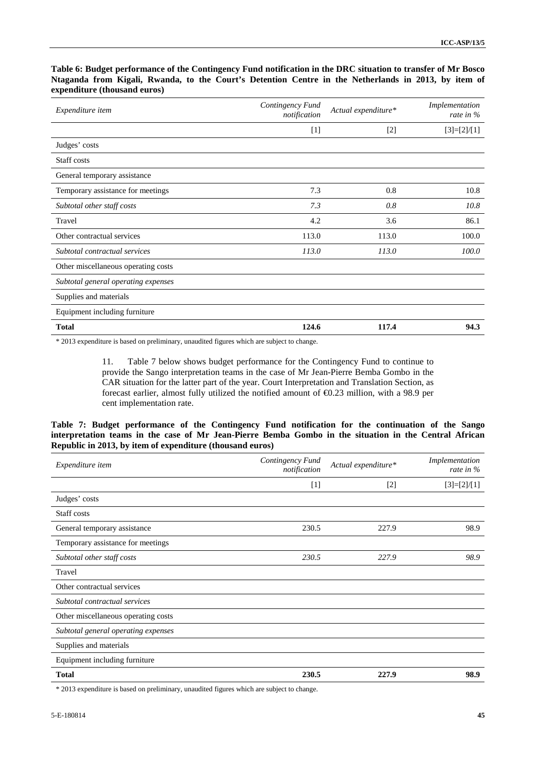**Table 6: Budget performance of the Contingency Fund notification in the DRC situation to transfer of Mr Bosco Ntaganda from Kigali, Rwanda, to the Court's Detention Centre in the Netherlands in 2013, by item of expenditure (thousand euros)**

| *Expenditure item* | *Contingency Fund notification* | *Actual expenditure\** | *Implementation rate in %* |
|---|---:|---:|---:|
| | [1] | [2] | [3]=[2]/[1] |
| Judges' costs | | | |
| Staff costs | | | |
| General temporary assistance | | | |
| Temporary assistance for meetings | 7.3 | 0.8 | 10.8 |
| *Subtotal other staff costs* | *7.3* | *0.8* | *10.8* |
| Travel | 4.2 | 3.6 | 86.1 |
| Other contractual services | 113.0 | 113.0 | 100.0 |
| *Subtotal contractual services* | *113.0* | *113.0* | *100.0* |
| Other miscellaneous operating costs | | | |
| *Subtotal general operating expenses* | | | |
| Supplies and materials | | | |
| Equipment including furniture | | | |
| **Total** | **124.6** | **117.4** | **94.3** |

\* 2013 expenditure is based on preliminary, unaudited figures which are subject to change.

11. Table 7 below shows budget performance for the Contingency Fund to continue to provide the Sango interpretation teams in the case of Mr Jean-Pierre Bemba Gombo in the CAR situation for the latter part of the year. Court Interpretation and Translation Section, as forecast earlier, almost fully utilized the notified amount of €0.23 million, with a 98.9 per cent implementation rate.

**Table 7: Budget performance of the Contingency Fund notification for the continuation of the Sango interpretation teams in the case of Mr Jean-Pierre Bemba Gombo in the situation in the Central African Republic in 2013, by item of expenditure (thousand euros)**

| *Expenditure item* | *Contingency Fund notification* | *Actual expenditure\** | *Implementation rate in %* |
|---|---:|---:|---:|
| | [1] | [2] | [3]=[2]/[1] |
| Judges' costs | | | |
| Staff costs | | | |
| General temporary assistance | 230.5 | 227.9 | 98.9 |
| Temporary assistance for meetings | | | |
| *Subtotal other staff costs* | *230.5* | *227.9* | *98.9* |
| Travel | | | |
| Other contractual services | | | |
| *Subtotal contractual services* | | | |
| Other miscellaneous operating costs | | | |
| *Subtotal general operating expenses* | | | |
| Supplies and materials | | | |
| Equipment including furniture | | | |
| **Total** | **230.5** | **227.9** | **98.9** |

\* 2013 expenditure is based on preliminary, unaudited figures which are subject to change.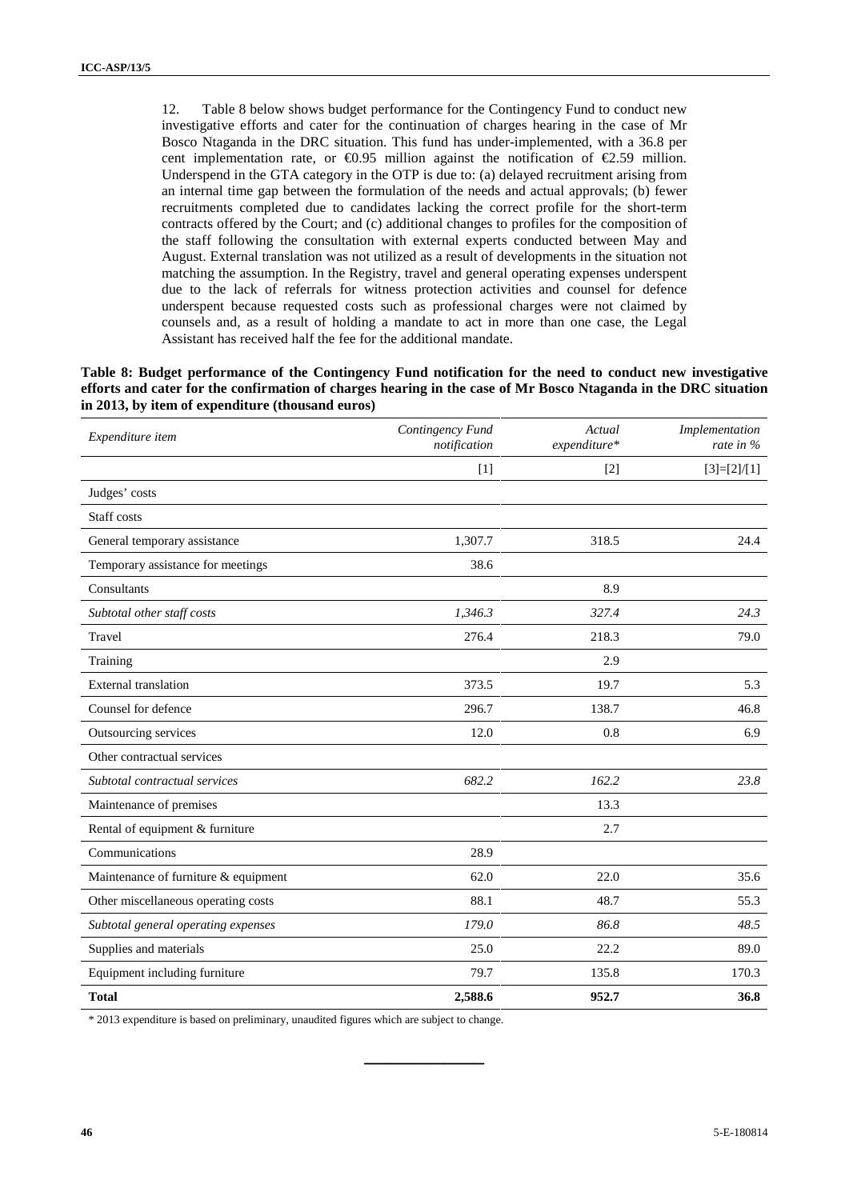12. Table 8 below shows budget performance for the Contingency Fund to conduct new investigative efforts and cater for the continuation of charges hearing in the case of Mr Bosco Ntaganda in the DRC situation. This fund has under-implemented, with a 36.8 per cent implementation rate, or €0.95 million against the notification of €2.59 million. Underspend in the GTA category in the OTP is due to: (a) delayed recruitment arising from an internal time gap between the formulation of the needs and actual approvals; (b) fewer recruitments completed due to candidates lacking the correct profile for the short-term contracts offered by the Court; and (c) additional changes to profiles for the composition of the staff following the consultation with external experts conducted between May and August. External translation was not utilized as a result of developments in the situation not matching the assumption. In the Registry, travel and general operating expenses underspent due to the lack of referrals for witness protection activities and counsel for defence underspent because requested costs such as professional charges were not claimed by counsels and, as a result of holding a mandate to act in more than one case, the Legal Assistant has received half the fee for the additional mandate.

**Table 8: Budget performance of the Contingency Fund notification for the need to conduct new investigative efforts and cater for the confirmation of charges hearing in the case of Mr Bosco Ntaganda in the DRC situation in 2013, by item of expenditure (thousand euros)**

| *Expenditure item* | *Contingency Fund notification* | *Actual expenditure\** | *Implementation rate in %* |
|---|---|---|---|
| | [1] | [2] | [3]=[2]/[1] |
| Judges' costs | | | |
| Staff costs | | | |
| General temporary assistance | 1,307.7 | 318.5 | 24.4 |
| Temporary assistance for meetings | 38.6 | | |
| Consultants | | 8.9 | |
| *Subtotal other staff costs* | *1,346.3* | *327.4* | *24.3* |
| Travel | 276.4 | 218.3 | 79.0 |
| Training | | 2.9 | |
| External translation | 373.5 | 19.7 | 5.3 |
| Counsel for defence | 296.7 | 138.7 | 46.8 |
| Outsourcing services | 12.0 | 0.8 | 6.9 |
| Other contractual services | | | |
| *Subtotal contractual services* | *682.2* | *162.2* | *23.8* |
| Maintenance of premises | | 13.3 | |
| Rental of equipment & furniture | | 2.7 | |
| Communications | 28.9 | | |
| Maintenance of furniture & equipment | 62.0 | 22.0 | 35.6 |
| Other miscellaneous operating costs | 88.1 | 48.7 | 55.3 |
| *Subtotal general operating expenses* | *179.0* | *86.8* | *48.5* |
| Supplies and materials | 25.0 | 22.2 | 89.0 |
| Equipment including furniture | 79.7 | 135.8 | 170.3 |
| **Total** | **2,588.6** | **952.7** | **36.8** |

\* 2013 expenditure is based on preliminary, unaudited figures which are subject to change.